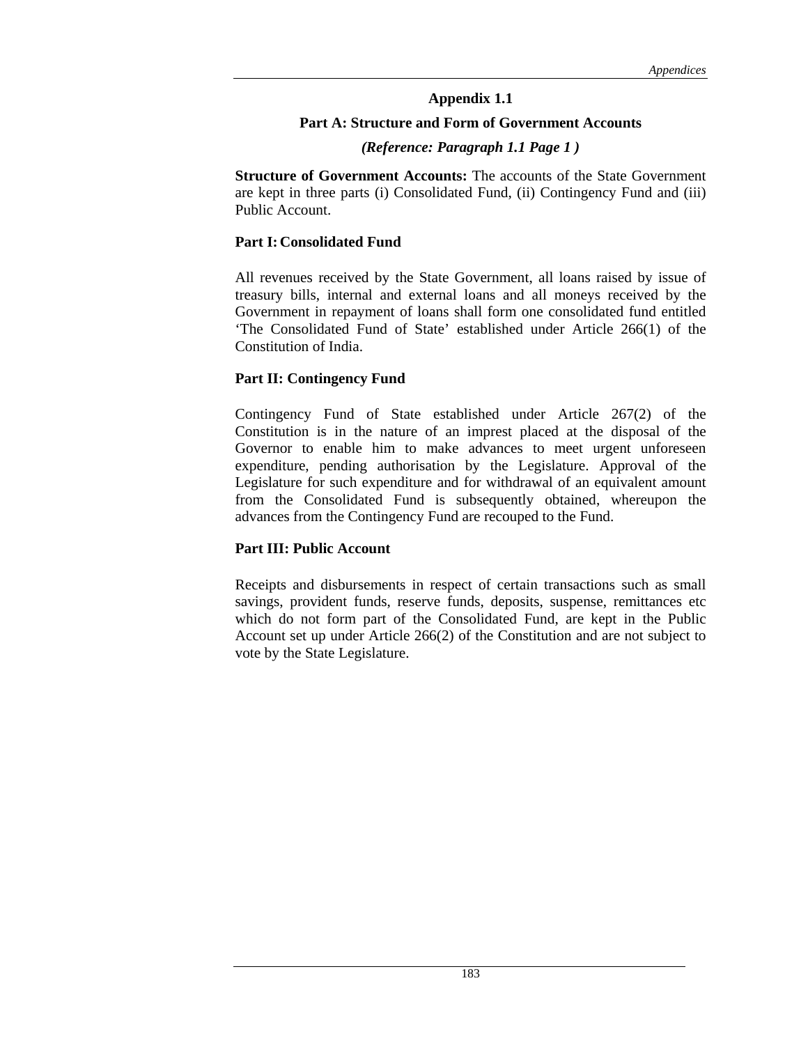# Appendix 1.1

## Part A: Structure and Form of Government Accounts

***(Reference: Paragraph 1.1 Page 1 )***

**Structure of Government Accounts:** The accounts of the State Government are kept in three parts (i) Consolidated Fund, (ii) Contingency Fund and (iii) Public Account.

### Part I: Consolidated Fund

All revenues received by the State Government, all loans raised by issue of treasury bills, internal and external loans and all moneys received by the Government in repayment of loans shall form one consolidated fund entitled 'The Consolidated Fund of State' established under Article 266(1) of the Constitution of India.

### Part II: Contingency Fund

Contingency Fund of State established under Article 267(2) of the Constitution is in the nature of an imprest placed at the disposal of the Governor to enable him to make advances to meet urgent unforeseen expenditure, pending authorisation by the Legislature. Approval of the Legislature for such expenditure and for withdrawal of an equivalent amount from the Consolidated Fund is subsequently obtained, whereupon the advances from the Contingency Fund are recouped to the Fund.

### Part III: Public Account

Receipts and disbursements in respect of certain transactions such as small savings, provident funds, reserve funds, deposits, suspense, remittances etc which do not form part of the Consolidated Fund, are kept in the Public Account set up under Article 266(2) of the Constitution and are not subject to vote by the State Legislature.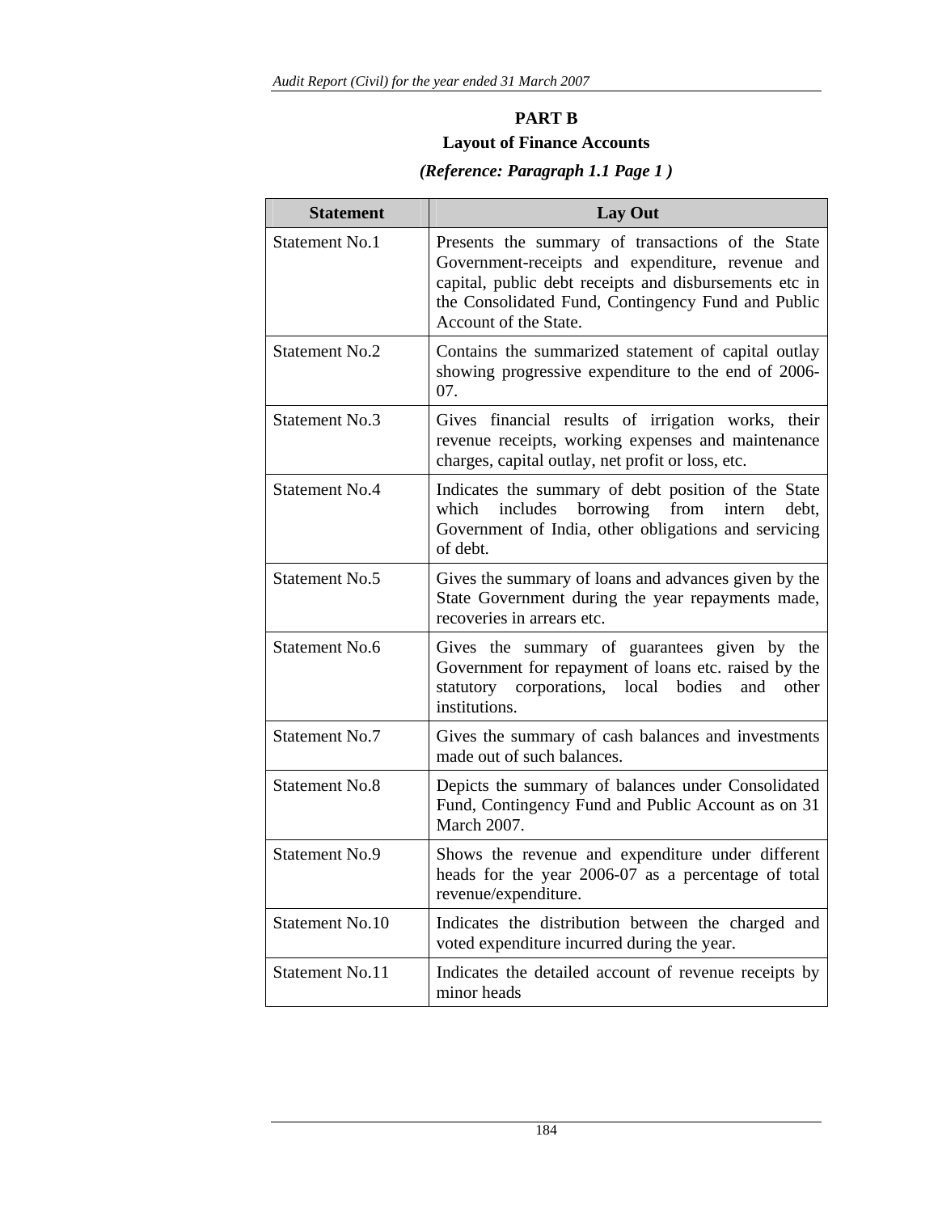## PART B

### Layout of Finance Accounts

***(Reference: Paragraph 1.1 Page 1 )***

| Statement | Lay Out |
|---|---|
| Statement No.1 | Presents the summary of transactions of the State Government-receipts and expenditure, revenue and capital, public debt receipts and disbursements etc in the Consolidated Fund, Contingency Fund and Public Account of the State. |
| Statement No.2 | Contains the summarized statement of capital outlay showing progressive expenditure to the end of 2006-07. |
| Statement No.3 | Gives financial results of irrigation works, their revenue receipts, working expenses and maintenance charges, capital outlay, net profit or loss, etc. |
| Statement No.4 | Indicates the summary of debt position of the State which includes borrowing from intern debt, Government of India, other obligations and servicing of debt. |
| Statement No.5 | Gives the summary of loans and advances given by the State Government during the year repayments made, recoveries in arrears etc. |
| Statement No.6 | Gives the summary of guarantees given by the Government for repayment of loans etc. raised by the statutory corporations, local bodies and other institutions. |
| Statement No.7 | Gives the summary of cash balances and investments made out of such balances. |
| Statement No.8 | Depicts the summary of balances under Consolidated Fund, Contingency Fund and Public Account as on 31 March 2007. |
| Statement No.9 | Shows the revenue and expenditure under different heads for the year 2006-07 as a percentage of total revenue/expenditure. |
| Statement No.10 | Indicates the distribution between the charged and voted expenditure incurred during the year. |
| Statement No.11 | Indicates the detailed account of revenue receipts by minor heads |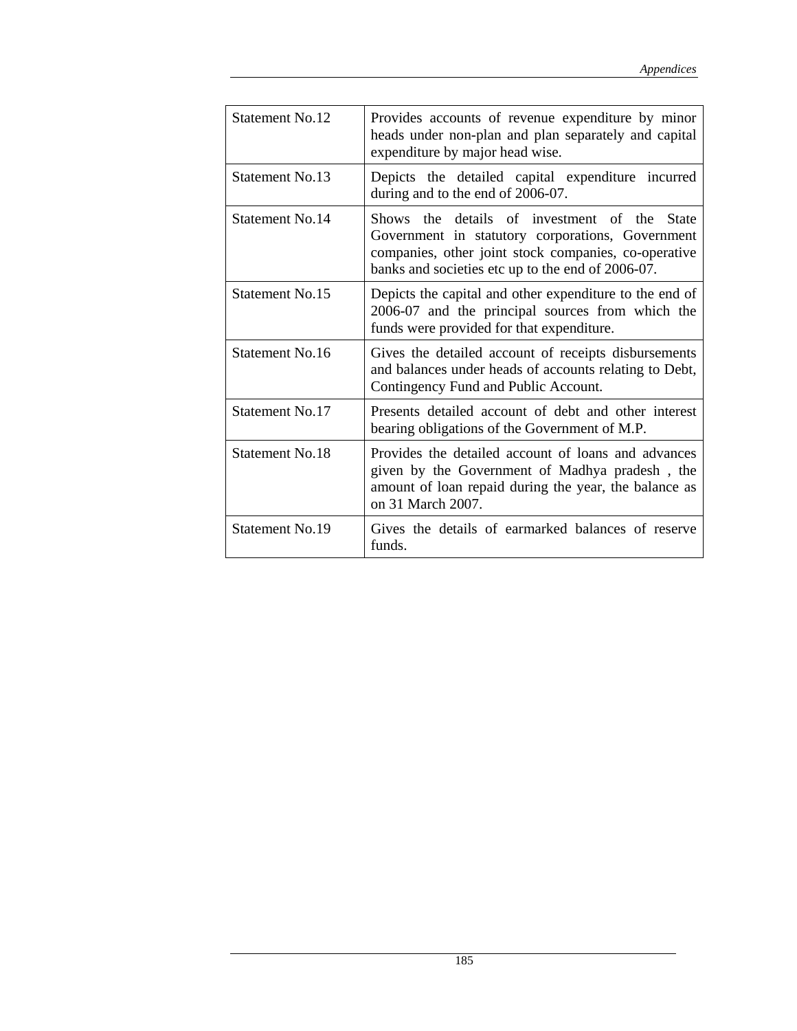| Statement No.12 | Provides accounts of revenue expenditure by minor heads under non-plan and plan separately and capital expenditure by major head wise. |
|---|---|
| Statement No.13 | Depicts the detailed capital expenditure incurred during and to the end of 2006-07. |
| Statement No.14 | Shows the details of investment of the State Government in statutory corporations, Government companies, other joint stock companies, co-operative banks and societies etc up to the end of 2006-07. |
| Statement No.15 | Depicts the capital and other expenditure to the end of 2006-07 and the principal sources from which the funds were provided for that expenditure. |
| Statement No.16 | Gives the detailed account of receipts disbursements and balances under heads of accounts relating to Debt, Contingency Fund and Public Account. |
| Statement No.17 | Presents detailed account of debt and other interest bearing obligations of the Government of M.P. |
| Statement No.18 | Provides the detailed account of loans and advances given by the Government of Madhya pradesh , the amount of loan repaid during the year, the balance as on 31 March 2007. |
| Statement No.19 | Gives the details of earmarked balances of reserve funds. |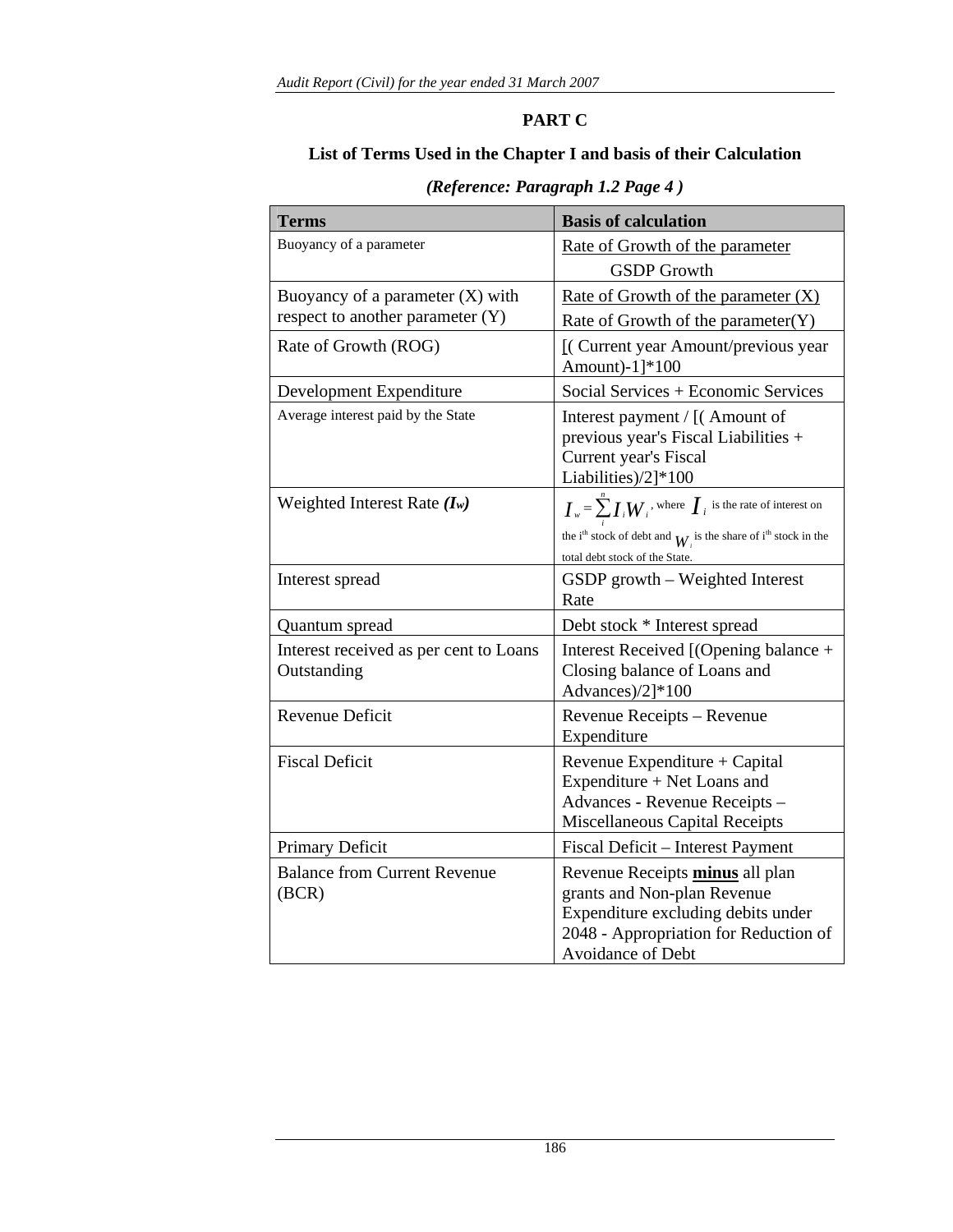## PART C

### List of Terms Used in the Chapter I and basis of their Calculation

***(Reference: Paragraph 1.2 Page 4 )***

| **Terms** | **Basis of calculation** |
|---|---|
| Buoyancy of a parameter | Rate of Growth of the parameter / GSDP Growth |
| Buoyancy of a parameter (X) with respect to another parameter (Y) | Rate of Growth of the parameter (X) / Rate of Growth of the parameter(Y) |
| Rate of Growth (ROG) | [( Current year Amount/previous year Amount)-1]*100 |
| Development Expenditure | Social Services + Economic Services |
| Average interest paid by the State | Interest payment / [( Amount of previous year's Fiscal Liabilities + Current year's Fiscal Liabilities)/2]*100 |
| Weighted Interest Rate ***($I_w$)*** | $I_w = \sum_{i}^{n} I_i W_i$, where $I_i$ is the rate of interest on the i[th] stock of debt and $W_i$ is the share of i[th] stock in the total debt stock of the State. |
| Interest spread | GSDP growth – Weighted Interest Rate |
| Quantum spread | Debt stock * Interest spread |
| Interest received as per cent to Loans Outstanding | Interest Received [(Opening balance + Closing balance of Loans and Advances)/2]*100 |
| Revenue Deficit | Revenue Receipts – Revenue Expenditure |
| Fiscal Deficit | Revenue Expenditure + Capital Expenditure + Net Loans and Advances - Revenue Receipts – Miscellaneous Capital Receipts |
| Primary Deficit | Fiscal Deficit – Interest Payment |
| Balance from Current Revenue (BCR) | Revenue Receipts **minus** all plan grants and Non-plan Revenue Expenditure excluding debits under 2048 - Appropriation for Reduction of Avoidance of Debt |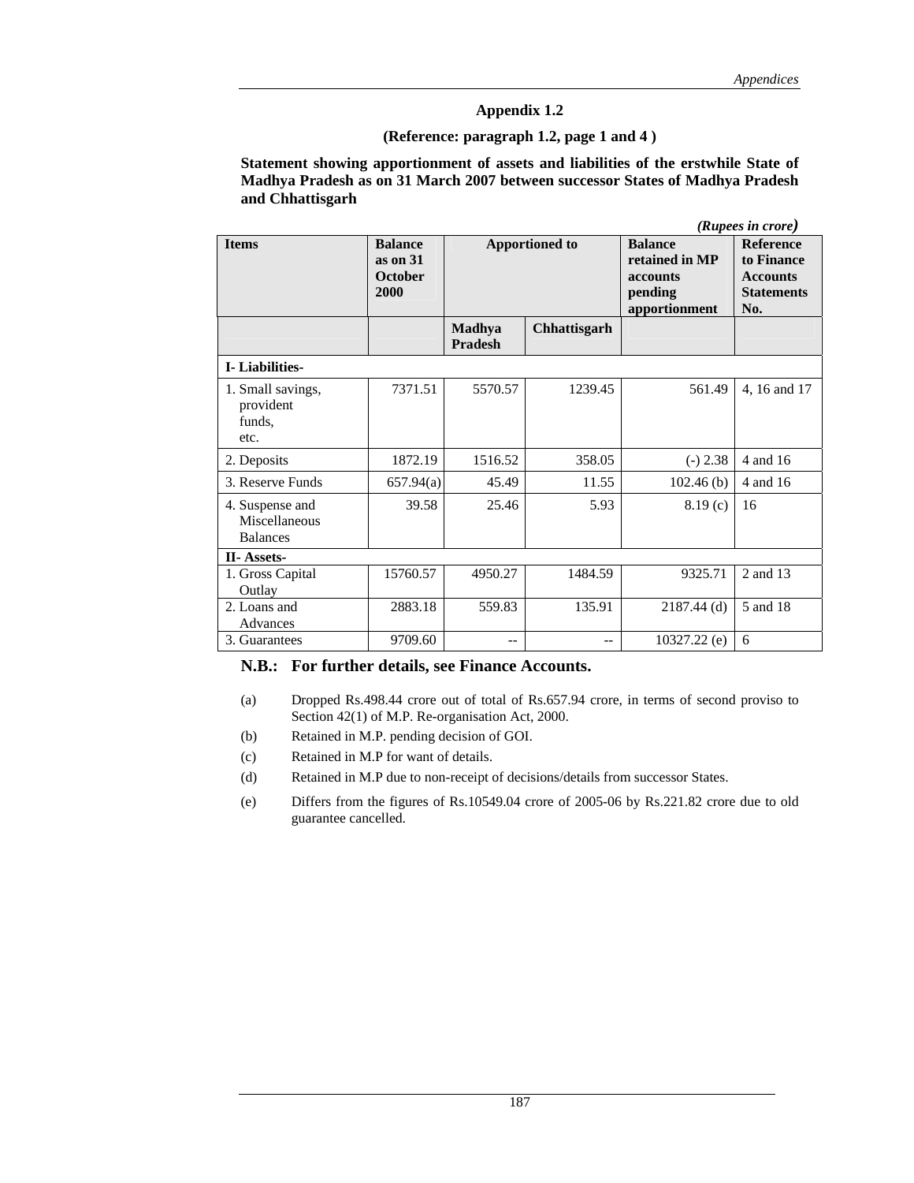## Appendix 1.2

### (Reference: paragraph 1.2, page 1 and 4 )

**Statement showing apportionment of assets and liabilities of the erstwhile State of Madhya Pradesh as on 31 March 2007 between successor States of Madhya Pradesh and Chhattisgarh**

*(Rupees in crore)*

| Items | Balance as on 31 October 2000 | Apportioned to | | Balance retained in MP accounts pending apportionment | Reference to Finance Accounts Statements No. |
|---|---|---|---|---|---|
| | | Madhya Pradesh | Chhattisgarh | | |
| **I- Liabilities-** | | | | | |
| 1. Small savings, provident funds, etc. | 7371.51 | 5570.57 | 1239.45 | 561.49 | 4, 16 and 17 |
| 2. Deposits | 1872.19 | 1516.52 | 358.05 | (-) 2.38 | 4 and 16 |
| 3. Reserve Funds | 657.94(a) | 45.49 | 11.55 | 102.46 (b) | 4 and 16 |
| 4. Suspense and Miscellaneous Balances | 39.58 | 25.46 | 5.93 | 8.19 (c) | 16 |
| **II- Assets-** | | | | | |
| 1. Gross Capital Outlay | 15760.57 | 4950.27 | 1484.59 | 9325.71 | 2 and 13 |
| 2. Loans and Advances | 2883.18 | 559.83 | 135.91 | 2187.44 (d) | 5 and 18 |
| 3. Guarantees | 9709.60 | -- | -- | 10327.22 (e) | 6 |

**N.B.: For further details, see Finance Accounts.**

(a) Dropped Rs.498.44 crore out of total of Rs.657.94 crore, in terms of second proviso to Section 42(1) of M.P. Re-organisation Act, 2000.

(b) Retained in M.P. pending decision of GOI.

(c) Retained in M.P for want of details.

(d) Retained in M.P due to non-receipt of decisions/details from successor States.

(e) Differs from the figures of Rs.10549.04 crore of 2005-06 by Rs.221.82 crore due to old guarantee cancelled.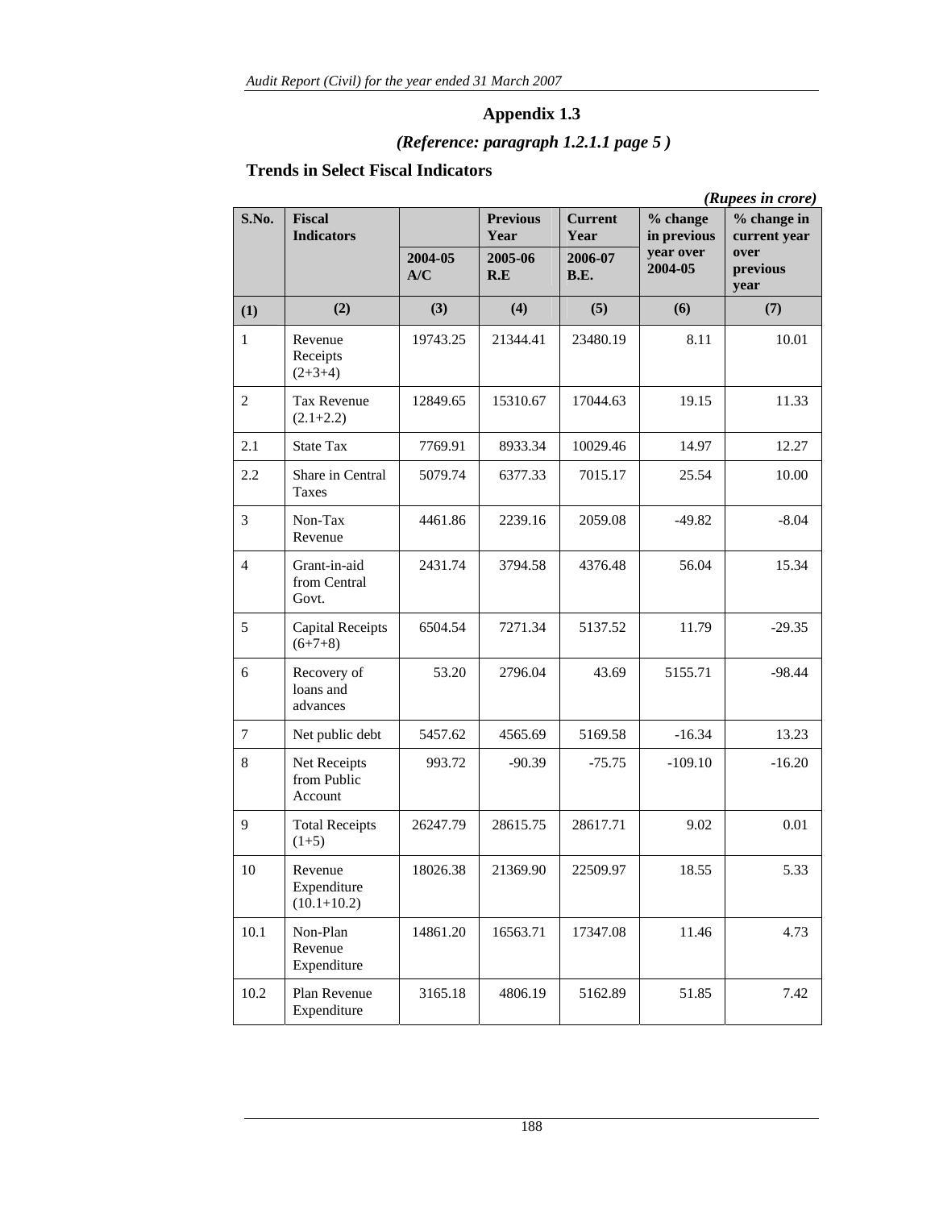## Appendix 1.3

### *(Reference: paragraph 1.2.1.1 page 5 )*

### Trends in Select Fiscal Indicators

*(Rupees in crore)*

| S.No. | Fiscal Indicators | | Previous Year | Current Year | % change in previous year over 2004-05 | % change in current year over previous year |
|---|---|---|---|---|---|---|
| | | 2004-05 A/C | 2005-06 R.E | 2006-07 B.E. | | |
| (1) | (2) | (3) | (4) | (5) | (6) | (7) |
| 1 | Revenue Receipts (2+3+4) | 19743.25 | 21344.41 | 23480.19 | 8.11 | 10.01 |
| 2 | Tax Revenue (2.1+2.2) | 12849.65 | 15310.67 | 17044.63 | 19.15 | 11.33 |
| 2.1 | State Tax | 7769.91 | 8933.34 | 10029.46 | 14.97 | 12.27 |
| 2.2 | Share in Central Taxes | 5079.74 | 6377.33 | 7015.17 | 25.54 | 10.00 |
| 3 | Non-Tax Revenue | 4461.86 | 2239.16 | 2059.08 | -49.82 | -8.04 |
| 4 | Grant-in-aid from Central Govt. | 2431.74 | 3794.58 | 4376.48 | 56.04 | 15.34 |
| 5 | Capital Receipts (6+7+8) | 6504.54 | 7271.34 | 5137.52 | 11.79 | -29.35 |
| 6 | Recovery of loans and advances | 53.20 | 2796.04 | 43.69 | 5155.71 | -98.44 |
| 7 | Net public debt | 5457.62 | 4565.69 | 5169.58 | -16.34 | 13.23 |
| 8 | Net Receipts from Public Account | 993.72 | -90.39 | -75.75 | -109.10 | -16.20 |
| 9 | Total Receipts (1+5) | 26247.79 | 28615.75 | 28617.71 | 9.02 | 0.01 |
| 10 | Revenue Expenditure (10.1+10.2) | 18026.38 | 21369.90 | 22509.97 | 18.55 | 5.33 |
| 10.1 | Non-Plan Revenue Expenditure | 14861.20 | 16563.71 | 17347.08 | 11.46 | 4.73 |
| 10.2 | Plan Revenue Expenditure | 3165.18 | 4806.19 | 5162.89 | 51.85 | 7.42 |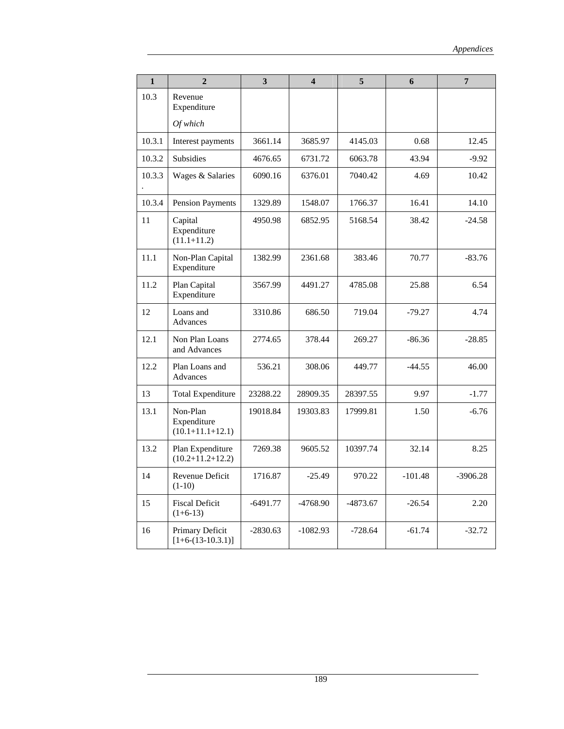| 1 | 2 | 3 | 4 | 5 | 6 | 7 |
|---|---|---|---|---|---|---|
| 10.3 | Revenue Expenditure<br>*Of which* | | | | | |
| 10.3.1 | Interest payments | 3661.14 | 3685.97 | 4145.03 | 0.68 | 12.45 |
| 10.3.2 | Subsidies | 4676.65 | 6731.72 | 6063.78 | 43.94 | -9.92 |
| 10.3.3. | Wages & Salaries | 6090.16 | 6376.01 | 7040.42 | 4.69 | 10.42 |
| 10.3.4 | Pension Payments | 1329.89 | 1548.07 | 1766.37 | 16.41 | 14.10 |
| 11 | Capital Expenditure (11.1+11.2) | 4950.98 | 6852.95 | 5168.54 | 38.42 | -24.58 |
| 11.1 | Non-Plan Capital Expenditure | 1382.99 | 2361.68 | 383.46 | 70.77 | -83.76 |
| 11.2 | Plan Capital Expenditure | 3567.99 | 4491.27 | 4785.08 | 25.88 | 6.54 |
| 12 | Loans and Advances | 3310.86 | 686.50 | 719.04 | -79.27 | 4.74 |
| 12.1 | Non Plan Loans and Advances | 2774.65 | 378.44 | 269.27 | -86.36 | -28.85 |
| 12.2 | Plan Loans and Advances | 536.21 | 308.06 | 449.77 | -44.55 | 46.00 |
| 13 | Total Expenditure | 23288.22 | 28909.35 | 28397.55 | 9.97 | -1.77 |
| 13.1 | Non-Plan Expenditure (10.1+11.1+12.1) | 19018.84 | 19303.83 | 17999.81 | 1.50 | -6.76 |
| 13.2 | Plan Expenditure (10.2+11.2+12.2) | 7269.38 | 9605.52 | 10397.74 | 32.14 | 8.25 |
| 14 | Revenue Deficit (1-10) | 1716.87 | -25.49 | 970.22 | -101.48 | -3906.28 |
| 15 | Fiscal Deficit (1+6-13) | -6491.77 | -4768.90 | -4873.67 | -26.54 | 2.20 |
| 16 | Primary Deficit [1+6-(13-10.3.1)] | -2830.63 | -1082.93 | -728.64 | -61.74 | -32.72 |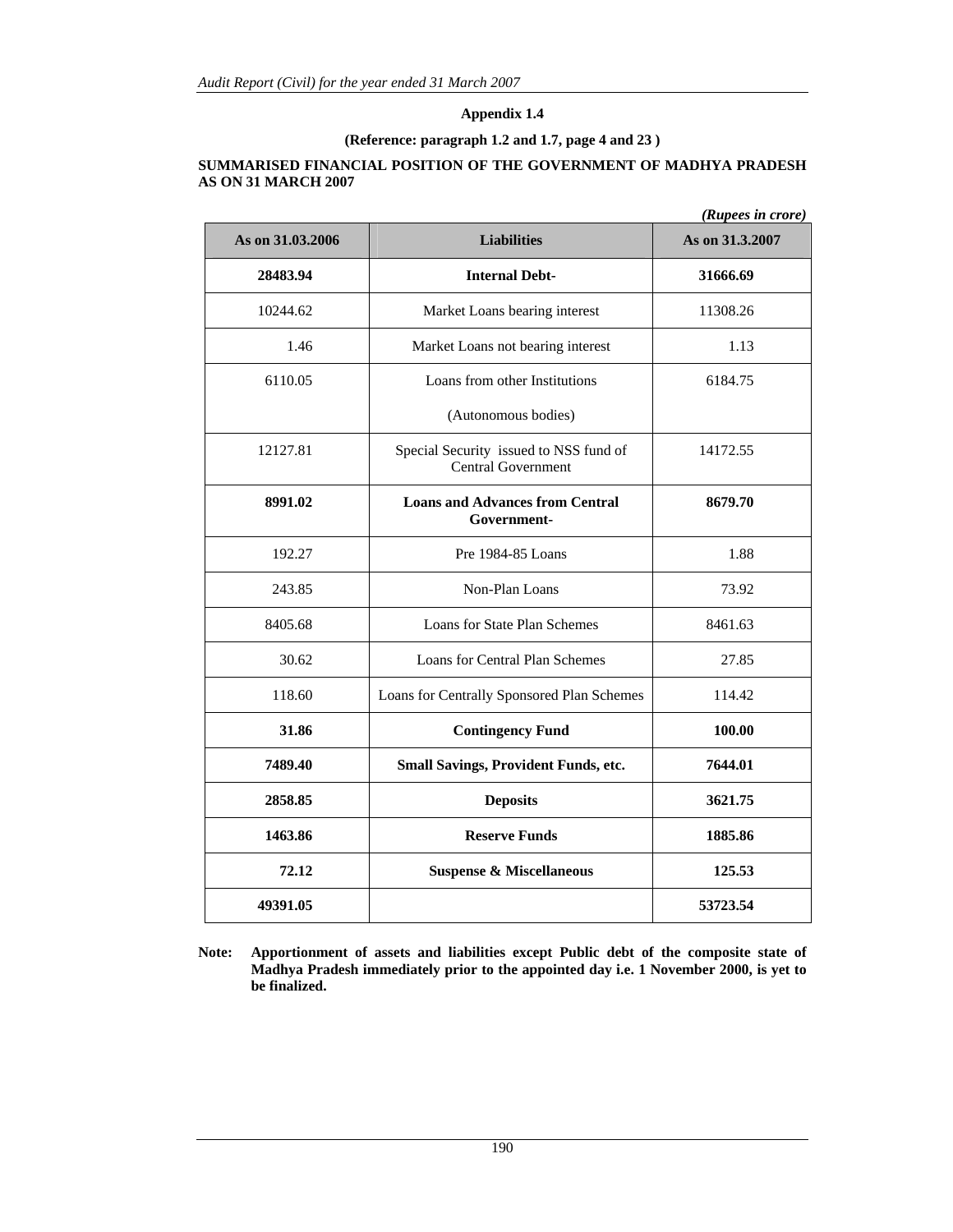## Appendix 1.4

**(Reference: paragraph 1.2 and 1.7, page 4 and 23 )**

**SUMMARISED FINANCIAL POSITION OF THE GOVERNMENT OF MADHYA PRADESH AS ON 31 MARCH 2007**

*(Rupees in crore)*

| As on 31.03.2006 | Liabilities | As on 31.3.2007 |
|---|---|---|
| **28483.94** | **Internal Debt-** | **31666.69** |
| 10244.62 | Market Loans bearing interest | 11308.26 |
| 1.46 | Market Loans not bearing interest | 1.13 |
| 6110.05 | Loans from other Institutions (Autonomous bodies) | 6184.75 |
| 12127.81 | Special Security issued to NSS fund of Central Government | 14172.55 |
| **8991.02** | **Loans and Advances from Central Government-** | **8679.70** |
| 192.27 | Pre 1984-85 Loans | 1.88 |
| 243.85 | Non-Plan Loans | 73.92 |
| 8405.68 | Loans for State Plan Schemes | 8461.63 |
| 30.62 | Loans for Central Plan Schemes | 27.85 |
| 118.60 | Loans for Centrally Sponsored Plan Schemes | 114.42 |
| **31.86** | **Contingency Fund** | **100.00** |
| **7489.40** | **Small Savings, Provident Funds, etc.** | **7644.01** |
| **2858.85** | **Deposits** | **3621.75** |
| **1463.86** | **Reserve Funds** | **1885.86** |
| **72.12** | **Suspense & Miscellaneous** | **125.53** |
| **49391.05** | | **53723.54** |

**Note: Apportionment of assets and liabilities except Public debt of the composite state of Madhya Pradesh immediately prior to the appointed day i.e. 1 November 2000, is yet to be finalized.**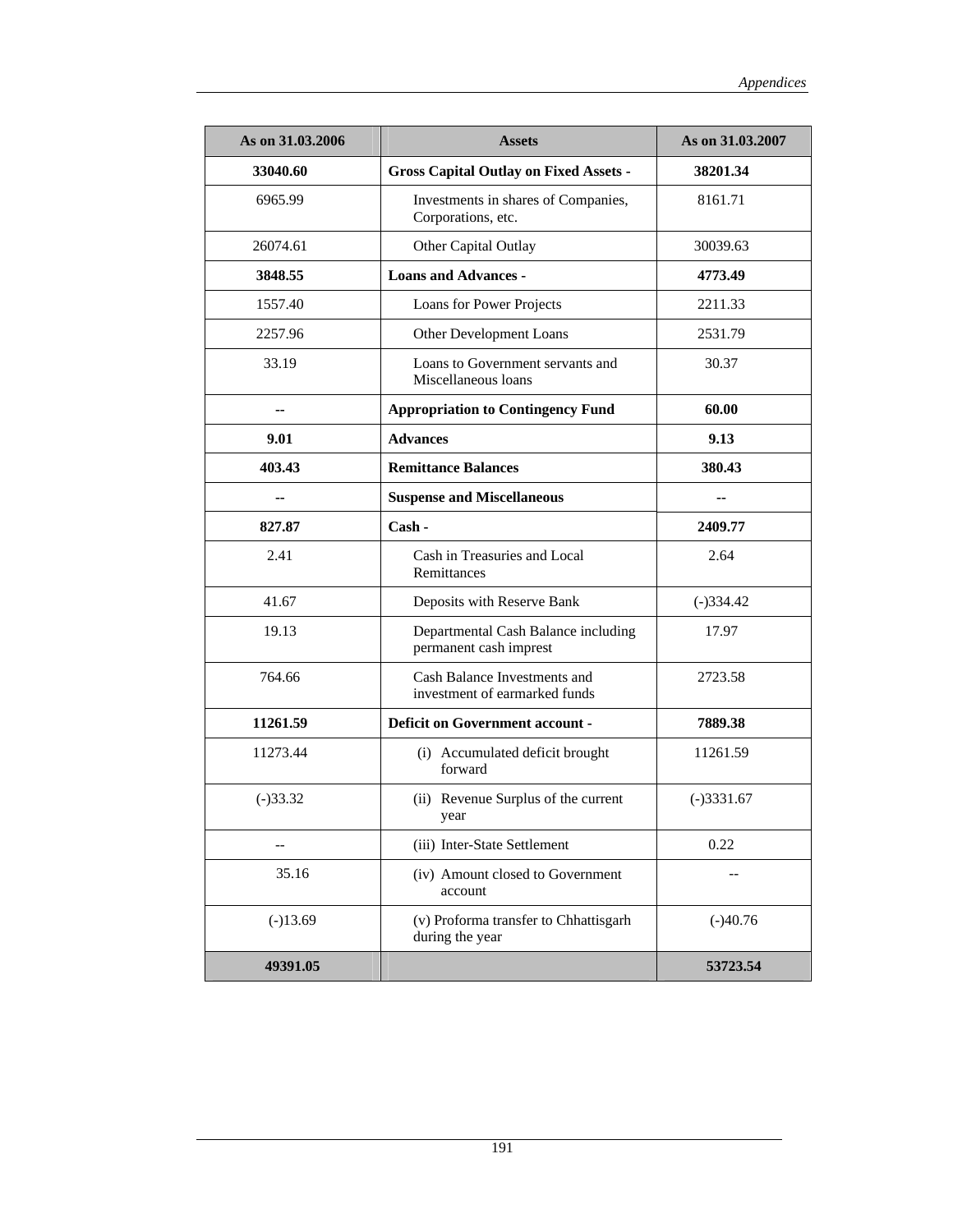| As on 31.03.2006 | Assets | As on 31.03.2007 |
|---|---|---|
| **33040.60** | **Gross Capital Outlay on Fixed Assets -** | **38201.34** |
| 6965.99 | Investments in shares of Companies, Corporations, etc. | 8161.71 |
| 26074.61 | Other Capital Outlay | 30039.63 |
| **3848.55** | **Loans and Advances -** | **4773.49** |
| 1557.40 | Loans for Power Projects | 2211.33 |
| 2257.96 | Other Development Loans | 2531.79 |
| 33.19 | Loans to Government servants and Miscellaneous loans | 30.37 |
| **--** | **Appropriation to Contingency Fund** | **60.00** |
| **9.01** | **Advances** | **9.13** |
| **403.43** | **Remittance Balances** | **380.43** |
| **--** | **Suspense and Miscellaneous** | **--** |
| **827.87** | **Cash -** | **2409.77** |
| 2.41 | Cash in Treasuries and Local Remittances | 2.64 |
| 41.67 | Deposits with Reserve Bank | (-)334.42 |
| 19.13 | Departmental Cash Balance including permanent cash imprest | 17.97 |
| 764.66 | Cash Balance Investments and investment of earmarked funds | 2723.58 |
| **11261.59** | **Deficit on Government account -** | **7889.38** |
| 11273.44 | (i) Accumulated deficit brought forward | 11261.59 |
| (-)33.32 | (ii) Revenue Surplus of the current year | (-)3331.67 |
| -- | (iii) Inter-State Settlement | 0.22 |
| 35.16 | (iv) Amount closed to Government account | -- |
| (-)13.69 | (v) Proforma transfer to Chhattisgarh during the year | (-)40.76 |
| **49391.05** | | **53723.54** |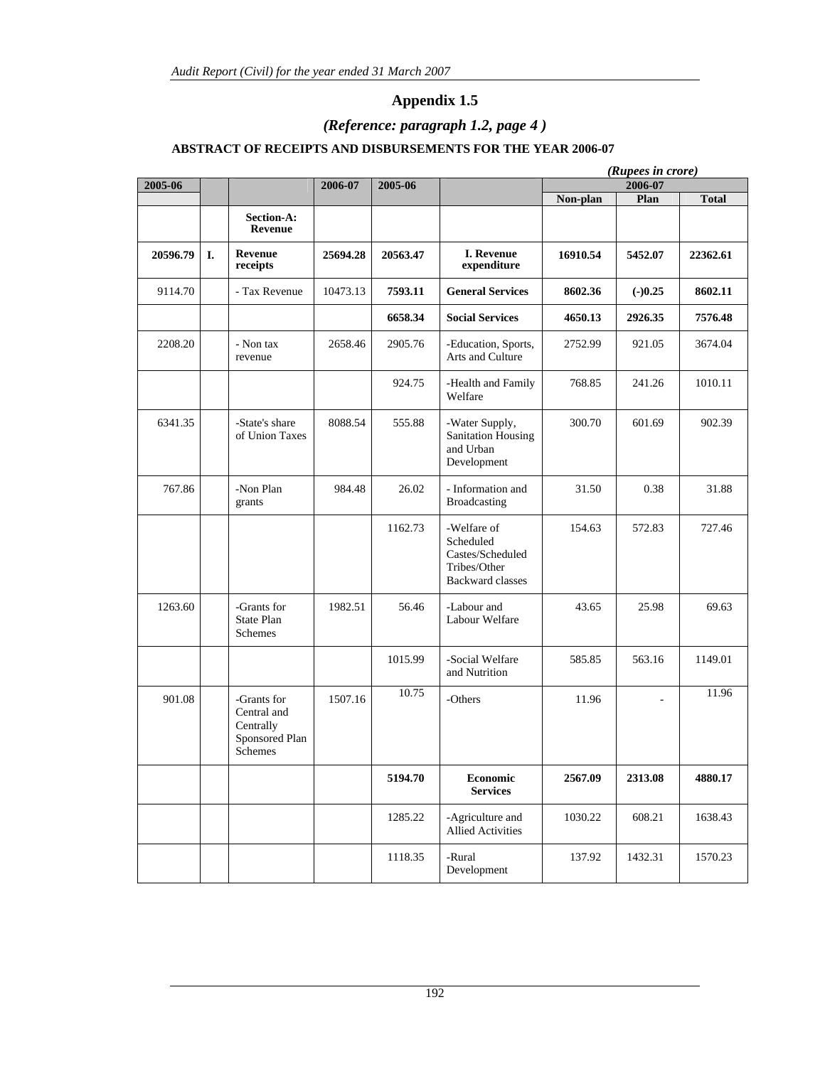# Appendix 1.5

## *(Reference: paragraph 1.2, page 4 )*

### ABSTRACT OF RECEIPTS AND DISBURSEMENTS FOR THE YEAR 2006-07

*(Rupees in crore)*

| 2005-06 | | | 2006-07 | 2005-06 | | 2006-07 | | |
|---|---|---|---|---|---|---|---|---|
| | | | | | | Non-plan | Plan | Total |
| | | **Section-A: Revenue** | | | | | | |
| **20596.79** | **I.** | **Revenue receipts** | **25694.28** | **20563.47** | **I. Revenue expenditure** | **16910.54** | **5452.07** | **22362.61** |
| 9114.70 | | - Tax Revenue | 10473.13 | **7593.11** | **General Services** | **8602.36** | **(-)0.25** | **8602.11** |
| | | | | **6658.34** | **Social Services** | **4650.13** | **2926.35** | **7576.48** |
| 2208.20 | | - Non tax revenue | 2658.46 | 2905.76 | -Education, Sports, Arts and Culture | 2752.99 | 921.05 | 3674.04 |
| | | | | 924.75 | -Health and Family Welfare | 768.85 | 241.26 | 1010.11 |
| 6341.35 | | -State's share of Union Taxes | 8088.54 | 555.88 | -Water Supply, Sanitation Housing and Urban Development | 300.70 | 601.69 | 902.39 |
| 767.86 | | -Non Plan grants | 984.48 | 26.02 | - Information and Broadcasting | 31.50 | 0.38 | 31.88 |
| | | | | 1162.73 | -Welfare of Scheduled Castes/Scheduled Tribes/Other Backward classes | 154.63 | 572.83 | 727.46 |
| 1263.60 | | -Grants for State Plan Schemes | 1982.51 | 56.46 | -Labour and Labour Welfare | 43.65 | 25.98 | 69.63 |
| | | | | 1015.99 | -Social Welfare and Nutrition | 585.85 | 563.16 | 1149.01 |
| 901.08 | | -Grants for Central and Centrally Sponsored Plan Schemes | 1507.16 | 10.75 | -Others | 11.96 | - | 11.96 |
| | | | | **5194.70** | **Economic Services** | **2567.09** | **2313.08** | **4880.17** |
| | | | | 1285.22 | -Agriculture and Allied Activities | 1030.22 | 608.21 | 1638.43 |
| | | | | 1118.35 | -Rural Development | 137.92 | 1432.31 | 1570.23 |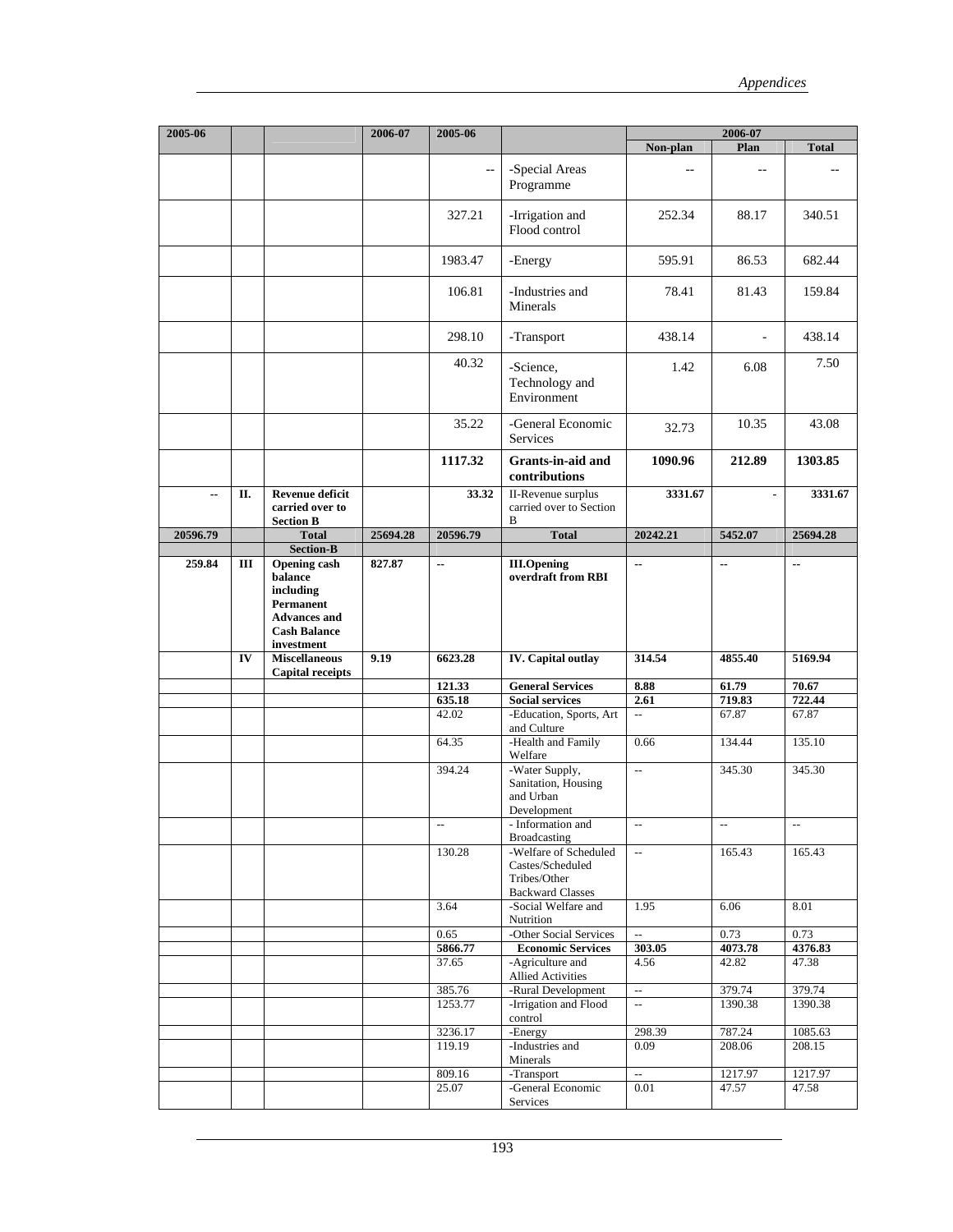| 2005-06 | | | 2006-07 | 2005-06 | | 2006-07 | | |
|---|---|---|---|---|---|---|---|---|
| | | | | | | Non-plan | Plan | Total |
| | | | | -- | -Special Areas Programme | -- | -- | -- |
| | | | | 327.21 | -Irrigation and Flood control | 252.34 | 88.17 | 340.51 |
| | | | | 1983.47 | -Energy | 595.91 | 86.53 | 682.44 |
| | | | | 106.81 | -Industries and Minerals | 78.41 | 81.43 | 159.84 |
| | | | | 298.10 | -Transport | 438.14 | - | 438.14 |
| | | | | 40.32 | -Science, Technology and Environment | 1.42 | 6.08 | 7.50 |
| | | | | 35.22 | -General Economic Services | 32.73 | 10.35 | 43.08 |
| | | | | **1117.32** | **Grants-in-aid and contributions** | **1090.96** | **212.89** | **1303.85** |
| -- | **II.** | **Revenue deficit carried over to Section B** | | **33.32** | II-Revenue surplus carried over to Section B | **3331.67** | - | **3331.67** |
| **20596.79** | | **Total** | **25694.28** | **20596.79** | **Total** | **20242.21** | **5452.07** | **25694.28** |
| | | **Section-B** | | | | | | |
| **259.84** | **III** | **Opening cash balance including Permanent Advances and Cash Balance investment** | **827.87** | -- | **III.Opening overdraft from RBI** | -- | -- | -- |
| | **IV** | **Miscellaneous Capital receipts** | **9.19** | **6623.28** | **IV. Capital outlay** | **314.54** | **4855.40** | **5169.94** |
| | | | | **121.33** | **General Services** | **8.88** | **61.79** | **70.67** |
| | | | | **635.18** | **Social services** | **2.61** | **719.83** | **722.44** |
| | | | | 42.02 | -Education, Sports, Art and Culture | -- | 67.87 | 67.87 |
| | | | | 64.35 | -Health and Family Welfare | 0.66 | 134.44 | 135.10 |
| | | | | 394.24 | -Water Supply, Sanitation, Housing and Urban Development | -- | 345.30 | 345.30 |
| | | | | -- | - Information and Broadcasting | -- | -- | -- |
| | | | | 130.28 | -Welfare of Scheduled Castes/Scheduled Tribes/Other Backward Classes | -- | 165.43 | 165.43 |
| | | | | 3.64 | -Social Welfare and Nutrition | 1.95 | 6.06 | 8.01 |
| | | | | 0.65 | -Other Social Services | -- | 0.73 | 0.73 |
| | | | | **5866.77** | **Economic Services** | **303.05** | **4073.78** | **4376.83** |
| | | | | 37.65 | -Agriculture and Allied Activities | 4.56 | 42.82 | 47.38 |
| | | | | 385.76 | -Rural Development | -- | 379.74 | 379.74 |
| | | | | 1253.77 | -Irrigation and Flood control | -- | 1390.38 | 1390.38 |
| | | | | 3236.17 | -Energy | 298.39 | 787.24 | 1085.63 |
| | | | | 119.19 | -Industries and Minerals | 0.09 | 208.06 | 208.15 |
| | | | | 809.16 | -Transport | -- | 1217.97 | 1217.97 |
| | | | | 25.07 | -General Economic Services | 0.01 | 47.57 | 47.58 |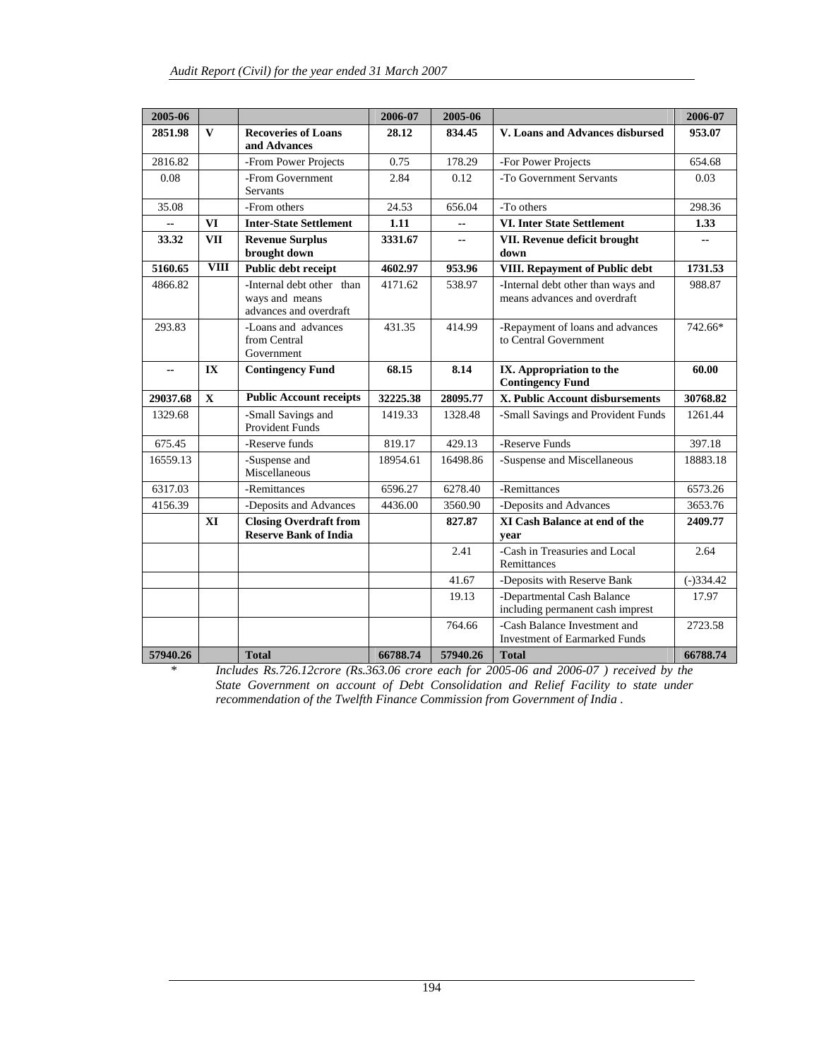| 2005-06 | | | 2006-07 | 2005-06 | | 2006-07 |
|---|---|---|---|---|---|---|
| **2851.98** | **V** | **Recoveries of Loans and Advances** | **28.12** | **834.45** | **V. Loans and Advances disbursed** | **953.07** |
| 2816.82 | | -From Power Projects | 0.75 | 178.29 | -For Power Projects | 654.68 |
| 0.08 | | -From Government Servants | 2.84 | 0.12 | -To Government Servants | 0.03 |
| 35.08 | | -From others | 24.53 | 656.04 | -To others | 298.36 |
| **--** | **VI** | **Inter-State Settlement** | **1.11** | **--** | **VI. Inter State Settlement** | **1.33** |
| **33.32** | **VII** | **Revenue Surplus brought down** | **3331.67** | **--** | **VII. Revenue deficit brought down** | **--** |
| **5160.65** | **VIII** | **Public debt receipt** | **4602.97** | **953.96** | **VIII. Repayment of Public debt** | **1731.53** |
| 4866.82 | | -Internal debt other than ways and means advances and overdraft | 4171.62 | 538.97 | -Internal debt other than ways and means advances and overdraft | 988.87 |
| 293.83 | | -Loans and advances from Central Government | 431.35 | 414.99 | -Repayment of loans and advances to Central Government | 742.66* |
| **--** | **IX** | **Contingency Fund** | **68.15** | **8.14** | **IX. Appropriation to the Contingency Fund** | **60.00** |
| **29037.68** | **X** | **Public Account receipts** | **32225.38** | **28095.77** | **X. Public Account disbursements** | **30768.82** |
| 1329.68 | | -Small Savings and Provident Funds | 1419.33 | 1328.48 | -Small Savings and Provident Funds | 1261.44 |
| 675.45 | | -Reserve funds | 819.17 | 429.13 | -Reserve Funds | 397.18 |
| 16559.13 | | -Suspense and Miscellaneous | 18954.61 | 16498.86 | -Suspense and Miscellaneous | 18883.18 |
| 6317.03 | | -Remittances | 6596.27 | 6278.40 | -Remittances | 6573.26 |
| 4156.39 | | -Deposits and Advances | 4436.00 | 3560.90 | -Deposits and Advances | 3653.76 |
| | **XI** | **Closing Overdraft from Reserve Bank of India** | | **827.87** | **XI Cash Balance at end of the year** | **2409.77** |
| | | | | 2.41 | -Cash in Treasuries and Local Remittances | 2.64 |
| | | | | 41.67 | -Deposits with Reserve Bank | (-)334.42 |
| | | | | 19.13 | -Departmental Cash Balance including permanent cash imprest | 17.97 |
| | | | | 764.66 | -Cash Balance Investment and Investment of Earmarked Funds | 2723.58 |
| **57940.26** | | **Total** | **66788.74** | **57940.26** | **Total** | **66788.74** |

\* *Includes Rs.726.12crore (Rs.363.06 crore each for 2005-06 and 2006-07 ) received by the State Government on account of Debt Consolidation and Relief Facility to state under recommendation of the Twelfth Finance Commission from Government of India .*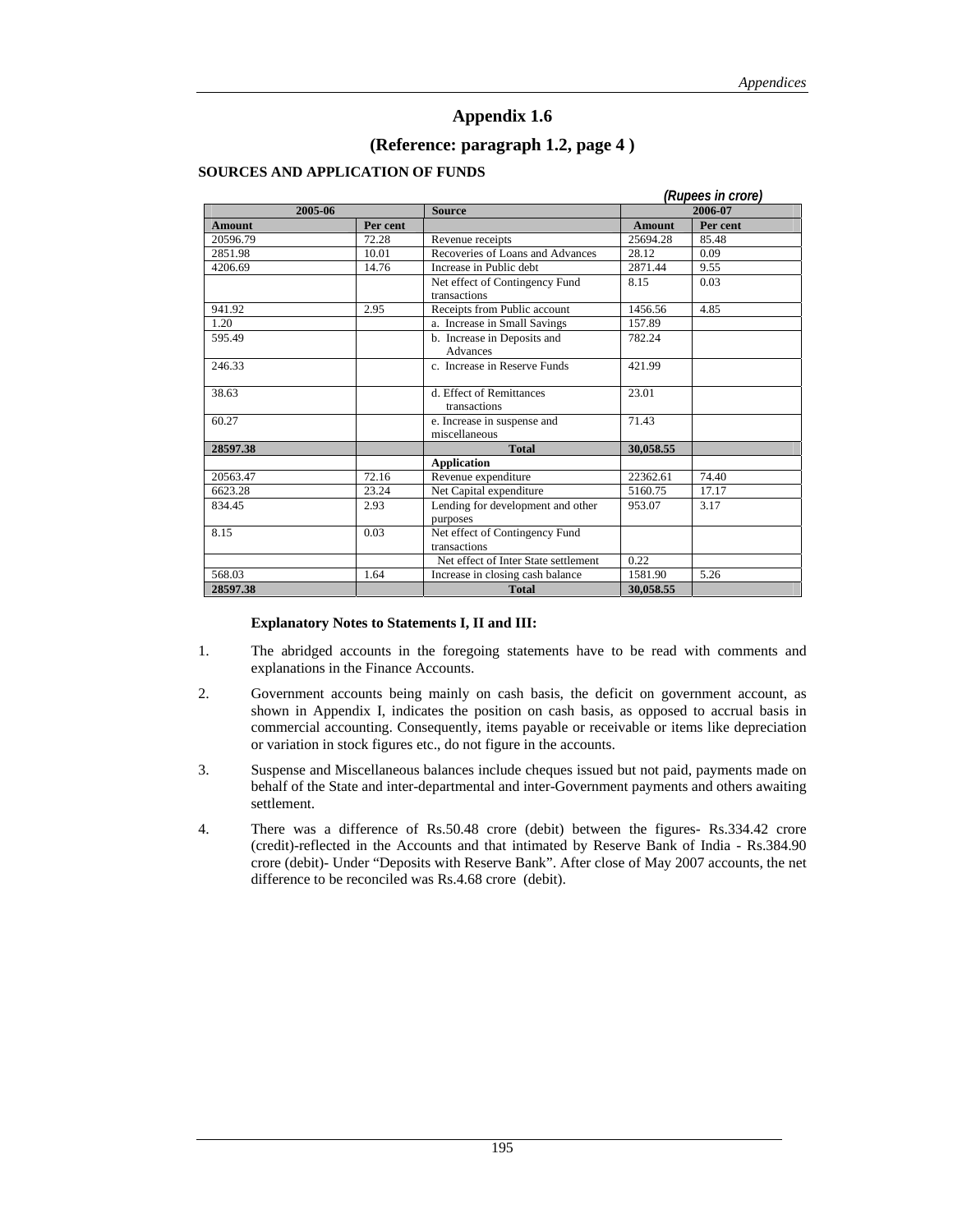# Appendix 1.6

## (Reference: paragraph 1.2, page 4 )

**SOURCES AND APPLICATION OF FUNDS**

*(Rupees in crore)*

| 2005-06 | | Source | 2006-07 | |
|---|---|---|---|---|
| **Amount** | **Per cent** | | **Amount** | **Per cent** |
| 20596.79 | 72.28 | Revenue receipts | 25694.28 | 85.48 |
| 2851.98 | 10.01 | Recoveries of Loans and Advances | 28.12 | 0.09 |
| 4206.69 | 14.76 | Increase in Public debt | 2871.44 | 9.55 |
| | | Net effect of Contingency Fund transactions | 8.15 | 0.03 |
| 941.92 | 2.95 | Receipts from Public account | 1456.56 | 4.85 |
| 1.20 | | a. Increase in Small Savings | 157.89 | |
| 595.49 | | b. Increase in Deposits and Advances | 782.24 | |
| 246.33 | | c. Increase in Reserve Funds | 421.99 | |
| 38.63 | | d. Effect of Remittances transactions | 23.01 | |
| 60.27 | | e. Increase in suspense and miscellaneous | 71.43 | |
| **28597.38** | | **Total** | **30,058.55** | |
| | | **Application** | | |
| 20563.47 | 72.16 | Revenue expenditure | 22362.61 | 74.40 |
| 6623.28 | 23.24 | Net Capital expenditure | 5160.75 | 17.17 |
| 834.45 | 2.93 | Lending for development and other purposes | 953.07 | 3.17 |
| 8.15 | 0.03 | Net effect of Contingency Fund transactions | | |
| | | Net effect of Inter State settlement | 0.22 | |
| 568.03 | 1.64 | Increase in closing cash balance | 1581.90 | 5.26 |
| **28597.38** | | **Total** | **30,058.55** | |

**Explanatory Notes to Statements I, II and III:**

1. The abridged accounts in the foregoing statements have to be read with comments and explanations in the Finance Accounts.

2. Government accounts being mainly on cash basis, the deficit on government account, as shown in Appendix I, indicates the position on cash basis, as opposed to accrual basis in commercial accounting. Consequently, items payable or receivable or items like depreciation or variation in stock figures etc., do not figure in the accounts.

3. Suspense and Miscellaneous balances include cheques issued but not paid, payments made on behalf of the State and inter-departmental and inter-Government payments and others awaiting settlement.

4. There was a difference of Rs.50.48 crore (debit) between the figures- Rs.334.42 crore (credit)-reflected in the Accounts and that intimated by Reserve Bank of India - Rs.384.90 crore (debit)- Under "Deposits with Reserve Bank". After close of May 2007 accounts, the net difference to be reconciled was Rs.4.68 crore (debit).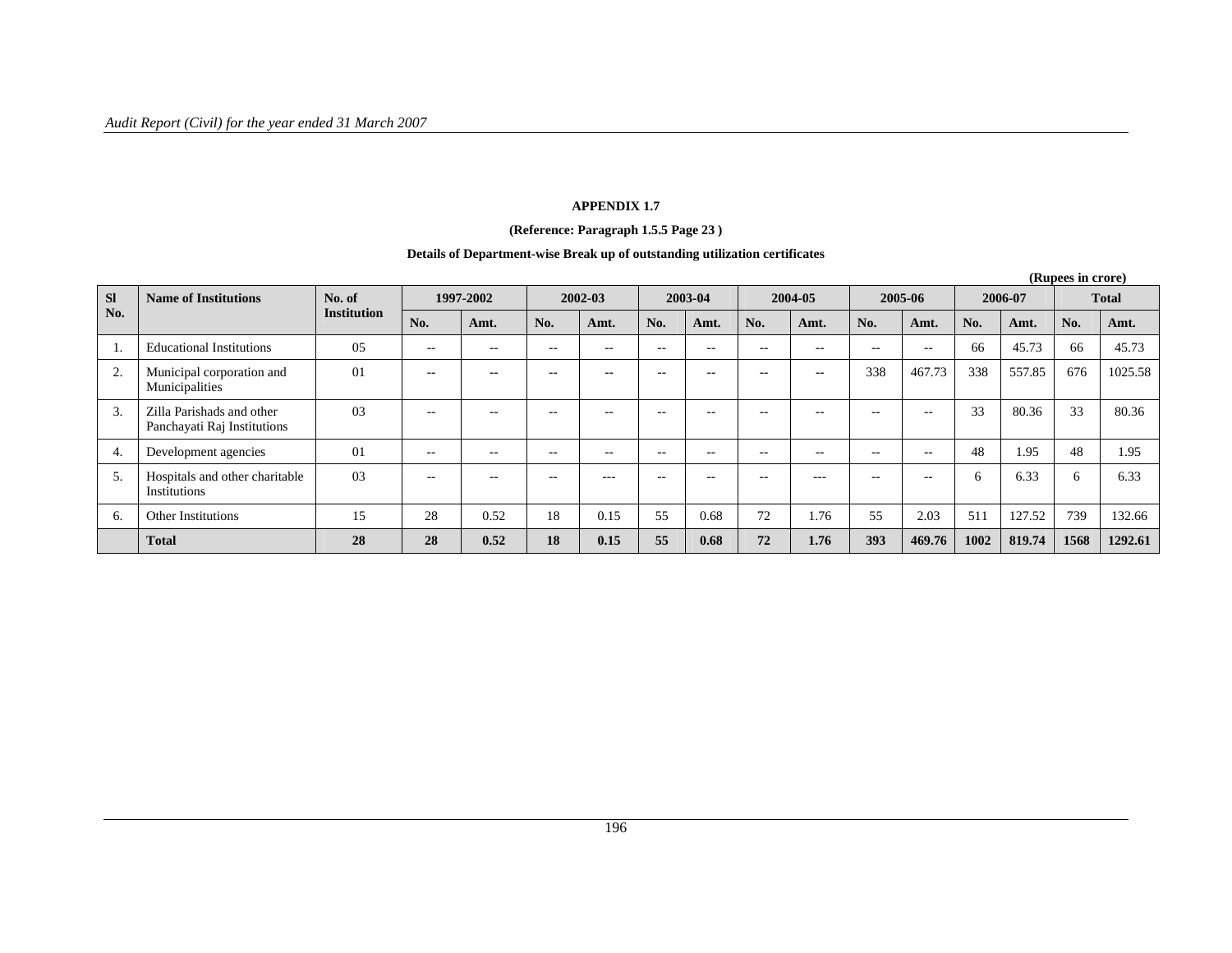**APPENDIX 1.7**

**(Reference: Paragraph 1.5.5 Page 23 )**

**Details of Department-wise Break up of outstanding utilization certificates**

**(Rupees in crore)**

| Sl No. | Name of Institutions | No. of Institution | 1997-2002 | | 2002-03 | | 2003-04 | | 2004-05 | | 2005-06 | | 2006-07 | | Total | |
|---|---|---|---|---|---|---|---|---|---|---|---|---|---|---|---|---|
| | | | No. | Amt. | No. | Amt. | No. | Amt. | No. | Amt. | No. | Amt. | No. | Amt. | No. | Amt. |
| 1. | Educational Institutions | 05 | -- | -- | -- | -- | -- | -- | -- | -- | -- | -- | 66 | 45.73 | 66 | 45.73 |
| 2. | Municipal corporation and Municipalities | 01 | -- | -- | -- | -- | -- | -- | -- | -- | 338 | 467.73 | 338 | 557.85 | 676 | 1025.58 |
| 3. | Zilla Parishads and other Panchayati Raj Institutions | 03 | -- | -- | -- | -- | -- | -- | -- | -- | -- | -- | 33 | 80.36 | 33 | 80.36 |
| 4. | Development agencies | 01 | -- | -- | -- | -- | -- | -- | -- | -- | -- | -- | 48 | 1.95 | 48 | 1.95 |
| 5. | Hospitals and other charitable Institutions | 03 | -- | -- | -- | --- | -- | -- | -- | --- | -- | -- | 6 | 6.33 | 6 | 6.33 |
| 6. | Other Institutions | 15 | 28 | 0.52 | 18 | 0.15 | 55 | 0.68 | 72 | 1.76 | 55 | 2.03 | 511 | 127.52 | 739 | 132.66 |
| | **Total** | **28** | **28** | **0.52** | **18** | **0.15** | **55** | **0.68** | **72** | **1.76** | **393** | **469.76** | **1002** | **819.74** | **1568** | **1292.61** |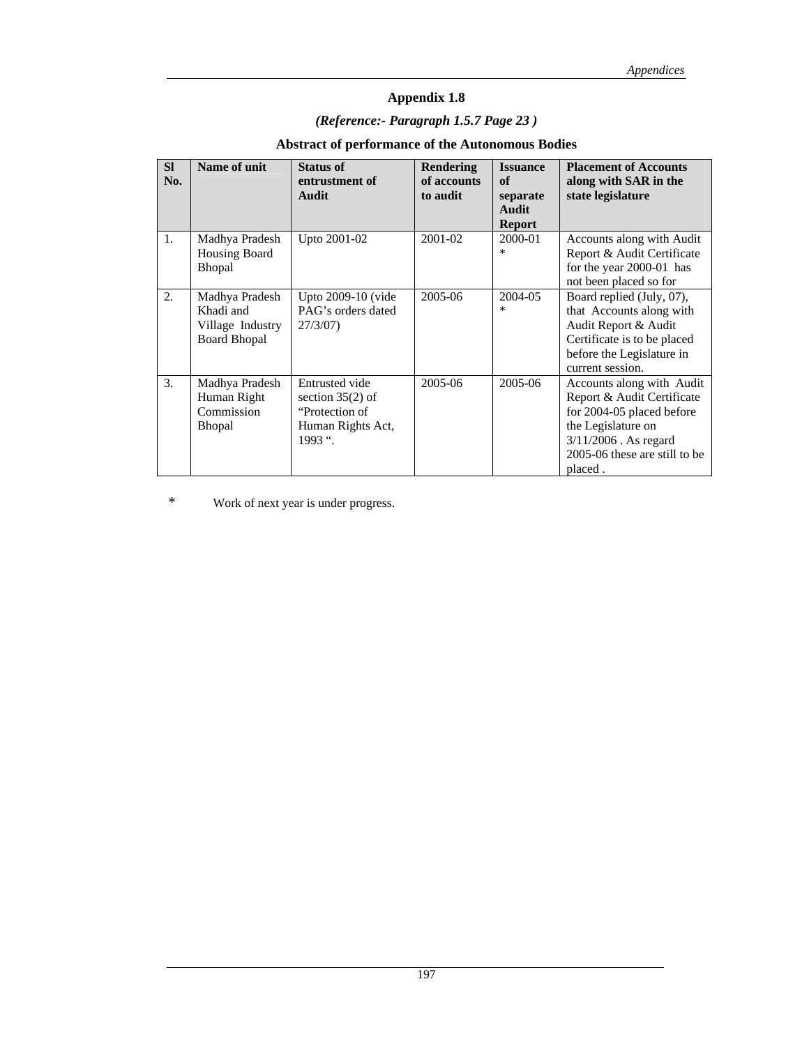## Appendix 1.8

***(Reference:- Paragraph 1.5.7 Page 23 )***

### Abstract of performance of the Autonomous Bodies

| Sl No. | Name of unit | Status of entrustment of Audit | Rendering of accounts to audit | Issuance of separate Audit Report | Placement of Accounts along with SAR in the state legislature |
|---|---|---|---|---|---|
| 1. | Madhya Pradesh Housing Board Bhopal | Upto 2001-02 | 2001-02 | 2000-01 * | Accounts along with Audit Report & Audit Certificate for the year 2000-01 has not been placed so for |
| 2. | Madhya Pradesh Khadi and Village Industry Board Bhopal | Upto 2009-10 (vide PAG's orders dated 27/3/07) | 2005-06 | 2004-05 * | Board replied (July, 07), that Accounts along with Audit Report & Audit Certificate is to be placed before the Legislature in current session. |
| 3. | Madhya Pradesh Human Right Commission Bhopal | Entrusted vide section 35(2) of "Protection of Human Rights Act, 1993 ". | 2005-06 | 2005-06 | Accounts along with Audit Report & Audit Certificate for 2004-05 placed before the Legislature on 3/11/2006 . As regard 2005-06 these are still to be placed . |

\* Work of next year is under progress.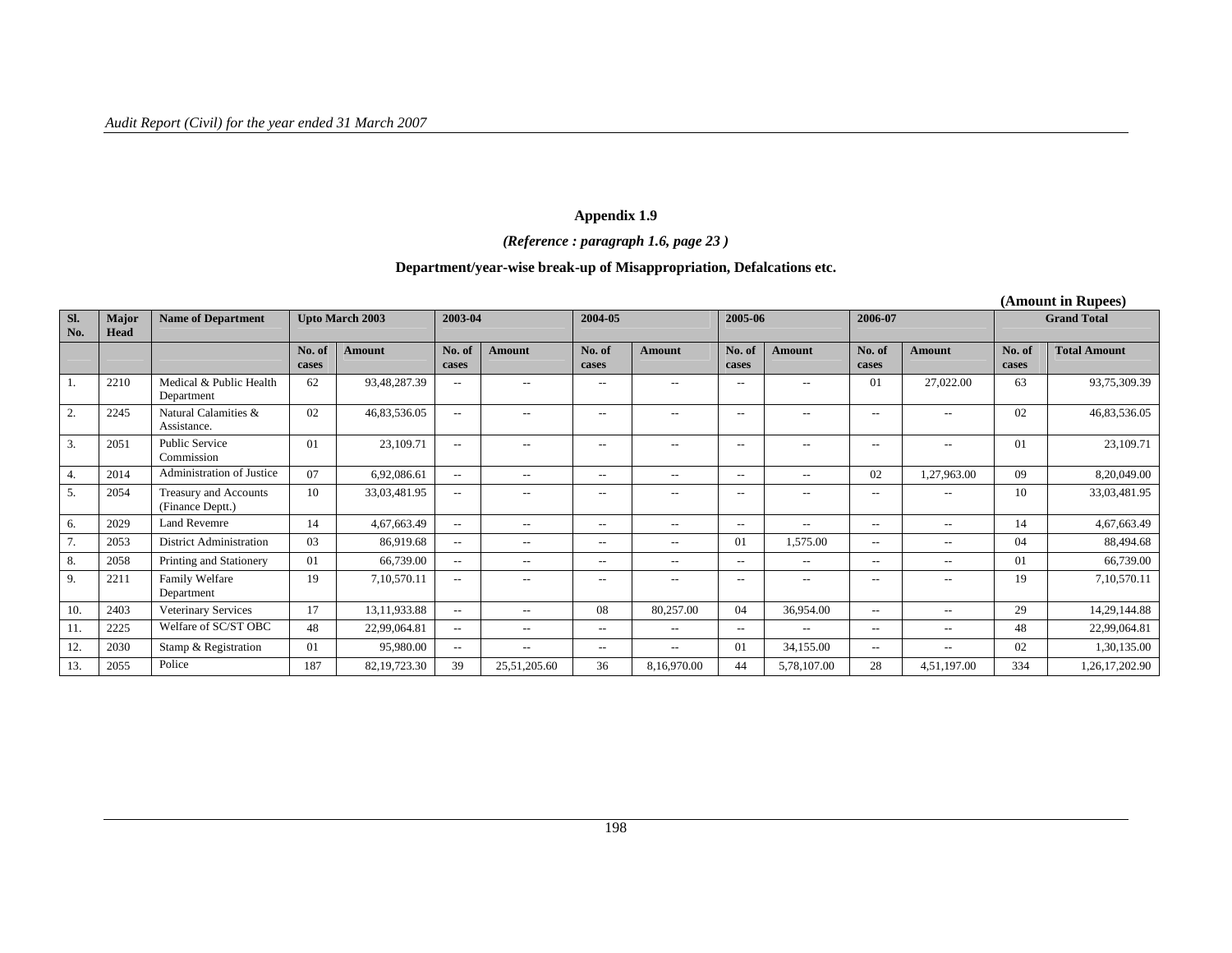## Appendix 1.9

*(Reference : paragraph 1.6, page 23 )*

**Department/year-wise break-up of Misappropriation, Defalcations etc.**

**(Amount in Rupees)**

| Sl. No. | Major Head | Name of Department | Upto March 2003 | | 2003-04 | | 2004-05 | | 2005-06 | | 2006-07 | | Grand Total | |
|---|---|---|---|---|---|---|---|---|---|---|---|---|---|---|
| | | | No. of cases | Amount | No. of cases | Amount | No. of cases | Amount | No. of cases | Amount | No. of cases | Amount | No. of cases | Total Amount |
| 1. | 2210 | Medical & Public Health Department | 62 | 93,48,287.39 | -- | -- | -- | -- | -- | -- | 01 | 27,022.00 | 63 | 93,75,309.39 |
| 2. | 2245 | Natural Calamities & Assistance. | 02 | 46,83,536.05 | -- | -- | -- | -- | -- | -- | -- | -- | 02 | 46,83,536.05 |
| 3. | 2051 | Public Service Commission | 01 | 23,109.71 | -- | -- | -- | -- | -- | -- | -- | -- | 01 | 23,109.71 |
| 4. | 2014 | Administration of Justice | 07 | 6,92,086.61 | -- | -- | -- | -- | -- | -- | 02 | 1,27,963.00 | 09 | 8,20,049.00 |
| 5. | 2054 | Treasury and Accounts (Finance Deptt.) | 10 | 33,03,481.95 | -- | -- | -- | -- | -- | -- | -- | -- | 10 | 33,03,481.95 |
| 6. | 2029 | Land Revemre | 14 | 4,67,663.49 | -- | -- | -- | -- | -- | -- | -- | -- | 14 | 4,67,663.49 |
| 7. | 2053 | District Administration | 03 | 86,919.68 | -- | -- | -- | -- | 01 | 1,575.00 | -- | -- | 04 | 88,494.68 |
| 8. | 2058 | Printing and Stationery | 01 | 66,739.00 | -- | -- | -- | -- | -- | -- | -- | -- | 01 | 66,739.00 |
| 9. | 2211 | Family Welfare Department | 19 | 7,10,570.11 | -- | -- | -- | -- | -- | -- | -- | -- | 19 | 7,10,570.11 |
| 10. | 2403 | Veterinary Services | 17 | 13,11,933.88 | -- | -- | 08 | 80,257.00 | 04 | 36,954.00 | -- | -- | 29 | 14,29,144.88 |
| 11. | 2225 | Welfare of SC/ST OBC | 48 | 22,99,064.81 | -- | -- | -- | -- | -- | -- | -- | -- | 48 | 22,99,064.81 |
| 12. | 2030 | Stamp & Registration | 01 | 95,980.00 | -- | -- | -- | -- | 01 | 34,155.00 | -- | -- | 02 | 1,30,135.00 |
| 13. | 2055 | Police | 187 | 82,19,723.30 | 39 | 25,51,205.60 | 36 | 8,16,970.00 | 44 | 5,78,107.00 | 28 | 4,51,197.00 | 334 | 1,26,17,202.90 |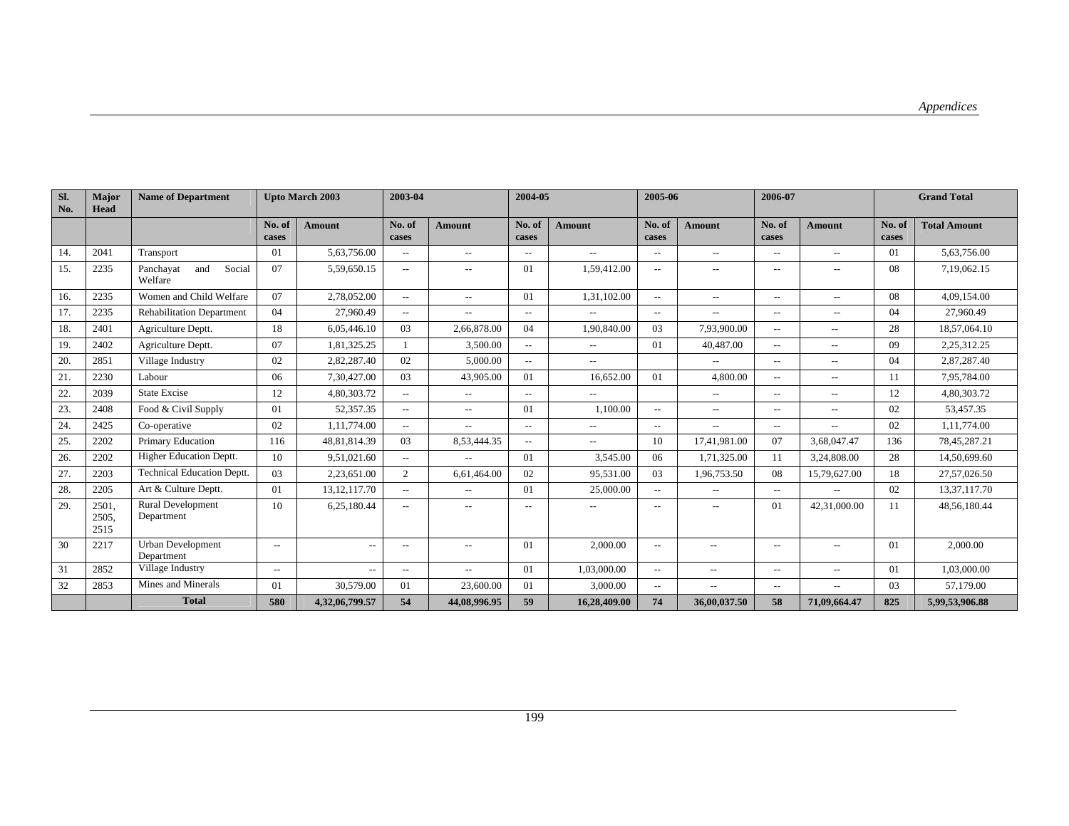| Sl. No. | Major Head | Name of Department | Upto March 2003 | | 2003-04 | | 2004-05 | | 2005-06 | | 2006-07 | | Grand Total | |
|---|---|---|---|---|---|---|---|---|---|---|---|---|---|---|
| | | | No. of cases | Amount | No. of cases | Amount | No. of cases | Amount | No. of cases | Amount | No. of cases | Amount | No. of cases | Total Amount |
| 14. | 2041 | Transport | 01 | 5,63,756.00 | -- | -- | -- | -- | -- | -- | -- | -- | 01 | 5,63,756.00 |
| 15. | 2235 | Panchayat and Social Welfare | 07 | 5,59,650.15 | -- | -- | 01 | 1,59,412.00 | -- | -- | -- | -- | 08 | 7,19,062.15 |
| 16. | 2235 | Women and Child Welfare | 07 | 2,78,052.00 | -- | -- | 01 | 1,31,102.00 | -- | -- | -- | -- | 08 | 4,09,154.00 |
| 17. | 2235 | Rehabilitation Department | 04 | 27,960.49 | -- | -- | -- | -- | -- | -- | -- | -- | 04 | 27,960.49 |
| 18. | 2401 | Agriculture Deptt. | 18 | 6,05,446.10 | 03 | 2,66,878.00 | 04 | 1,90,840.00 | 03 | 7,93,900.00 | -- | -- | 28 | 18,57,064.10 |
| 19. | 2402 | Agriculture Deptt. | 07 | 1,81,325.25 | 1 | 3,500.00 | -- | -- | 01 | 40,487.00 | -- | -- | 09 | 2,25,312.25 |
| 20. | 2851 | Village Industry | 02 | 2,82,287.40 | 02 | 5,000.00 | -- | -- | | -- | -- | -- | 04 | 2,87,287.40 |
| 21. | 2230 | Labour | 06 | 7,30,427.00 | 03 | 43,905.00 | 01 | 16,652.00 | 01 | 4,800.00 | -- | -- | 11 | 7,95,784.00 |
| 22. | 2039 | State Excise | 12 | 4,80,303.72 | -- | -- | -- | -- | | -- | -- | -- | 12 | 4,80,303.72 |
| 23. | 2408 | Food & Civil Supply | 01 | 52,357.35 | -- | -- | 01 | 1,100.00 | -- | -- | -- | -- | 02 | 53,457.35 |
| 24. | 2425 | Co-operative | 02 | 1,11,774.00 | -- | -- | -- | -- | -- | -- | -- | -- | 02 | 1,11,774.00 |
| 25. | 2202 | Primary Education | 116 | 48,81,814.39 | 03 | 8,53,444.35 | -- | -- | 10 | 17,41,981.00 | 07 | 3,68,047.47 | 136 | 78,45,287.21 |
| 26. | 2202 | Higher Education Deptt. | 10 | 9,51,021.60 | -- | -- | 01 | 3,545.00 | 06 | 1,71,325.00 | 11 | 3,24,808.00 | 28 | 14,50,699.60 |
| 27. | 2203 | Technical Education Deptt. | 03 | 2,23,651.00 | 2 | 6,61,464.00 | 02 | 95,531.00 | 03 | 1,96,753.50 | 08 | 15,79,627.00 | 18 | 27,57,026.50 |
| 28. | 2205 | Art & Culture Deptt. | 01 | 13,12,117.70 | -- | -- | 01 | 25,000.00 | -- | -- | -- | -- | 02 | 13,37,117.70 |
| 29. | 2501, 2505, 2515 | Rural Development Department | 10 | 6,25,180.44 | -- | -- | -- | -- | -- | -- | 01 | 42,31,000.00 | 11 | 48,56,180.44 |
| 30 | 2217 | Urban Development Department | -- | -- | -- | -- | 01 | 2,000.00 | -- | -- | -- | -- | 01 | 2,000.00 |
| 31 | 2852 | Village Industry | -- | -- | -- | -- | 01 | 1,03,000.00 | -- | -- | -- | -- | 01 | 1,03,000.00 |
| 32 | 2853 | Mines and Minerals | 01 | 30,579.00 | 01 | 23,600.00 | 01 | 3,000.00 | -- | -- | -- | -- | 03 | 57,179.00 |
| | | **Total** | **580** | **4,32,06,799.57** | **54** | **44,08,996.95** | **59** | **16,28,409.00** | **74** | **36,00,037.50** | **58** | **71,09,664.47** | **825** | **5,99,53,906.88** |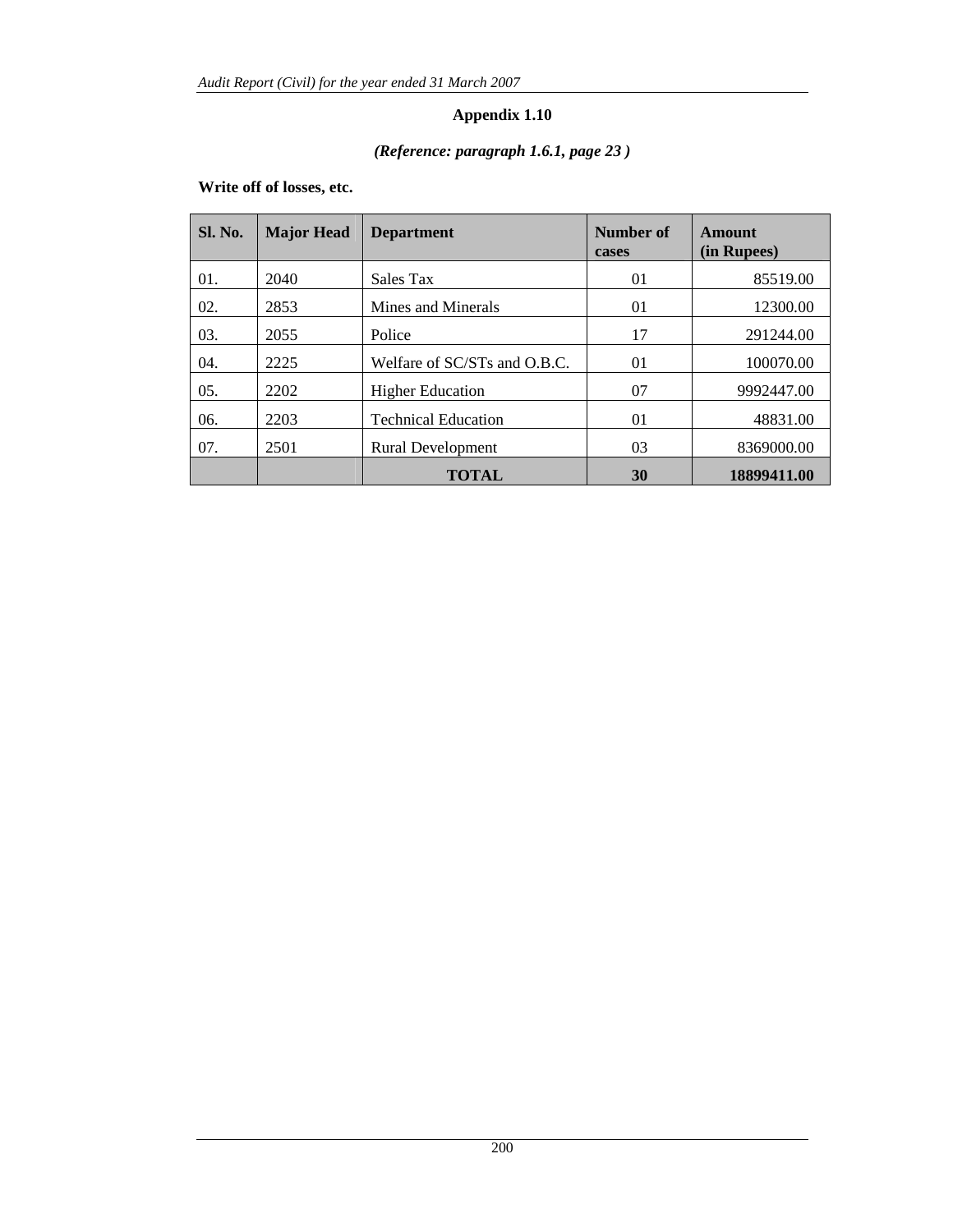## Appendix 1.10

***(Reference: paragraph 1.6.1, page 23 )***

**Write off of losses, etc.**

| Sl. No. | Major Head | Department | Number of cases | Amount (in Rupees) |
|---|---|---|---|---|
| 01. | 2040 | Sales Tax | 01 | 85519.00 |
| 02. | 2853 | Mines and Minerals | 01 | 12300.00 |
| 03. | 2055 | Police | 17 | 291244.00 |
| 04. | 2225 | Welfare of SC/STs and O.B.C. | 01 | 100070.00 |
| 05. | 2202 | Higher Education | 07 | 9992447.00 |
| 06. | 2203 | Technical Education | 01 | 48831.00 |
| 07. | 2501 | Rural Development | 03 | 8369000.00 |
| | | **TOTAL** | **30** | **18899411.00** |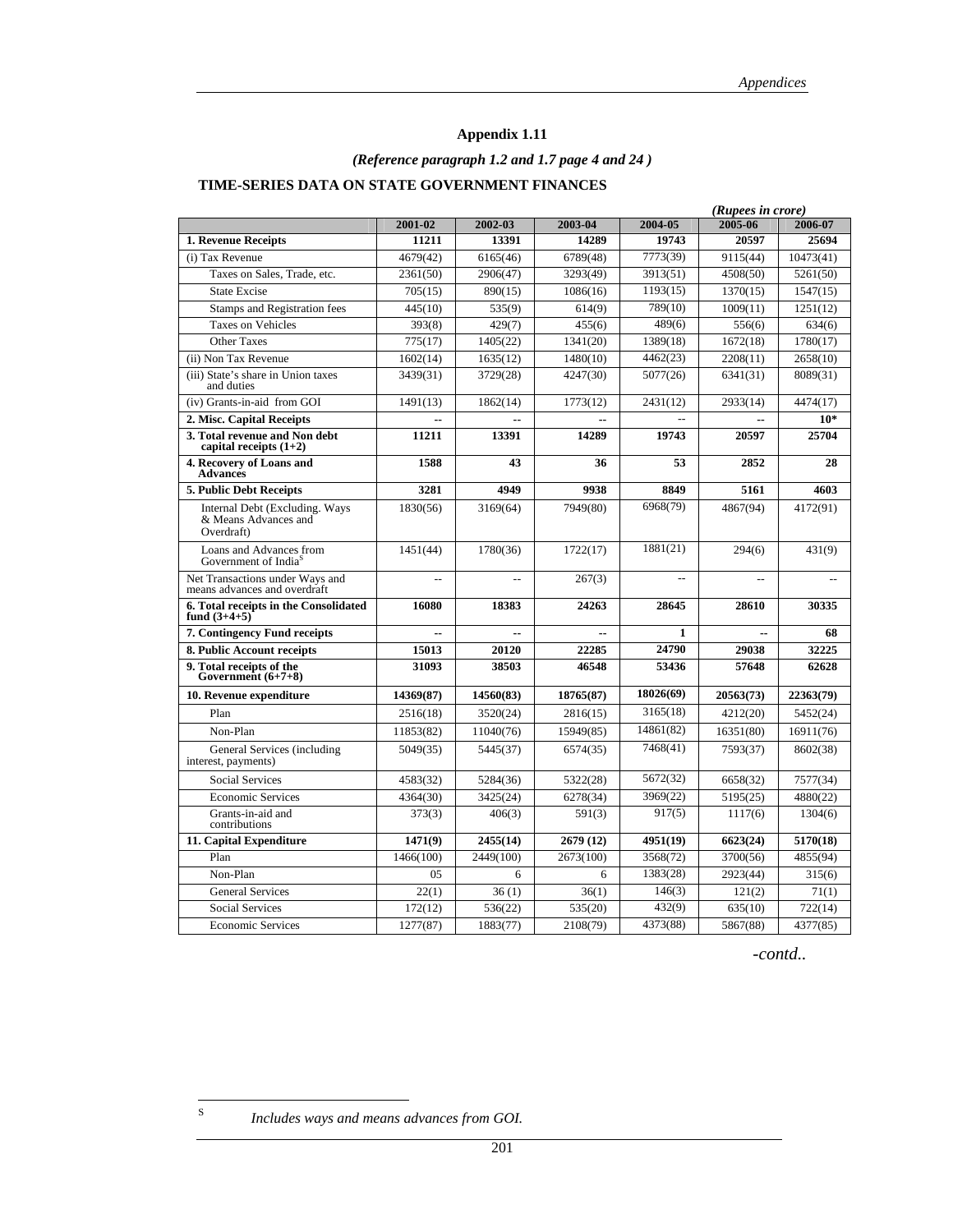## Appendix 1.11

*(Reference paragraph 1.2 and 1.7 page 4 and 24 )*

### TIME-SERIES DATA ON STATE GOVERNMENT FINANCES

*(Rupees in crore)*

| | 2001-02 | 2002-03 | 2003-04 | 2004-05 | 2005-06 | 2006-07 |
|---|---|---|---|---|---|---|
| **1. Revenue Receipts** | **11211** | **13391** | **14289** | **19743** | **20597** | **25694** |
| (i) Tax Revenue | 4679(42) | 6165(46) | 6789(48) | 7773(39) | 9115(44) | 10473(41) |
| Taxes on Sales, Trade, etc. | 2361(50) | 2906(47) | 3293(49) | 3913(51) | 4508(50) | 5261(50) |
| State Excise | 705(15) | 890(15) | 1086(16) | 1193(15) | 1370(15) | 1547(15) |
| Stamps and Registration fees | 445(10) | 535(9) | 614(9) | 789(10) | 1009(11) | 1251(12) |
| Taxes on Vehicles | 393(8) | 429(7) | 455(6) | 489(6) | 556(6) | 634(6) |
| Other Taxes | 775(17) | 1405(22) | 1341(20) | 1389(18) | 1672(18) | 1780(17) |
| (ii) Non Tax Revenue | 1602(14) | 1635(12) | 1480(10) | 4462(23) | 2208(11) | 2658(10) |
| (iii) State's share in Union taxes and duties | 3439(31) | 3729(28) | 4247(30) | 5077(26) | 6341(31) | 8089(31) |
| (iv) Grants-in-aid from GOI | 1491(13) | 1862(14) | 1773(12) | 2431(12) | 2933(14) | 4474(17) |
| **2. Misc. Capital Receipts** | -- | -- | -- | -- | -- | **10*** |
| **3. Total revenue and Non debt capital receipts (1+2)** | **11211** | **13391** | **14289** | **19743** | **20597** | **25704** |
| **4. Recovery of Loans and Advances** | **1588** | **43** | **36** | **53** | **2852** | **28** |
| **5. Public Debt Receipts** | **3281** | **4949** | **9938** | **8849** | **5161** | **4603** |
| Internal Debt (Excluding. Ways & Means Advances and Overdraft) | 1830(56) | 3169(64) | 7949(80) | 6968(79) | 4867(94) | 4172(91) |
| Loans and Advances from Government of India[S] | 1451(44) | 1780(36) | 1722(17) | 1881(21) | 294(6) | 431(9) |
| Net Transactions under Ways and means advances and overdraft | -- | -- | 267(3) | -- | -- | -- |
| **6. Total receipts in the Consolidated fund (3+4+5)** | **16080** | **18383** | **24263** | **28645** | **28610** | **30335** |
| **7. Contingency Fund receipts** | -- | -- | -- | **1** | -- | **68** |
| **8. Public Account receipts** | **15013** | **20120** | **22285** | **24790** | **29038** | **32225** |
| **9. Total receipts of the Government (6+7+8)** | **31093** | **38503** | **46548** | **53436** | **57648** | **62628** |
| **10. Revenue expenditure** | **14369(87)** | **14560(83)** | **18765(87)** | **18026(69)** | **20563(73)** | **22363(79)** |
| Plan | 2516(18) | 3520(24) | 2816(15) | 3165(18) | 4212(20) | 5452(24) |
| Non-Plan | 11853(82) | 11040(76) | 15949(85) | 14861(82) | 16351(80) | 16911(76) |
| General Services (including interest, payments) | 5049(35) | 5445(37) | 6574(35) | 7468(41) | 7593(37) | 8602(38) |
| Social Services | 4583(32) | 5284(36) | 5322(28) | 5672(32) | 6658(32) | 7577(34) |
| Economic Services | 4364(30) | 3425(24) | 6278(34) | 3969(22) | 5195(25) | 4880(22) |
| Grants-in-aid and contributions | 373(3) | 406(3) | 591(3) | 917(5) | 1117(6) | 1304(6) |
| **11. Capital Expenditure** | **1471(9)** | **2455(14)** | **2679 (12)** | **4951(19)** | **6623(24)** | **5170(18)** |
| Plan | 1466(100) | 2449(100) | 2673(100) | 3568(72) | 3700(56) | 4855(94) |
| Non-Plan | 05 | 6 | 6 | 1383(28) | 2923(44) | 315(6) |
| General Services | 22(1) | 36 (1) | 36(1) | 146(3) | 121(2) | 71(1) |
| Social Services | 172(12) | 536(22) | 535(20) | 432(9) | 635(10) | 722(14) |
| Economic Services | 1277(87) | 1883(77) | 2108(79) | 4373(88) | 5867(88) | 4377(85) |

*-contd..*

S *Includes ways and means advances from GOI.*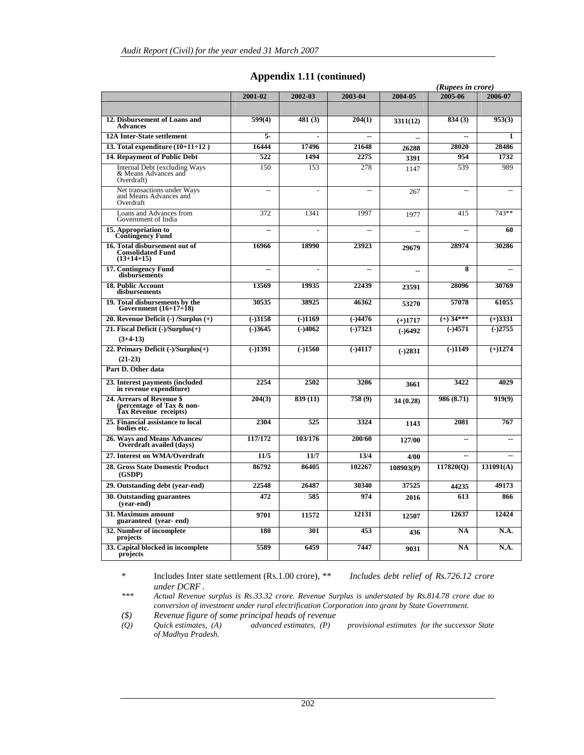## Appendix 1.11 (continued)

*(Rupees in crore)*

| | 2001-02 | 2002-03 | 2003-04 | 2004-05 | 2005-06 | 2006-07 |
|---|---|---|---|---|---|---|
| | | | | | | |
| **12. Disbursement of Loans and Advances** | **599(4)** | **481 (3)** | **204(1)** | **3311(12)** | **834 (3)** | **953(3)** |
| **12A Inter-State settlement** | **5-** | **-** | **--** | **--** | **--** | **1** |
| **13. Total expenditure (10+11+12 )** | **16444** | **17496** | **21648** | **26288** | **28020** | **28486** |
| **14. Repayment of Public Debt** | **522** | **1494** | **2275** | **3391** | **954** | **1732** |
| Internal Debt (excluding Ways & Means Advances and Overdraft) | 150 | 153 | 278 | 1147 | 539 | 989 |
| Net transactions under Ways and Means Advances and Overdraft | -- | - | -- | 267 | -- | -- |
| Loans and Advances from Government of India | 372 | 1341 | 1997 | 1977 | 415 | 743** |
| **15. Appropriation to Contingency Fund** | **--** | **-** | **--** | -- | **--** | **60** |
| **16. Total disbursement out of Consolidated Fund (13+14+15)** | **16966** | **18990** | **23923** | **29679** | **28974** | **30286** |
| **17. Contingency Fund disbursements** | **--** | **-** | **--** | **--** | **8** | **--** |
| **18. Public Account disbursements** | **13569** | **19935** | **22439** | **23591** | **28096** | **30769** |
| **19. Total disbursements by the Government (16+17+18)** | **30535** | **38925** | **46362** | **53270** | **57078** | **61055** |
| **20. Revenue Deficit (-) /Surplus (+)** | **(-)3158** | **(-)1169** | **(-)4476** | **(+)1717** | **(+) 34*\*\*** | **(+)3331** |
| **21. Fiscal Deficit (-)/Surplus(+) (3+4-13)** | **(-)3645** | **(-)4062** | **(-)7323** | **(-)6492** | **(-)4571** | **(-)2755** |
| **22. Primary Deficit (-)/Surplus(+) (21-23)** | **(-)1391** | **(-)1560** | **(-)4117** | **(-)2831** | **(-)1149** | **(+)1274** |
| **Part D. Other data** | | | | | | |
| **23. Interest payments (included in revenue expenditure)** | **2254** | **2502** | **3206** | **3661** | **3422** | **4029** |
| **24. Arrears of Revenue $ (percentage of Tax & non-Tax Revenue receipts)** | **204(3)** | **839 (11)** | **758 (9)** | **34 (0.28)** | **986 (8.71)** | **919(9)** |
| **25. Financial assistance to local bodies etc.** | **2304** | **525** | **3324** | **1143** | **2081** | **767** |
| **26. Ways and Means Advances/ Overdraft availed (days)** | **117/172** | **103/176** | **200/60** | **127/00** | **--** | **--** |
| **27. Interest on WMA/Overdraft** | **11/5** | **11/7** | **13/4** | **4/00** | **--** | **--** |
| **28. Gross State Domestic Product (GSDP)** | **86792** | **86405** | **102267** | **108903(P)** | **117820(Q)** | **131091(A)** |
| **29. Outstanding debt (year-end)** | **22548** | **26487** | **30340** | **37525** | **44235** | **49173** |
| **30. Outstanding guarantees (year-end)** | **472** | **585** | **974** | **2016** | **613** | **866** |
| **31. Maximum amount guaranteed (year- end)** | **9701** | **11572** | **12131** | **12507** | **12637** | **12424** |
| **32. Number of incomplete projects** | **180** | **301** | **453** | **436** | **NA** | **N.A.** |
| **33. Capital blocked in incomplete projects** | **5589** | **6459** | **7447** | **9031** | **NA** | **N.A.** |

\* Includes Inter state settlement (Rs.1.00 crore), ** *Includes debt relief of Rs.726.12 crore under DCRF .*

*\*\*\* Actual Revenue surplus is Rs.33.32 crore. Revenue Surplus is understated by Rs.814.78 crore due to conversion of investment under rural electrification Corporation into grant by State Government.*

*($) Revenue figure of some principal heads of revenue*

*(Q) Quick estimates, (A) advanced estimates, (P) provisional estimates for the successor State of Madhya Pradesh.*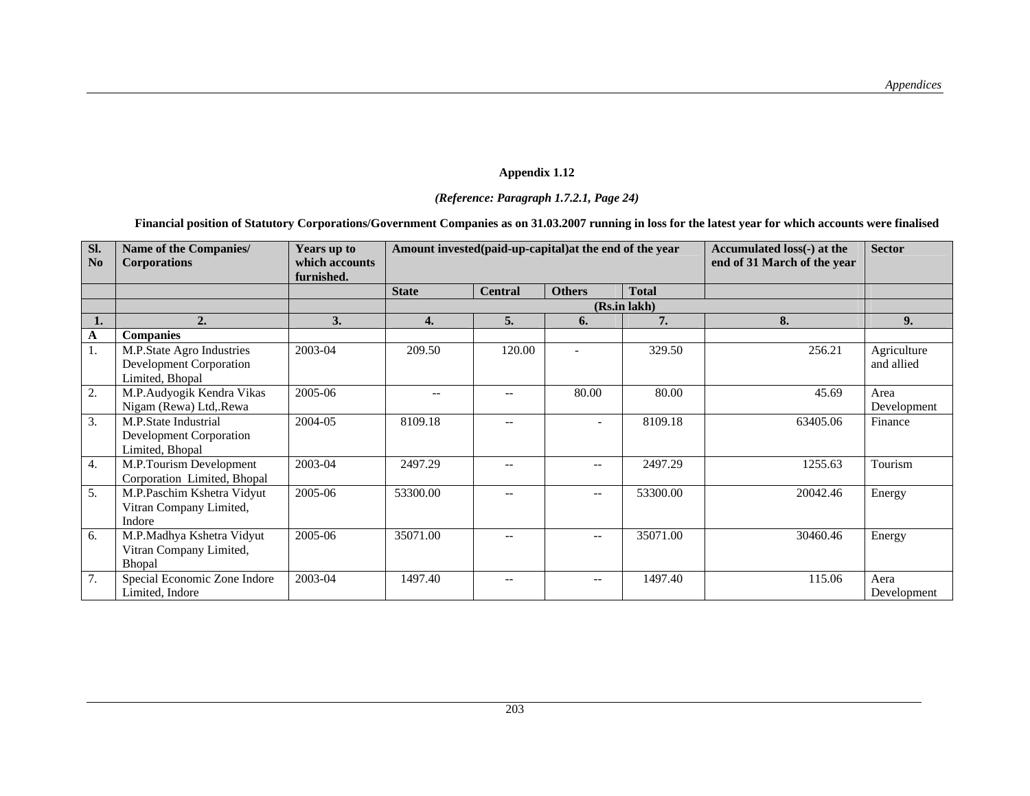**Appendix 1.12**

***(Reference: Paragraph 1.7.2.1, Page 24)***

**Financial position of Statutory Corporations/Government Companies as on 31.03.2007 running in loss for the latest year for which accounts were finalised**

| Sl. No | Name of the Companies/ Corporations | Years up to which accounts furnished. | Amount invested(paid-up-capital)at the end of the year | | | | Accumulated loss(-) at the end of 31 March of the year | Sector |
|---|---|---|---|---|---|---|---|---|
| | | | State | Central | Others | Total | | |
| | | | (Rs.in lakh) | | | | | |
| 1. | 2. | 3. | 4. | 5. | 6. | 7. | 8. | 9. |
| A | Companies | | | | | | | |
| 1. | M.P.State Agro Industries Development Corporation Limited, Bhopal | 2003-04 | 209.50 | 120.00 | - | 329.50 | 256.21 | Agriculture and allied |
| 2. | M.P.Audyogik Kendra Vikas Nigam (Rewa) Ltd,.Rewa | 2005-06 | -- | -- | 80.00 | 80.00 | 45.69 | Area Development |
| 3. | M.P.State Industrial Development Corporation Limited, Bhopal | 2004-05 | 8109.18 | -- | - | 8109.18 | 63405.06 | Finance |
| 4. | M.P.Tourism Development Corporation Limited, Bhopal | 2003-04 | 2497.29 | -- | -- | 2497.29 | 1255.63 | Tourism |
| 5. | M.P.Paschim Kshetra Vidyut Vitran Company Limited, Indore | 2005-06 | 53300.00 | -- | -- | 53300.00 | 20042.46 | Energy |
| 6. | M.P.Madhya Kshetra Vidyut Vitran Company Limited, Bhopal | 2005-06 | 35071.00 | -- | -- | 35071.00 | 30460.46 | Energy |
| 7. | Special Economic Zone Indore Limited, Indore | 2003-04 | 1497.40 | -- | -- | 1497.40 | 115.06 | Aera Development |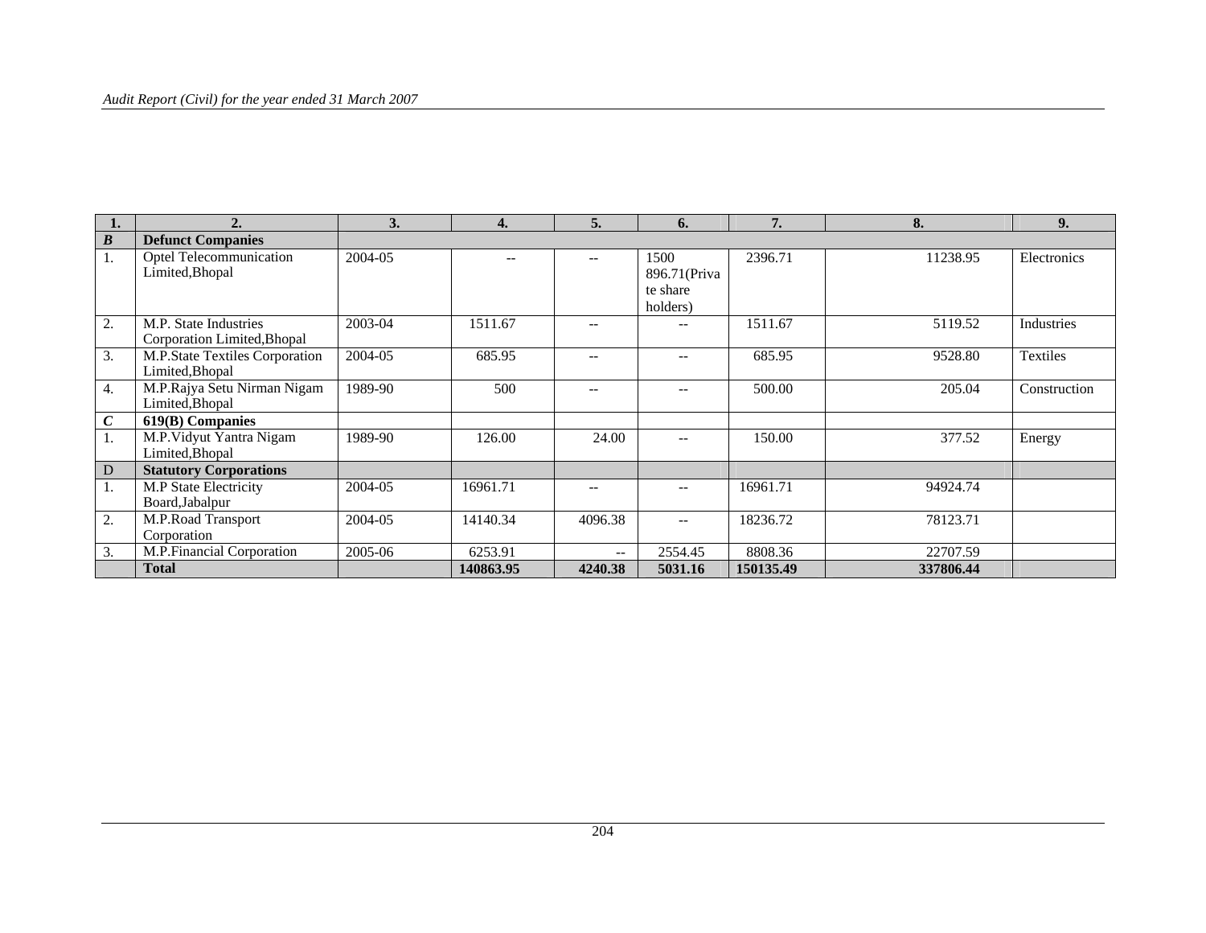| 1. | 2. | 3. | 4. | 5. | 6. | 7. | 8. | 9. |
|---|---|---|---|---|---|---|---|---|
| ***B*** | **Defunct Companies** | | | | | | | |
| 1. | Optel Telecommunication Limited,Bhopal | 2004-05 | -- | -- | 1500 896.71(Private share holders) | 2396.71 | 11238.95 | Electronics |
| 2. | M.P. State Industries Corporation Limited,Bhopal | 2003-04 | 1511.67 | -- | -- | 1511.67 | 5119.52 | Industries |
| 3. | M.P.State Textiles Corporation Limited,Bhopal | 2004-05 | 685.95 | -- | -- | 685.95 | 9528.80 | Textiles |
| 4. | M.P.Rajya Setu Nirman Nigam Limited,Bhopal | 1989-90 | 500 | -- | -- | 500.00 | 205.04 | Construction |
| ***C*** | **619(B) Companies** | | | | | | | |
| 1. | M.P.Vidyut Yantra Nigam Limited,Bhopal | 1989-90 | 126.00 | 24.00 | -- | 150.00 | 377.52 | Energy |
| D | **Statutory Corporations** | | | | | | | |
| 1. | M.P State Electricity Board,Jabalpur | 2004-05 | 16961.71 | -- | -- | 16961.71 | 94924.74 | |
| 2. | M.P.Road Transport Corporation | 2004-05 | 14140.34 | 4096.38 | -- | 18236.72 | 78123.71 | |
| 3. | M.P.Financial Corporation | 2005-06 | 6253.91 | -- | 2554.45 | 8808.36 | 22707.59 | |
| | **Total** | | **140863.95** | **4240.38** | **5031.16** | **150135.49** | **337806.44** | |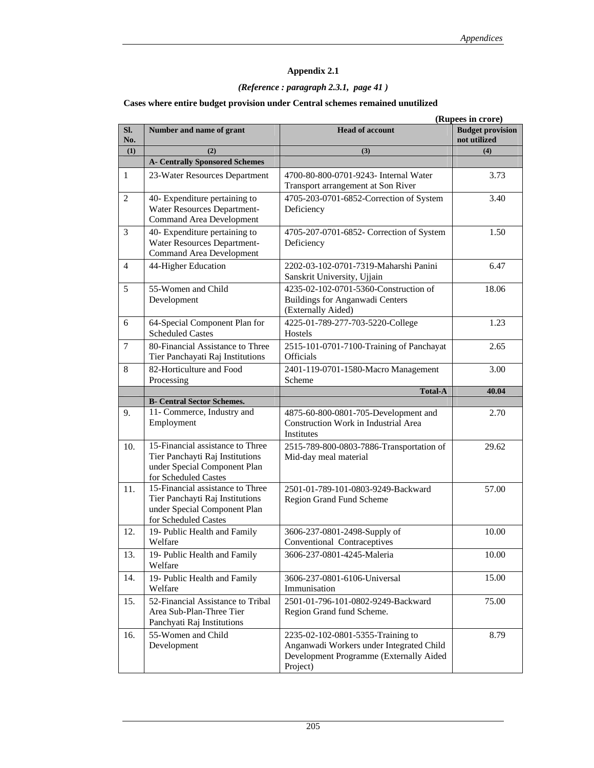## Appendix 2.1

*(Reference : paragraph 2.3.1, page 41 )*

**Cases where entire budget provision under Central schemes remained unutilized**

**(Rupees in crore)**

| Sl. No. | Number and name of grant | Head of account | Budget provision not utilized |
|---|---|---|---|
| (1) | (2) | (3) | (4) |
| | **A- Centrally Sponsored Schemes** | | |
| 1 | 23-Water Resources Department | 4700-80-800-0701-9243- Internal Water Transport arrangement at Son River | 3.73 |
| 2 | 40- Expenditure pertaining to Water Resources Department- Command Area Development | 4705-203-0701-6852-Correction of System Deficiency | 3.40 |
| 3 | 40- Expenditure pertaining to Water Resources Department- Command Area Development | 4705-207-0701-6852- Correction of System Deficiency | 1.50 |
| 4 | 44-Higher Education | 2202-03-102-0701-7319-Maharshi Panini Sanskrit University, Ujjain | 6.47 |
| 5 | 55-Women and Child Development | 4235-02-102-0701-5360-Construction of Buildings for Anganwadi Centers (Externally Aided) | 18.06 |
| 6 | 64-Special Component Plan for Scheduled Castes | 4225-01-789-277-703-5220-College Hostels | 1.23 |
| 7 | 80-Financial Assistance to Three Tier Panchayati Raj Institutions | 2515-101-0701-7100-Training of Panchayat Officials | 2.65 |
| 8 | 82-Horticulture and Food Processing | 2401-119-0701-1580-Macro Management Scheme | 3.00 |
| | | **Total-A** | **40.04** |
| | **B- Central Sector Schemes.** | | |
| 9. | 11- Commerce, Industry and Employment | 4875-60-800-0801-705-Development and Construction Work in Industrial Area Institutes | 2.70 |
| 10. | 15-Financial assistance to Three Tier Panchayti Raj Institutions under Special Component Plan for Scheduled Castes | 2515-789-800-0803-7886-Transportation of Mid-day meal material | 29.62 |
| 11. | 15-Financial assistance to Three Tier Panchayti Raj Institutions under Special Component Plan for Scheduled Castes | 2501-01-789-101-0803-9249-Backward Region Grand Fund Scheme | 57.00 |
| 12. | 19- Public Health and Family Welfare | 3606-237-0801-2498-Supply of Conventional Contraceptives | 10.00 |
| 13. | 19- Public Health and Family Welfare | 3606-237-0801-4245-Maleria | 10.00 |
| 14. | 19- Public Health and Family Welfare | 3606-237-0801-6106-Universal Immunisation | 15.00 |
| 15. | 52-Financial Assistance to Tribal Area Sub-Plan-Three Tier Panchyati Raj Institutions | 2501-01-796-101-0802-9249-Backward Region Grand fund Scheme. | 75.00 |
| 16. | 55-Women and Child Development | 2235-02-102-0801-5355-Training to Anganwadi Workers under Integrated Child Development Programme (Externally Aided Project) | 8.79 |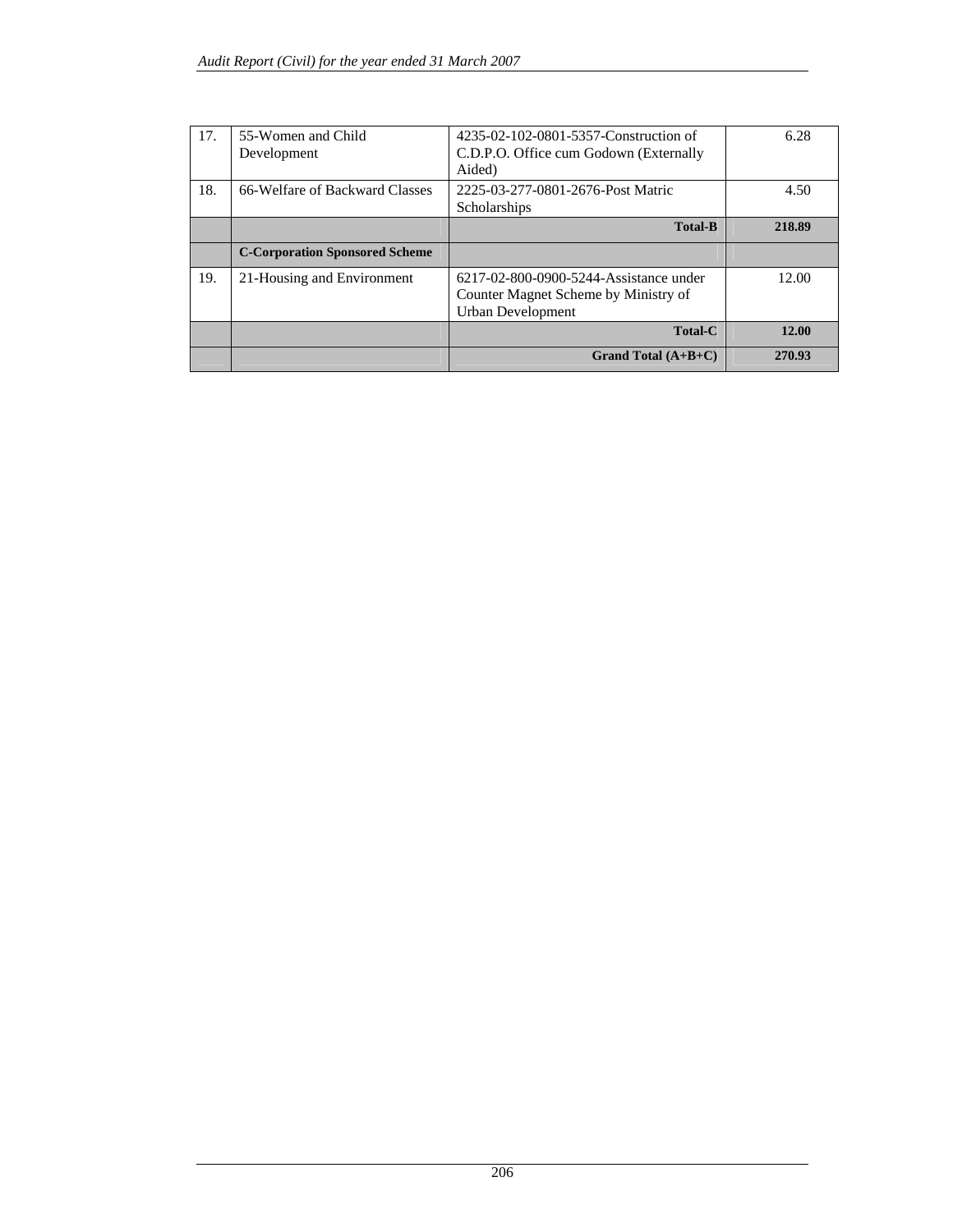| 17. | 55-Women and Child Development | 4235-02-102-0801-5357-Construction of C.D.P.O. Office cum Godown (Externally Aided) | 6.28 |
|---|---|---|---|
| 18. | 66-Welfare of Backward Classes | 2225-03-277-0801-2676-Post Matric Scholarships | 4.50 |
| | | **Total-B** | **218.89** |
| | **C-Corporation Sponsored Scheme** | | |
| 19. | 21-Housing and Environment | 6217-02-800-0900-5244-Assistance under Counter Magnet Scheme by Ministry of Urban Development | 12.00 |
| | | **Total-C** | **12.00** |
| | | **Grand Total (A+B+C)** | **270.93** |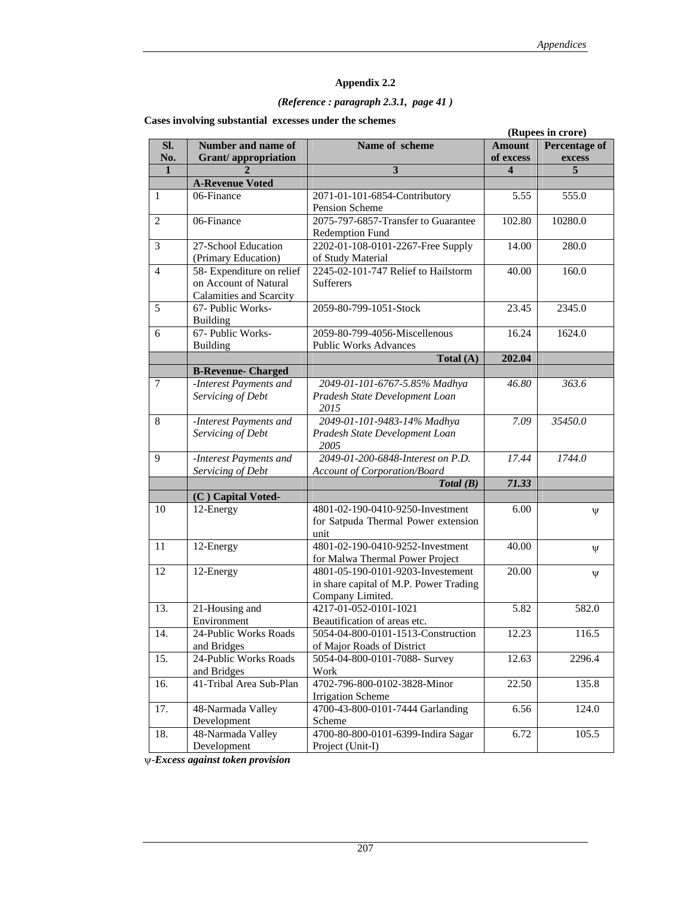## Appendix 2.2

*(Reference : paragraph 2.3.1, page 41 )*

**Cases involving substantial excesses under the schemes**

**(Rupees in crore)**

| Sl. No. | Number and name of Grant/ appropriation | Name of scheme | Amount of excess | Percentage of excess |
|---|---|---|---|---|
| **1** | **2** | **3** | **4** | **5** |
| | **A-Revenue Voted** | | | |
| 1 | 06-Finance | 2071-01-101-6854-Contributory Pension Scheme | 5.55 | 555.0 |
| 2 | 06-Finance | 2075-797-6857-Transfer to Guarantee Redemption Fund | 102.80 | 10280.0 |
| 3 | 27-School Education (Primary Education) | 2202-01-108-0101-2267-Free Supply of Study Material | 14.00 | 280.0 |
| 4 | 58- Expenditure on relief on Account of Natural Calamities and Scarcity | 2245-02-101-747 Relief to Hailstorm Sufferers | 40.00 | 160.0 |
| 5 | 67- Public Works-Building | 2059-80-799-1051-Stock | 23.45 | 2345.0 |
| 6 | 67- Public Works-Building | 2059-80-799-4056-Miscellenous Public Works Advances | 16.24 | 1624.0 |
| | | **Total (A)** | **202.04** | |
| | **B-Revenue- Charged** | | | |
| 7 | *-Interest Payments and Servicing of Debt* | *2049-01-101-6767-5.85% Madhya Pradesh State Development Loan 2015* | *46.80* | *363.6* |
| 8 | *-Interest Payments and Servicing of Debt* | *2049-01-101-9483-14% Madhya Pradesh State Development Loan 2005* | *7.09* | *35450.0* |
| 9 | *-Interest Payments and Servicing of Debt* | *2049-01-200-6848-Interest on P.D. Account of Corporation/Board* | *17.44* | *1744.0* |
| | | ***Total (B)*** | ***71.33*** | |
| | **(C ) Capital Voted-** | | | |
| 10 | 12-Energy | 4801-02-190-0410-9250-Investment for Satpuda Thermal Power extension unit | 6.00 | ψ |
| 11 | 12-Energy | 4801-02-190-0410-9252-Investment for Malwa Thermal Power Project | 40.00 | ψ |
| 12 | 12-Energy | 4801-05-190-0101-9203-Investement in share capital of M.P. Power Trading Company Limited. | 20.00 | ψ |
| 13. | 21-Housing and Environment | 4217-01-052-0101-1021 Beautification of areas etc. | 5.82 | 582.0 |
| 14. | 24-Public Works Roads and Bridges | 5054-04-800-0101-1513-Construction of Major Roads of District | 12.23 | 116.5 |
| 15. | 24-Public Works Roads and Bridges | 5054-04-800-0101-7088- Survey Work | 12.63 | 2296.4 |
| 16. | 41-Tribal Area Sub-Plan | 4702-796-800-0102-3828-Minor Irrigation Scheme | 22.50 | 135.8 |
| 17. | 48-Narmada Valley Development | 4700-43-800-0101-7444 Garlanding Scheme | 6.56 | 124.0 |
| 18. | 48-Narmada Valley Development | 4700-80-800-0101-6399-Indira Sagar Project (Unit-I) | 6.72 | 105.5 |

ψ*-Excess against token provision*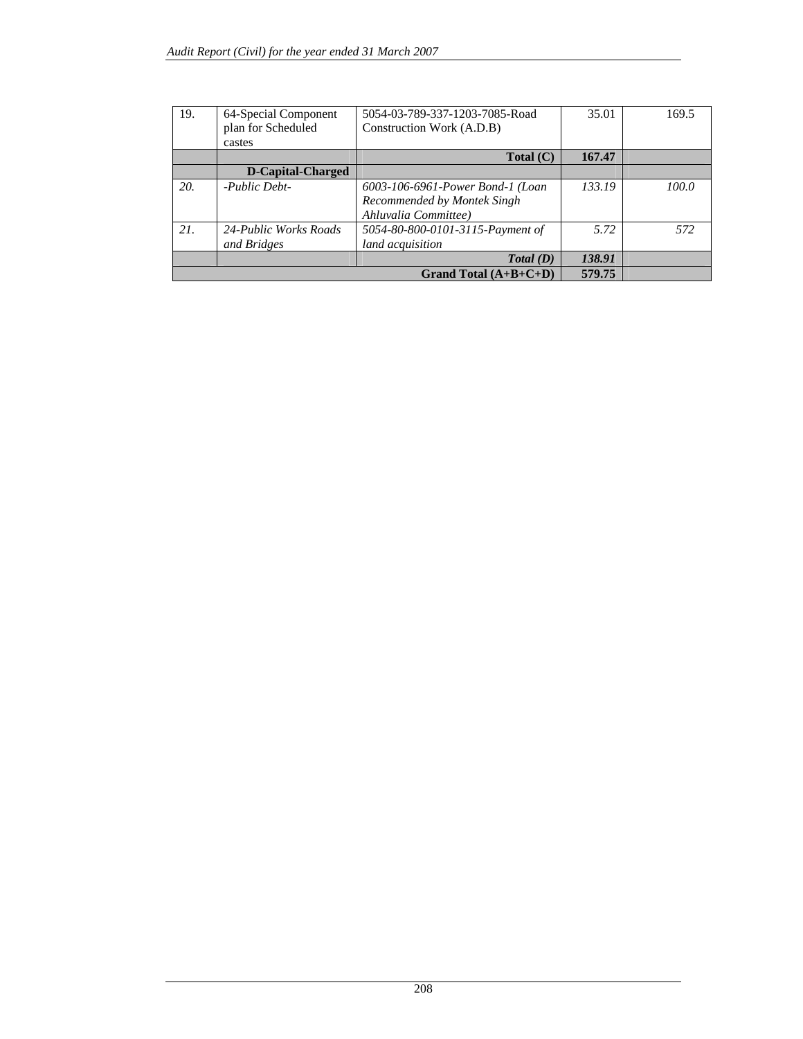| | | | | |
|---|---|---|---|---|
| 19. | 64-Special Component plan for Scheduled castes | 5054-03-789-337-1203-7085-Road Construction Work (A.D.B) | 35.01 | 169.5 |
| | | **Total (C)** | **167.47** | |
| | **D-Capital-Charged** | | | |
| *20.* | *-Public Debt-* | *6003-106-6961-Power Bond-1 (Loan Recommended by Montek Singh Ahluvalia Committee)* | *133.19* | *100.0* |
| *21.* | *24-Public Works Roads and Bridges* | *5054-80-800-0101-3115-Payment of land acquisition* | *5.72* | *572* |
| | | ***Total (D)*** | ***138.91*** | |
| | | **Grand Total (A+B+C+D)** | **579.75** | |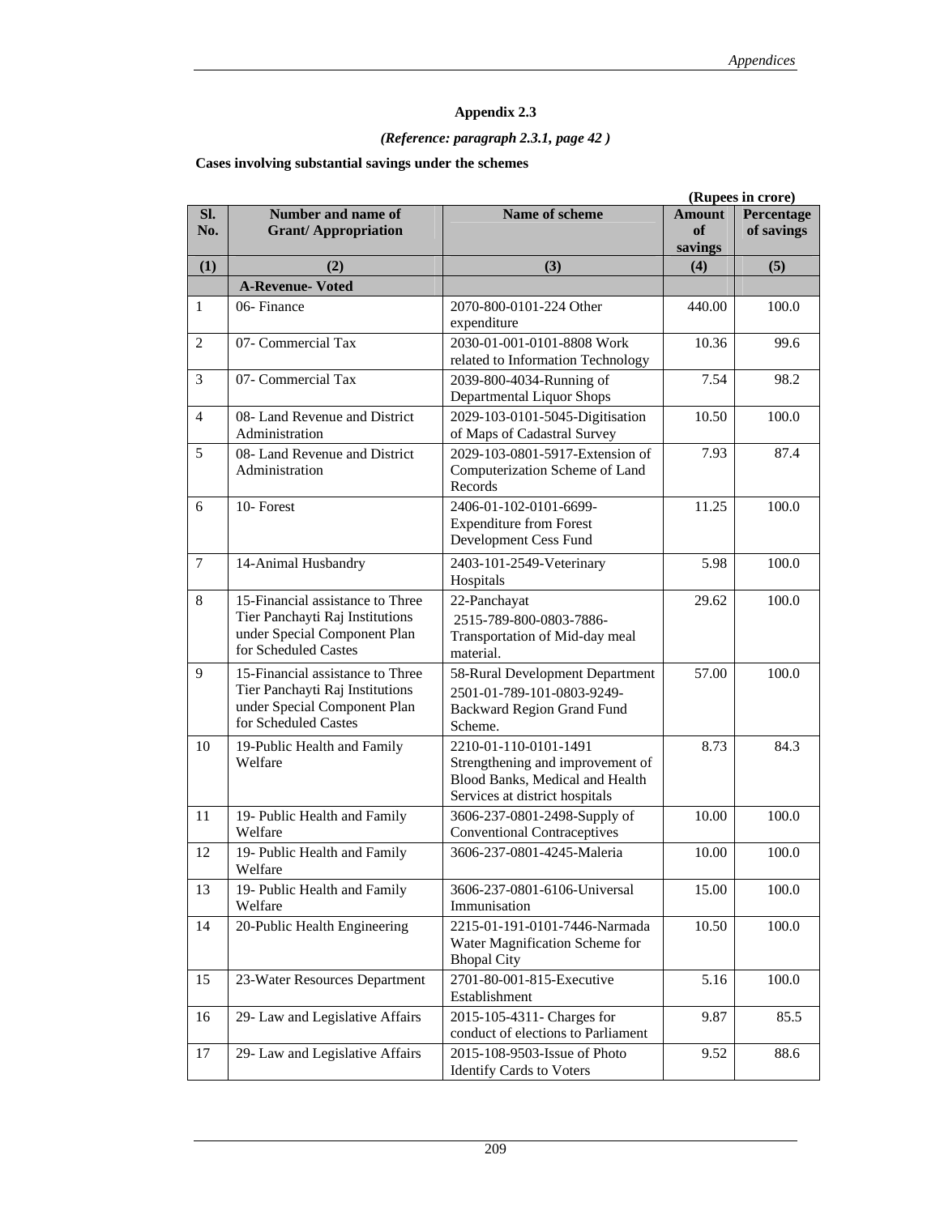## Appendix 2.3

*(Reference: paragraph 2.3.1, page 42 )*

**Cases involving substantial savings under the schemes**

**(Rupees in crore)**

| Sl. No. | Number and name of Grant/ Appropriation | Name of scheme | Amount of savings | Percentage of savings |
|---|---|---|---|---|
| (1) | (2) | (3) | (4) | (5) |
| | **A-Revenue- Voted** | | | |
| 1 | 06- Finance | 2070-800-0101-224 Other expenditure | 440.00 | 100.0 |
| 2 | 07- Commercial Tax | 2030-01-001-0101-8808 Work related to Information Technology | 10.36 | 99.6 |
| 3 | 07- Commercial Tax | 2039-800-4034-Running of Departmental Liquor Shops | 7.54 | 98.2 |
| 4 | 08- Land Revenue and District Administration | 2029-103-0101-5045-Digitisation of Maps of Cadastral Survey | 10.50 | 100.0 |
| 5 | 08- Land Revenue and District Administration | 2029-103-0801-5917-Extension of Computerization Scheme of Land Records | 7.93 | 87.4 |
| 6 | 10- Forest | 2406-01-102-0101-6699-Expenditure from Forest Development Cess Fund | 11.25 | 100.0 |
| 7 | 14-Animal Husbandry | 2403-101-2549-Veterinary Hospitals | 5.98 | 100.0 |
| 8 | 15-Financial assistance to Three Tier Panchayti Raj Institutions under Special Component Plan for Scheduled Castes | 22-Panchayat 2515-789-800-0803-7886-Transportation of Mid-day meal material. | 29.62 | 100.0 |
| 9 | 15-Financial assistance to Three Tier Panchayti Raj Institutions under Special Component Plan for Scheduled Castes | 58-Rural Development Department 2501-01-789-101-0803-9249-Backward Region Grand Fund Scheme. | 57.00 | 100.0 |
| 10 | 19-Public Health and Family Welfare | 2210-01-110-0101-1491 Strengthening and improvement of Blood Banks, Medical and Health Services at district hospitals | 8.73 | 84.3 |
| 11 | 19- Public Health and Family Welfare | 3606-237-0801-2498-Supply of Conventional Contraceptives | 10.00 | 100.0 |
| 12 | 19- Public Health and Family Welfare | 3606-237-0801-4245-Maleria | 10.00 | 100.0 |
| 13 | 19- Public Health and Family Welfare | 3606-237-0801-6106-Universal Immunisation | 15.00 | 100.0 |
| 14 | 20-Public Health Engineering | 2215-01-191-0101-7446-Narmada Water Magnification Scheme for Bhopal City | 10.50 | 100.0 |
| 15 | 23-Water Resources Department | 2701-80-001-815-Executive Establishment | 5.16 | 100.0 |
| 16 | 29- Law and Legislative Affairs | 2015-105-4311- Charges for conduct of elections to Parliament | 9.87 | 85.5 |
| 17 | 29- Law and Legislative Affairs | 2015-108-9503-Issue of Photo Identify Cards to Voters | 9.52 | 88.6 |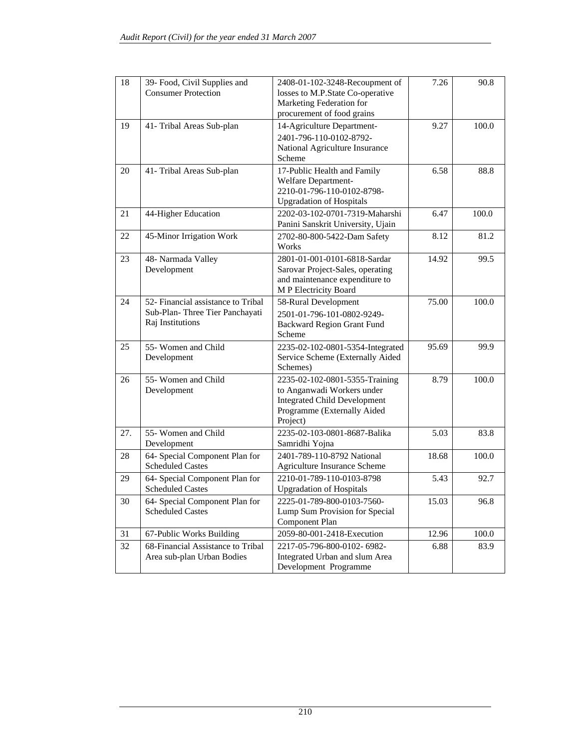| 18 | 39- Food, Civil Supplies and Consumer Protection | 2408-01-102-3248-Recoupment of losses to M.P.State Co-operative Marketing Federation for procurement of food grains | 7.26 | 90.8 |
|---|---|---|---|---|
| 19 | 41- Tribal Areas Sub-plan | 14-Agriculture Department-<br>2401-796-110-0102-8792-National Agriculture Insurance Scheme | 9.27 | 100.0 |
| 20 | 41- Tribal Areas Sub-plan | 17-Public Health and Family Welfare Department-<br>2210-01-796-110-0102-8798-Upgradation of Hospitals | 6.58 | 88.8 |
| 21 | 44-Higher Education | 2202-03-102-0701-7319-Maharshi Panini Sanskrit University, Ujain | 6.47 | 100.0 |
| 22 | 45-Minor Irrigation Work | 2702-80-800-5422-Dam Safety Works | 8.12 | 81.2 |
| 23 | 48- Narmada Valley Development | 2801-01-001-0101-6818-Sardar Sarovar Project-Sales, operating and maintenance expenditure to M P Electricity Board | 14.92 | 99.5 |
| 24 | 52- Financial assistance to Tribal Sub-Plan- Three Tier Panchayati Raj Institutions | 58-Rural Development<br>2501-01-796-101-0802-9249-Backward Region Grant Fund Scheme | 75.00 | 100.0 |
| 25 | 55- Women and Child Development | 2235-02-102-0801-5354-Integrated Service Scheme (Externally Aided Schemes) | 95.69 | 99.9 |
| 26 | 55- Women and Child Development | 2235-02-102-0801-5355-Training to Anganwadi Workers under Integrated Child Development Programme (Externally Aided Project) | 8.79 | 100.0 |
| 27. | 55- Women and Child Development | 2235-02-103-0801-8687-Balika Samridhi Yojna | 5.03 | 83.8 |
| 28 | 64- Special Component Plan for Scheduled Castes | 2401-789-110-8792 National Agriculture Insurance Scheme | 18.68 | 100.0 |
| 29 | 64- Special Component Plan for Scheduled Castes | 2210-01-789-110-0103-8798 Upgradation of Hospitals | 5.43 | 92.7 |
| 30 | 64- Special Component Plan for Scheduled Castes | 2225-01-789-800-0103-7560-Lump Sum Provision for Special Component Plan | 15.03 | 96.8 |
| 31 | 67-Public Works Building | 2059-80-001-2418-Execution | 12.96 | 100.0 |
| 32 | 68-Financial Assistance to Tribal Area sub-plan Urban Bodies | 2217-05-796-800-0102- 6982-Integrated Urban and slum Area Development Programme | 6.88 | 83.9 |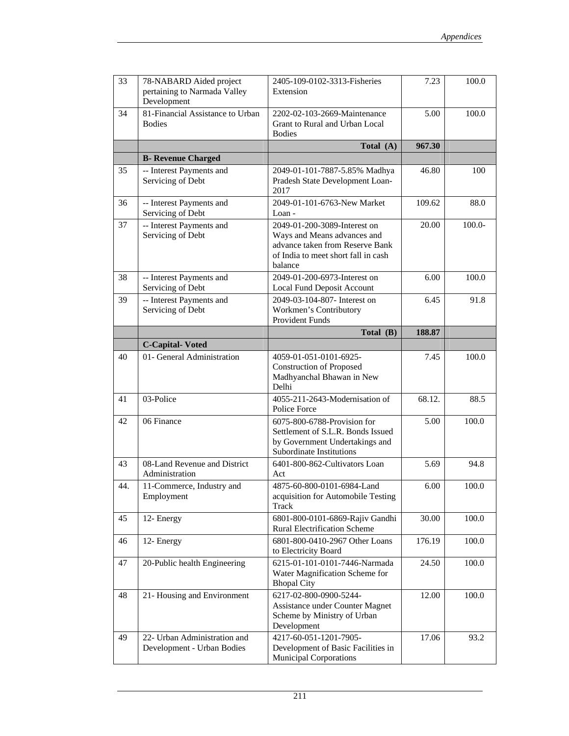| | | | | |
|---|---|---|---|---|
| 33 | 78-NABARD Aided project pertaining to Narmada Valley Development | 2405-109-0102-3313-Fisheries Extension | 7.23 | 100.0 |
| 34 | 81-Financial Assistance to Urban Bodies | 2202-02-103-2669-Maintenance Grant to Rural and Urban Local Bodies | 5.00 | 100.0 |
| | | **Total (A)** | **967.30** | |
| | **B- Revenue Charged** | | | |
| 35 | -- Interest Payments and Servicing of Debt | 2049-01-101-7887-5.85% Madhya Pradesh State Development Loan-2017 | 46.80 | 100 |
| 36 | -- Interest Payments and Servicing of Debt | 2049-01-101-6763-New Market Loan - | 109.62 | 88.0 |
| 37 | -- Interest Payments and Servicing of Debt | 2049-01-200-3089-Interest on Ways and Means advances and advance taken from Reserve Bank of India to meet short fall in cash balance | 20.00 | 100.0- |
| 38 | -- Interest Payments and Servicing of Debt | 2049-01-200-6973-Interest on Local Fund Deposit Account | 6.00 | 100.0 |
| 39 | -- Interest Payments and Servicing of Debt | 2049-03-104-807- Interest on Workmen's Contributory Provident Funds | 6.45 | 91.8 |
| | | **Total (B)** | **188.87** | |
| | **C-Capital- Voted** | | | |
| 40 | 01- General Administration | 4059-01-051-0101-6925-Construction of Proposed Madhyanchal Bhawan in New Delhi | 7.45 | 100.0 |
| 41 | 03-Police | 4055-211-2643-Modernisation of Police Force | 68.12. | 88.5 |
| 42 | 06 Finance | 6075-800-6788-Provision for Settlement of S.L.R. Bonds Issued by Government Undertakings and Subordinate Institutions | 5.00 | 100.0 |
| 43 | 08-Land Revenue and District Administration | 6401-800-862-Cultivators Loan Act | 5.69 | 94.8 |
| 44. | 11-Commerce, Industry and Employment | 4875-60-800-0101-6984-Land acquisition for Automobile Testing Track | 6.00 | 100.0 |
| 45 | 12- Energy | 6801-800-0101-6869-Rajiv Gandhi Rural Electrification Scheme | 30.00 | 100.0 |
| 46 | 12- Energy | 6801-800-0410-2967 Other Loans to Electricity Board | 176.19 | 100.0 |
| 47 | 20-Public health Engineering | 6215-01-101-0101-7446-Narmada Water Magnification Scheme for Bhopal City | 24.50 | 100.0 |
| 48 | 21- Housing and Environment | 6217-02-800-0900-5244-Assistance under Counter Magnet Scheme by Ministry of Urban Development | 12.00 | 100.0 |
| 49 | 22- Urban Administration and Development - Urban Bodies | 4217-60-051-1201-7905-Development of Basic Facilities in Municipal Corporations | 17.06 | 93.2 |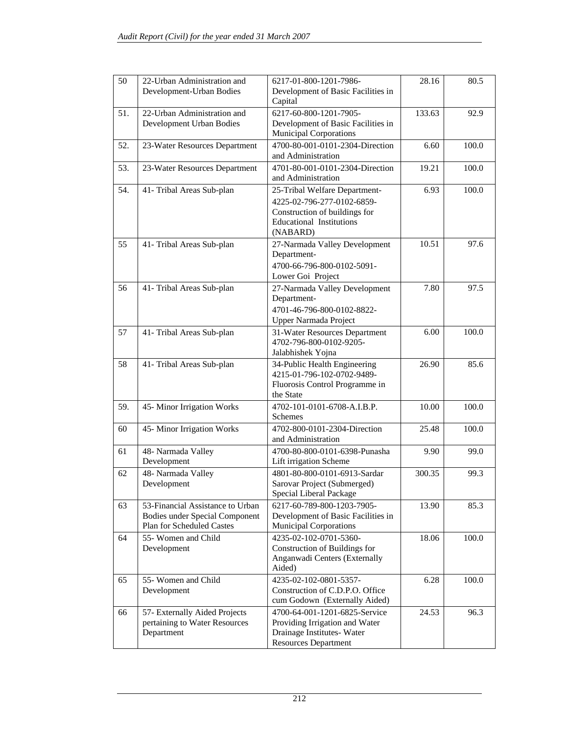| 50 | 22-Urban Administration and Development-Urban Bodies | 6217-01-800-1201-7986-Development of Basic Facilities in Capital | 28.16 | 80.5 |
|---|---|---|---|---|
| 51. | 22-Urban Administration and Development Urban Bodies | 6217-60-800-1201-7905-Development of Basic Facilities in Municipal Corporations | 133.63 | 92.9 |
| 52. | 23-Water Resources Department | 4700-80-001-0101-2304-Direction and Administration | 6.60 | 100.0 |
| 53. | 23-Water Resources Department | 4701-80-001-0101-2304-Direction and Administration | 19.21 | 100.0 |
| 54. | 41- Tribal Areas Sub-plan | 25-Tribal Welfare Department-4225-02-796-277-0102-6859-Construction of buildings for Educational Institutions (NABARD) | 6.93 | 100.0 |
| 55 | 41- Tribal Areas Sub-plan | 27-Narmada Valley Development Department-4700-66-796-800-0102-5091-Lower Goi Project | 10.51 | 97.6 |
| 56 | 41- Tribal Areas Sub-plan | 27-Narmada Valley Development Department-4701-46-796-800-0102-8822-Upper Narmada Project | 7.80 | 97.5 |
| 57 | 41- Tribal Areas Sub-plan | 31-Water Resources Department 4702-796-800-0102-9205-Jalabhishek Yojna | 6.00 | 100.0 |
| 58 | 41- Tribal Areas Sub-plan | 34-Public Health Engineering 4215-01-796-102-0702-9489-Fluorosis Control Programme in the State | 26.90 | 85.6 |
| 59. | 45- Minor Irrigation Works | 4702-101-0101-6708-A.I.B.P. Schemes | 10.00 | 100.0 |
| 60 | 45- Minor Irrigation Works | 4702-800-0101-2304-Direction and Administration | 25.48 | 100.0 |
| 61 | 48- Narmada Valley Development | 4700-80-800-0101-6398-Punasha Lift irrigation Scheme | 9.90 | 99.0 |
| 62 | 48- Narmada Valley Development | 4801-80-800-0101-6913-Sardar Sarovar Project (Submerged) Special Liberal Package | 300.35 | 99.3 |
| 63 | 53-Financial Assistance to Urban Bodies under Special Component Plan for Scheduled Castes | 6217-60-789-800-1203-7905-Development of Basic Facilities in Municipal Corporations | 13.90 | 85.3 |
| 64 | 55- Women and Child Development | 4235-02-102-0701-5360-Construction of Buildings for Anganwadi Centers (Externally Aided) | 18.06 | 100.0 |
| 65 | 55- Women and Child Development | 4235-02-102-0801-5357-Construction of C.D.P.O. Office cum Godown (Externally Aided) | 6.28 | 100.0 |
| 66 | 57- Externally Aided Projects pertaining to Water Resources Department | 4700-64-001-1201-6825-Service Providing Irrigation and Water Drainage Institutes- Water Resources Department | 24.53 | 96.3 |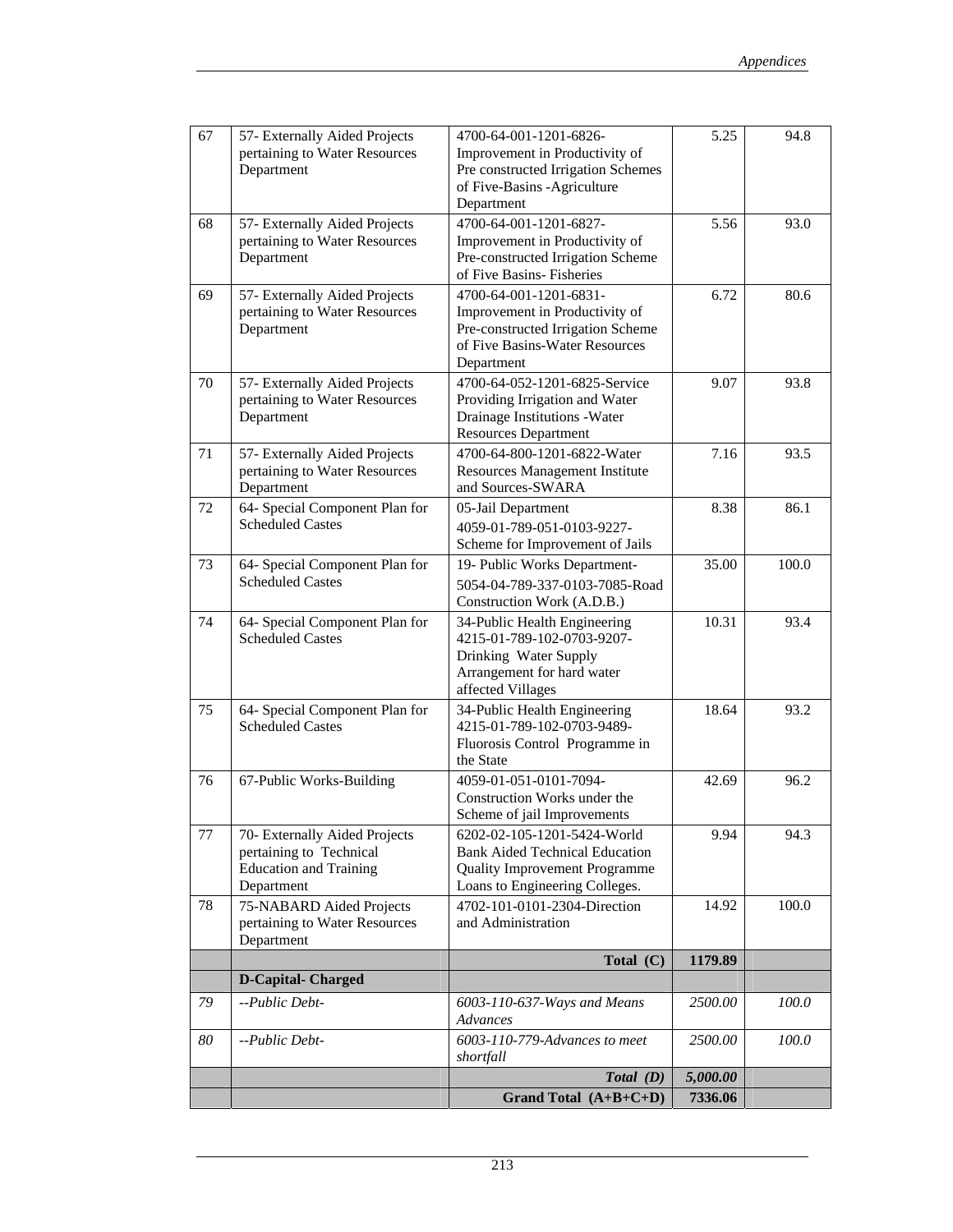| 67 | 57- Externally Aided Projects pertaining to Water Resources Department | 4700-64-001-1201-6826-Improvement in Productivity of Pre constructed Irrigation Schemes of Five-Basins -Agriculture Department | 5.25 | 94.8 |
|---|---|---|---|---|
| 68 | 57- Externally Aided Projects pertaining to Water Resources Department | 4700-64-001-1201-6827-Improvement in Productivity of Pre-constructed Irrigation Scheme of Five Basins- Fisheries | 5.56 | 93.0 |
| 69 | 57- Externally Aided Projects pertaining to Water Resources Department | 4700-64-001-1201-6831-Improvement in Productivity of Pre-constructed Irrigation Scheme of Five Basins-Water Resources Department | 6.72 | 80.6 |
| 70 | 57- Externally Aided Projects pertaining to Water Resources Department | 4700-64-052-1201-6825-Service Providing Irrigation and Water Drainage Institutions -Water Resources Department | 9.07 | 93.8 |
| 71 | 57- Externally Aided Projects pertaining to Water Resources Department | 4700-64-800-1201-6822-Water Resources Management Institute and Sources-SWARA | 7.16 | 93.5 |
| 72 | 64- Special Component Plan for Scheduled Castes | 05-Jail Department 4059-01-789-051-0103-9227-Scheme for Improvement of Jails | 8.38 | 86.1 |
| 73 | 64- Special Component Plan for Scheduled Castes | 19- Public Works Department- 5054-04-789-337-0103-7085-Road Construction Work (A.D.B.) | 35.00 | 100.0 |
| 74 | 64- Special Component Plan for Scheduled Castes | 34-Public Health Engineering 4215-01-789-102-0703-9207-Drinking Water Supply Arrangement for hard water affected Villages | 10.31 | 93.4 |
| 75 | 64- Special Component Plan for Scheduled Castes | 34-Public Health Engineering 4215-01-789-102-0703-9489-Fluorosis Control Programme in the State | 18.64 | 93.2 |
| 76 | 67-Public Works-Building | 4059-01-051-0101-7094-Construction Works under the Scheme of jail Improvements | 42.69 | 96.2 |
| 77 | 70- Externally Aided Projects pertaining to Technical Education and Training Department | 6202-02-105-1201-5424-World Bank Aided Technical Education Quality Improvement Programme Loans to Engineering Colleges. | 9.94 | 94.3 |
| 78 | 75-NABARD Aided Projects pertaining to Water Resources Department | 4702-101-0101-2304-Direction and Administration | 14.92 | 100.0 |
| | | **Total (C)** | **1179.89** | |
| | **D-Capital- Charged** | | | |
| *79* | *--Public Debt-* | *6003-110-637-Ways and Means Advances* | *2500.00* | *100.0* |
| *80* | *--Public Debt-* | *6003-110-779-Advances to meet shortfall* | *2500.00* | *100.0* |
| | | ***Total (D)*** | ***5,000.00*** | |
| | | **Grand Total (A+B+C+D)** | **7336.06** | |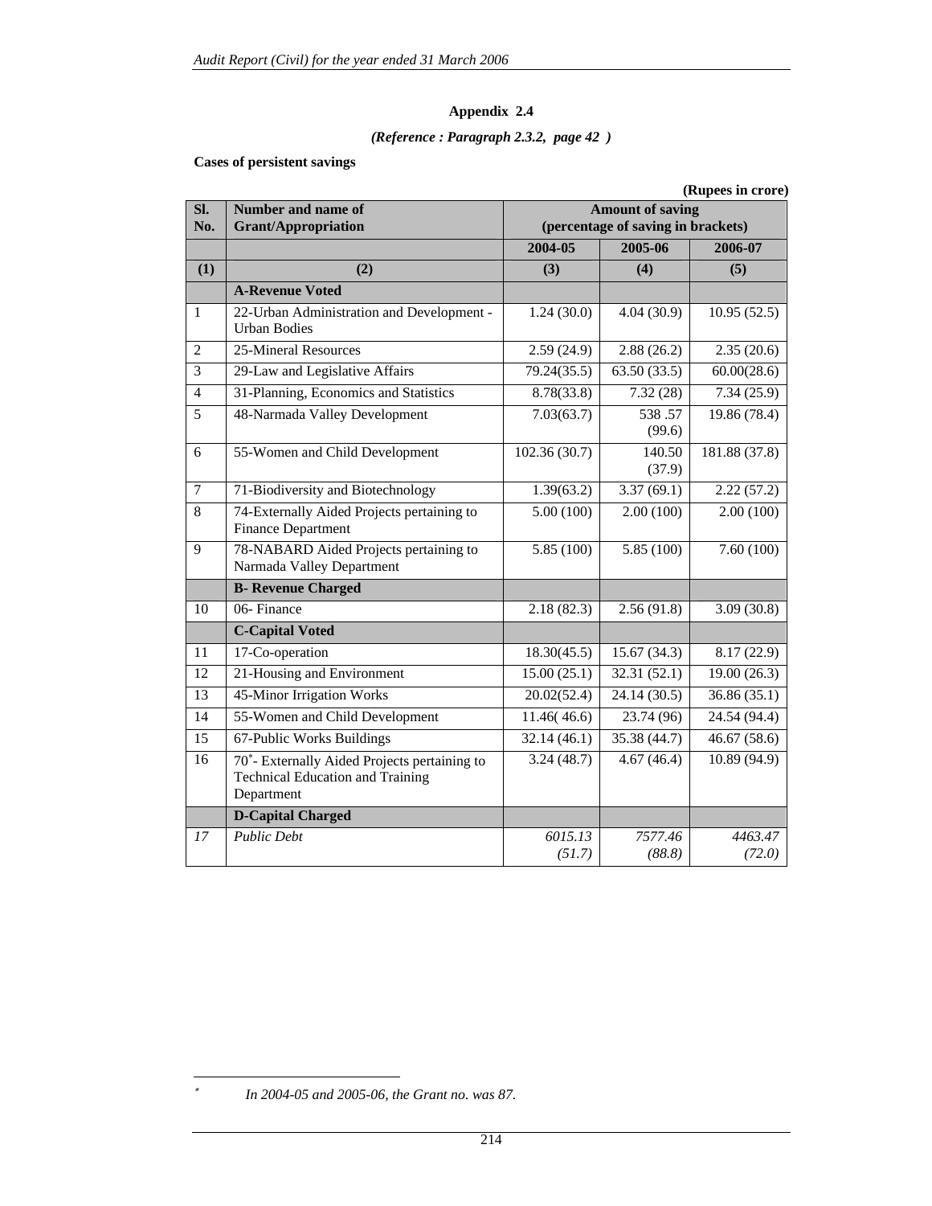**Appendix 2.4**

*(Reference : Paragraph 2.3.2, page 42 )*

**Cases of persistent savings**

**(Rupees in crore)**

| Sl. No. | Number and name of Grant/Appropriation | Amount of saving (percentage of saving in brackets) | | |
|---|---|---|---|---|
| | | 2004-05 | 2005-06 | 2006-07 |
| (1) | (2) | (3) | (4) | (5) |
| | **A-Revenue Voted** | | | |
| 1 | 22-Urban Administration and Development - Urban Bodies | 1.24 (30.0) | 4.04 (30.9) | 10.95 (52.5) |
| 2 | 25-Mineral Resources | 2.59 (24.9) | 2.88 (26.2) | 2.35 (20.6) |
| 3 | 29-Law and Legislative Affairs | 79.24(35.5) | 63.50 (33.5) | 60.00(28.6) |
| 4 | 31-Planning, Economics and Statistics | 8.78(33.8) | 7.32 (28) | 7.34 (25.9) |
| 5 | 48-Narmada Valley Development | 7.03(63.7) | 538 .57 (99.6) | 19.86 (78.4) |
| 6 | 55-Women and Child Development | 102.36 (30.7) | 140.50 (37.9) | 181.88 (37.8) |
| 7 | 71-Biodiversity and Biotechnology | 1.39(63.2) | 3.37 (69.1) | 2.22 (57.2) |
| 8 | 74-Externally Aided Projects pertaining to Finance Department | 5.00 (100) | 2.00 (100) | 2.00 (100) |
| 9 | 78-NABARD Aided Projects pertaining to Narmada Valley Department | 5.85 (100) | 5.85 (100) | 7.60 (100) |
| | **B- Revenue Charged** | | | |
| 10 | 06- Finance | 2.18 (82.3) | 2.56 (91.8) | 3.09 (30.8) |
| | **C-Capital Voted** | | | |
| 11 | 17-Co-operation | 18.30(45.5) | 15.67 (34.3) | 8.17 (22.9) |
| 12 | 21-Housing and Environment | 15.00 (25.1) | 32.31 (52.1) | 19.00 (26.3) |
| 13 | 45-Minor Irrigation Works | 20.02(52.4) | 24.14 (30.5) | 36.86 (35.1) |
| 14 | 55-Women and Child Development | 11.46( 46.6) | 23.74 (96) | 24.54 (94.4) |
| 15 | 67-Public Works Buildings | 32.14 (46.1) | 35.38 (44.7) | 46.67 (58.6) |
| 16 | 70*- Externally Aided Projects pertaining to Technical Education and Training Department | 3.24 (48.7) | 4.67 (46.4) | 10.89 (94.9) |
| | **D-Capital Charged** | | | |
| *17* | *Public Debt* | *6015.13 (51.7)* | *7577.46 (88.8)* | *4463.47 (72.0)* |

\* *In 2004-05 and 2005-06, the Grant no. was 87.*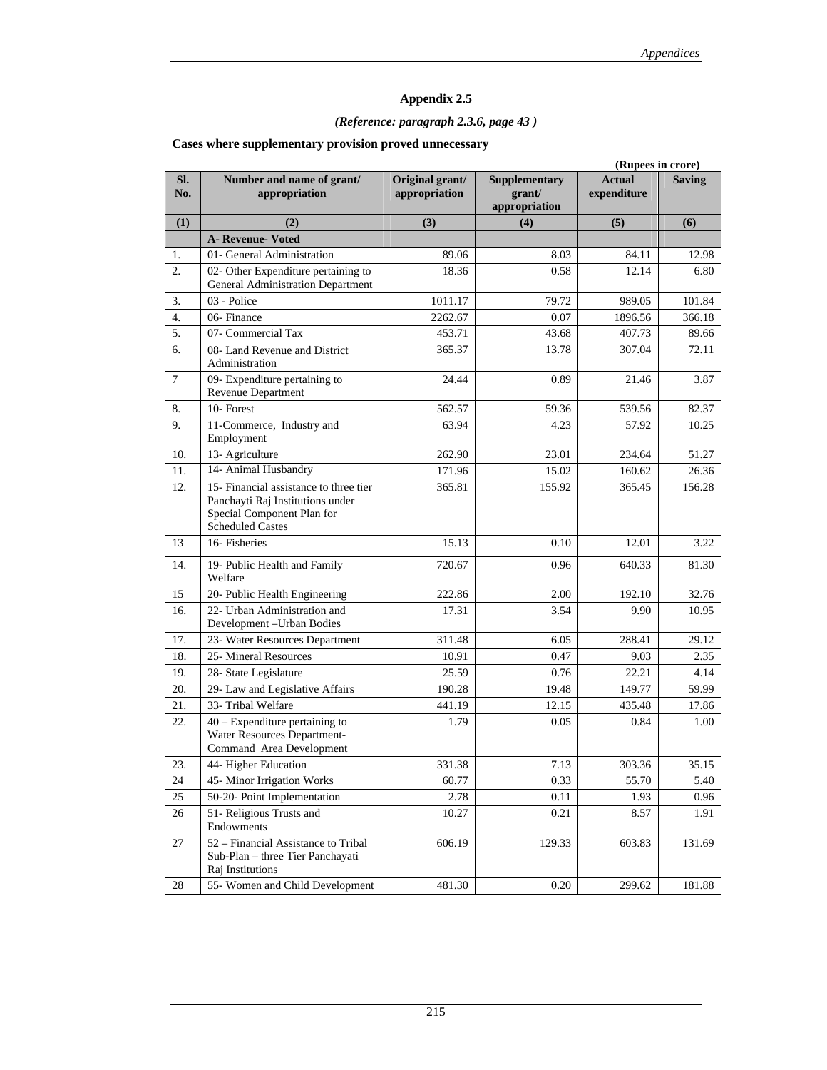# Appendix 2.5

*(Reference: paragraph 2.3.6, page 43 )*

**Cases where supplementary provision proved unnecessary**

**(Rupees in crore)**

| Sl. No. | Number and name of grant/ appropriation | Original grant/ appropriation | Supplementary grant/ appropriation | Actual expenditure | Saving |
|---|---|---|---|---|---|
| (1) | (2) | (3) | (4) | (5) | (6) |
| | **A- Revenue- Voted** | | | | |
| 1. | 01- General Administration | 89.06 | 8.03 | 84.11 | 12.98 |
| 2. | 02- Other Expenditure pertaining to General Administration Department | 18.36 | 0.58 | 12.14 | 6.80 |
| 3. | 03 - Police | 1011.17 | 79.72 | 989.05 | 101.84 |
| 4. | 06- Finance | 2262.67 | 0.07 | 1896.56 | 366.18 |
| 5. | 07- Commercial Tax | 453.71 | 43.68 | 407.73 | 89.66 |
| 6. | 08- Land Revenue and District Administration | 365.37 | 13.78 | 307.04 | 72.11 |
| 7 | 09- Expenditure pertaining to Revenue Department | 24.44 | 0.89 | 21.46 | 3.87 |
| 8. | 10- Forest | 562.57 | 59.36 | 539.56 | 82.37 |
| 9. | 11-Commerce, Industry and Employment | 63.94 | 4.23 | 57.92 | 10.25 |
| 10. | 13- Agriculture | 262.90 | 23.01 | 234.64 | 51.27 |
| 11. | 14- Animal Husbandry | 171.96 | 15.02 | 160.62 | 26.36 |
| 12. | 15- Financial assistance to three tier Panchayti Raj Institutions under Special Component Plan for Scheduled Castes | 365.81 | 155.92 | 365.45 | 156.28 |
| 13 | 16- Fisheries | 15.13 | 0.10 | 12.01 | 3.22 |
| 14. | 19- Public Health and Family Welfare | 720.67 | 0.96 | 640.33 | 81.30 |
| 15 | 20- Public Health Engineering | 222.86 | 2.00 | 192.10 | 32.76 |
| 16. | 22- Urban Administration and Development –Urban Bodies | 17.31 | 3.54 | 9.90 | 10.95 |
| 17. | 23- Water Resources Department | 311.48 | 6.05 | 288.41 | 29.12 |
| 18. | 25- Mineral Resources | 10.91 | 0.47 | 9.03 | 2.35 |
| 19. | 28- State Legislature | 25.59 | 0.76 | 22.21 | 4.14 |
| 20. | 29- Law and Legislative Affairs | 190.28 | 19.48 | 149.77 | 59.99 |
| 21. | 33- Tribal Welfare | 441.19 | 12.15 | 435.48 | 17.86 |
| 22. | 40 – Expenditure pertaining to Water Resources Department- Command Area Development | 1.79 | 0.05 | 0.84 | 1.00 |
| 23. | 44- Higher Education | 331.38 | 7.13 | 303.36 | 35.15 |
| 24 | 45- Minor Irrigation Works | 60.77 | 0.33 | 55.70 | 5.40 |
| 25 | 50-20- Point Implementation | 2.78 | 0.11 | 1.93 | 0.96 |
| 26 | 51- Religious Trusts and Endowments | 10.27 | 0.21 | 8.57 | 1.91 |
| 27 | 52 – Financial Assistance to Tribal Sub-Plan – three Tier Panchayati Raj Institutions | 606.19 | 129.33 | 603.83 | 131.69 |
| 28 | 55- Women and Child Development | 481.30 | 0.20 | 299.62 | 181.88 |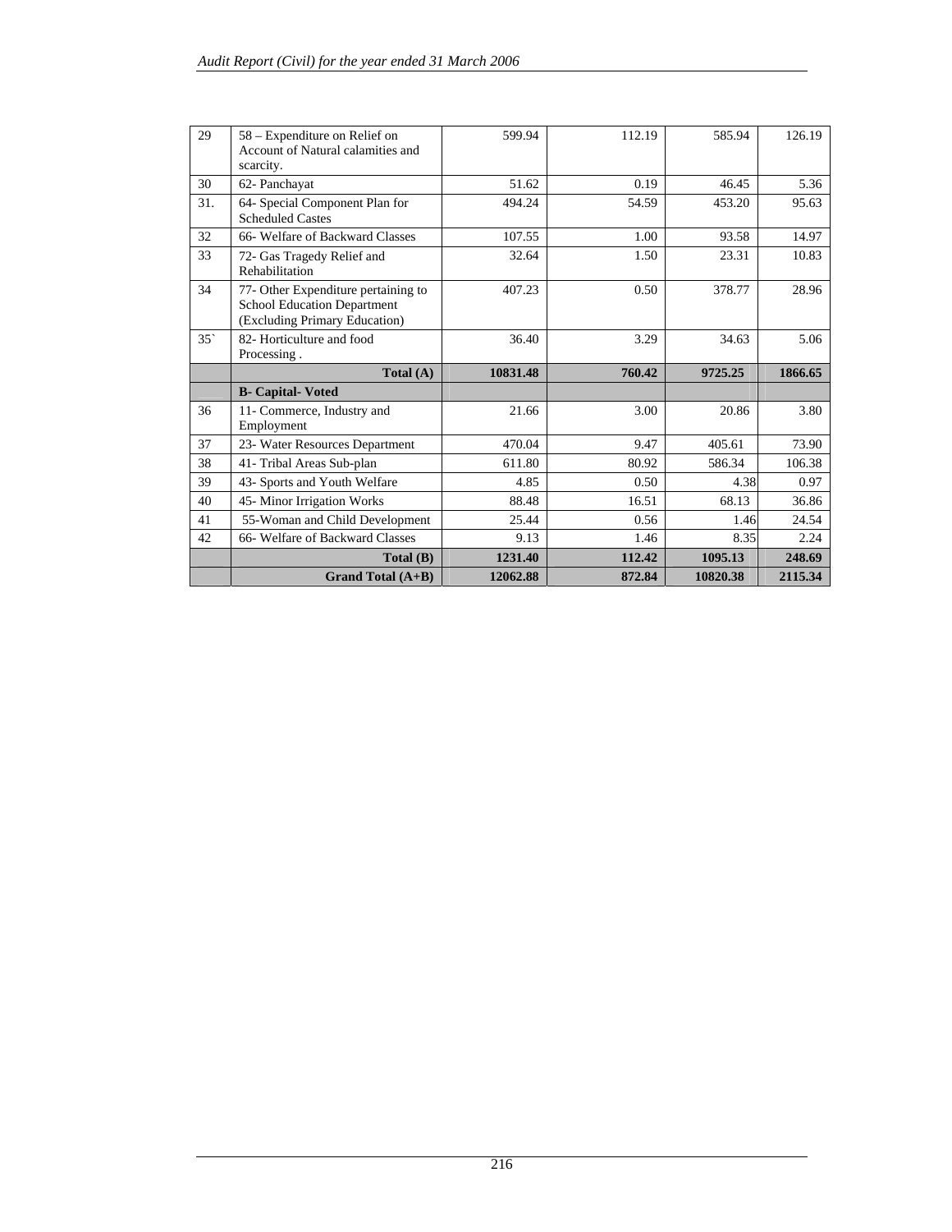| 29 | 58 – Expenditure on Relief on Account of Natural calamities and scarcity. | 599.94 | 112.19 | 585.94 | 126.19 |
|---|---|---|---|---|---|
| 30 | 62- Panchayat | 51.62 | 0.19 | 46.45 | 5.36 |
| 31. | 64- Special Component Plan for Scheduled Castes | 494.24 | 54.59 | 453.20 | 95.63 |
| 32 | 66- Welfare of Backward Classes | 107.55 | 1.00 | 93.58 | 14.97 |
| 33 | 72- Gas Tragedy Relief and Rehabilitation | 32.64 | 1.50 | 23.31 | 10.83 |
| 34 | 77- Other Expenditure pertaining to School Education Department (Excluding Primary Education) | 407.23 | 0.50 | 378.77 | 28.96 |
| 35` | 82- Horticulture and food Processing . | 36.40 | 3.29 | 34.63 | 5.06 |
| | **Total (A)** | **10831.48** | **760.42** | **9725.25** | **1866.65** |
| | **B- Capital- Voted** | | | | |
| 36 | 11- Commerce, Industry and Employment | 21.66 | 3.00 | 20.86 | 3.80 |
| 37 | 23- Water Resources Department | 470.04 | 9.47 | 405.61 | 73.90 |
| 38 | 41- Tribal Areas Sub-plan | 611.80 | 80.92 | 586.34 | 106.38 |
| 39 | 43- Sports and Youth Welfare | 4.85 | 0.50 | 4.38 | 0.97 |
| 40 | 45- Minor Irrigation Works | 88.48 | 16.51 | 68.13 | 36.86 |
| 41 | 55-Woman and Child Development | 25.44 | 0.56 | 1.46 | 24.54 |
| 42 | 66- Welfare of Backward Classes | 9.13 | 1.46 | 8.35 | 2.24 |
| | **Total (B)** | **1231.40** | **112.42** | **1095.13** | **248.69** |
| | **Grand Total (A+B)** | **12062.88** | **872.84** | **10820.38** | **2115.34** |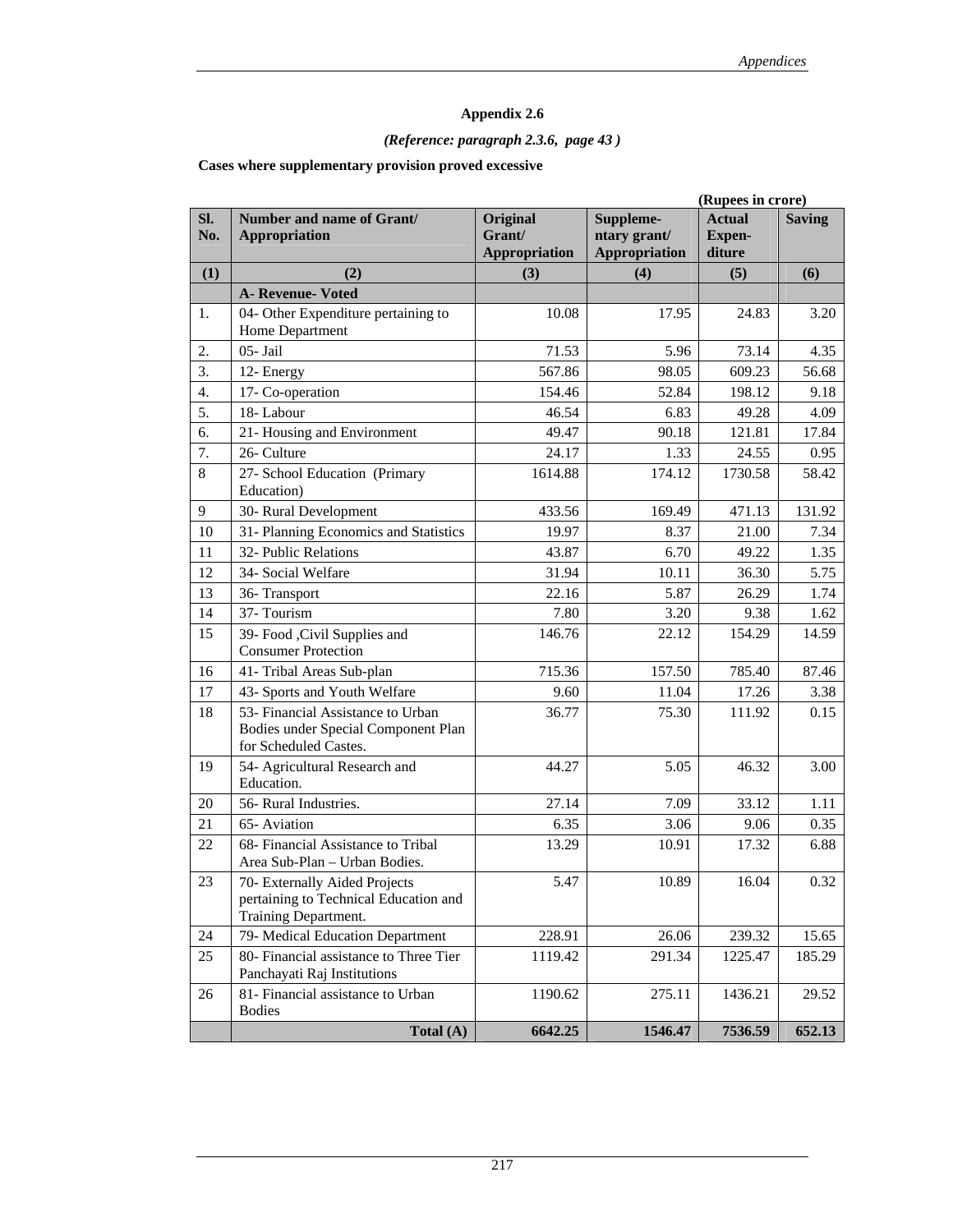**Appendix 2.6**

***(Reference: paragraph 2.3.6, page 43 )***

**Cases where supplementary provision proved excessive**

**(Rupees in crore)**

| Sl. No. | Number and name of Grant/ Appropriation | Original Grant/ Appropriation | Supplementary grant/ Appropriation | Actual Expenditure | Saving |
|---|---|---|---|---|---|
| (1) | (2) | (3) | (4) | (5) | (6) |
| | **A- Revenue- Voted** | | | | |
| 1. | 04- Other Expenditure pertaining to Home Department | 10.08 | 17.95 | 24.83 | 3.20 |
| 2. | 05- Jail | 71.53 | 5.96 | 73.14 | 4.35 |
| 3. | 12- Energy | 567.86 | 98.05 | 609.23 | 56.68 |
| 4. | 17- Co-operation | 154.46 | 52.84 | 198.12 | 9.18 |
| 5. | 18- Labour | 46.54 | 6.83 | 49.28 | 4.09 |
| 6. | 21- Housing and Environment | 49.47 | 90.18 | 121.81 | 17.84 |
| 7. | 26- Culture | 24.17 | 1.33 | 24.55 | 0.95 |
| 8 | 27- School Education (Primary Education) | 1614.88 | 174.12 | 1730.58 | 58.42 |
| 9 | 30- Rural Development | 433.56 | 169.49 | 471.13 | 131.92 |
| 10 | 31- Planning Economics and Statistics | 19.97 | 8.37 | 21.00 | 7.34 |
| 11 | 32- Public Relations | 43.87 | 6.70 | 49.22 | 1.35 |
| 12 | 34- Social Welfare | 31.94 | 10.11 | 36.30 | 5.75 |
| 13 | 36- Transport | 22.16 | 5.87 | 26.29 | 1.74 |
| 14 | 37- Tourism | 7.80 | 3.20 | 9.38 | 1.62 |
| 15 | 39- Food ,Civil Supplies and Consumer Protection | 146.76 | 22.12 | 154.29 | 14.59 |
| 16 | 41- Tribal Areas Sub-plan | 715.36 | 157.50 | 785.40 | 87.46 |
| 17 | 43- Sports and Youth Welfare | 9.60 | 11.04 | 17.26 | 3.38 |
| 18 | 53- Financial Assistance to Urban Bodies under Special Component Plan for Scheduled Castes. | 36.77 | 75.30 | 111.92 | 0.15 |
| 19 | 54- Agricultural Research and Education. | 44.27 | 5.05 | 46.32 | 3.00 |
| 20 | 56- Rural Industries. | 27.14 | 7.09 | 33.12 | 1.11 |
| 21 | 65- Aviation | 6.35 | 3.06 | 9.06 | 0.35 |
| 22 | 68- Financial Assistance to Tribal Area Sub-Plan – Urban Bodies. | 13.29 | 10.91 | 17.32 | 6.88 |
| 23 | 70- Externally Aided Projects pertaining to Technical Education and Training Department. | 5.47 | 10.89 | 16.04 | 0.32 |
| 24 | 79- Medical Education Department | 228.91 | 26.06 | 239.32 | 15.65 |
| 25 | 80- Financial assistance to Three Tier Panchayati Raj Institutions | 1119.42 | 291.34 | 1225.47 | 185.29 |
| 26 | 81- Financial assistance to Urban Bodies | 1190.62 | 275.11 | 1436.21 | 29.52 |
| | **Total (A)** | **6642.25** | **1546.47** | **7536.59** | **652.13** |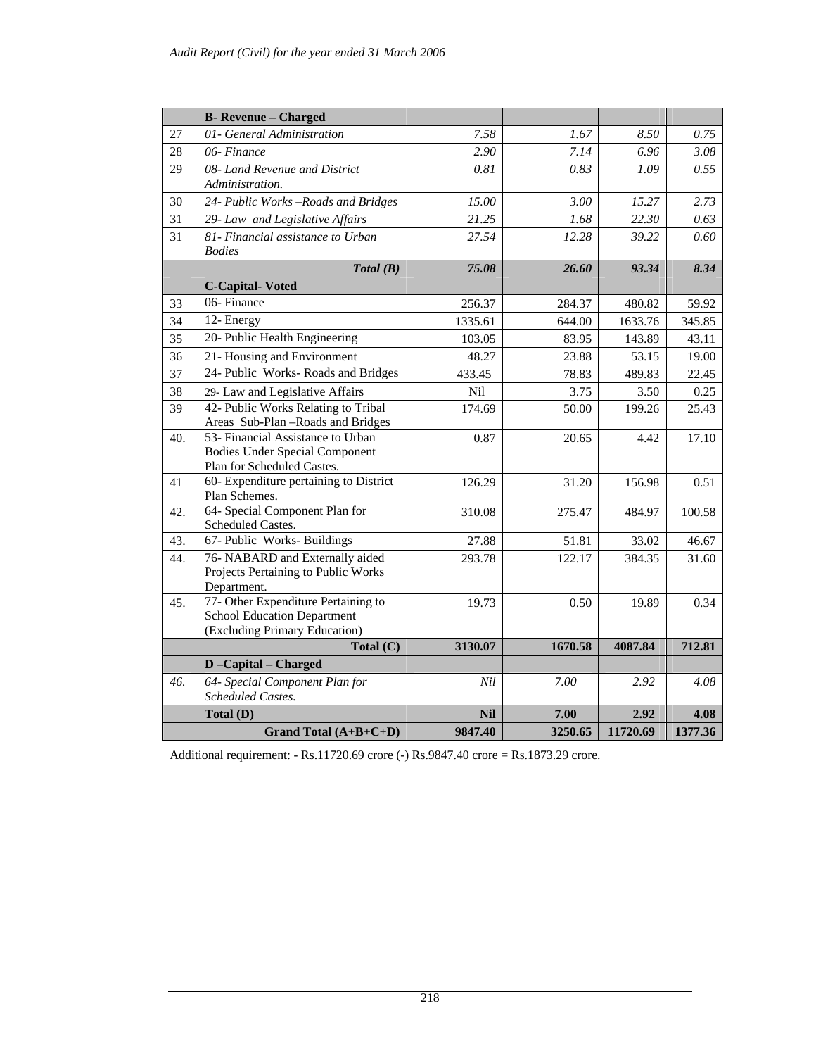| | **B- Revenue – Charged** | | | | |
|---|---|---|---|---|---|
| 27 | *01- General Administration* | *7.58* | *1.67* | *8.50* | *0.75* |
| 28 | *06- Finance* | *2.90* | *7.14* | *6.96* | *3.08* |
| 29 | *08- Land Revenue and District Administration.* | *0.81* | *0.83* | *1.09* | *0.55* |
| 30 | *24- Public Works –Roads and Bridges* | *15.00* | *3.00* | *15.27* | *2.73* |
| 31 | *29- Law and Legislative Affairs* | *21.25* | *1.68* | *22.30* | *0.63* |
| 31 | *81- Financial assistance to Urban Bodies* | *27.54* | *12.28* | *39.22* | *0.60* |
| | ***Total (B)*** | ***75.08*** | ***26.60*** | ***93.34*** | ***8.34*** |
| | **C-Capital- Voted** | | | | |
| 33 | 06- Finance | 256.37 | 284.37 | 480.82 | 59.92 |
| 34 | 12- Energy | 1335.61 | 644.00 | 1633.76 | 345.85 |
| 35 | 20- Public Health Engineering | 103.05 | 83.95 | 143.89 | 43.11 |
| 36 | 21- Housing and Environment | 48.27 | 23.88 | 53.15 | 19.00 |
| 37 | 24- Public Works- Roads and Bridges | 433.45 | 78.83 | 489.83 | 22.45 |
| 38 | 29- Law and Legislative Affairs | Nil | 3.75 | 3.50 | 0.25 |
| 39 | 42- Public Works Relating to Tribal Areas Sub-Plan –Roads and Bridges | 174.69 | 50.00 | 199.26 | 25.43 |
| 40. | 53- Financial Assistance to Urban Bodies Under Special Component Plan for Scheduled Castes. | 0.87 | 20.65 | 4.42 | 17.10 |
| 41 | 60- Expenditure pertaining to District Plan Schemes. | 126.29 | 31.20 | 156.98 | 0.51 |
| 42. | 64- Special Component Plan for Scheduled Castes. | 310.08 | 275.47 | 484.97 | 100.58 |
| 43. | 67- Public Works- Buildings | 27.88 | 51.81 | 33.02 | 46.67 |
| 44. | 76- NABARD and Externally aided Projects Pertaining to Public Works Department. | 293.78 | 122.17 | 384.35 | 31.60 |
| 45. | 77- Other Expenditure Pertaining to School Education Department (Excluding Primary Education) | 19.73 | 0.50 | 19.89 | 0.34 |
| | **Total (C)** | **3130.07** | **1670.58** | **4087.84** | **712.81** |
| | **D –Capital – Charged** | | | | |
| *46.* | *64- Special Component Plan for Scheduled Castes.* | *Nil* | *7.00* | *2.92* | *4.08* |
| | **Total (D)** | **Nil** | **7.00** | **2.92** | **4.08** |
| | **Grand Total (A+B+C+D)** | **9847.40** | **3250.65** | **11720.69** | **1377.36** |

Additional requirement: - Rs.11720.69 crore (-) Rs.9847.40 crore = Rs.1873.29 crore.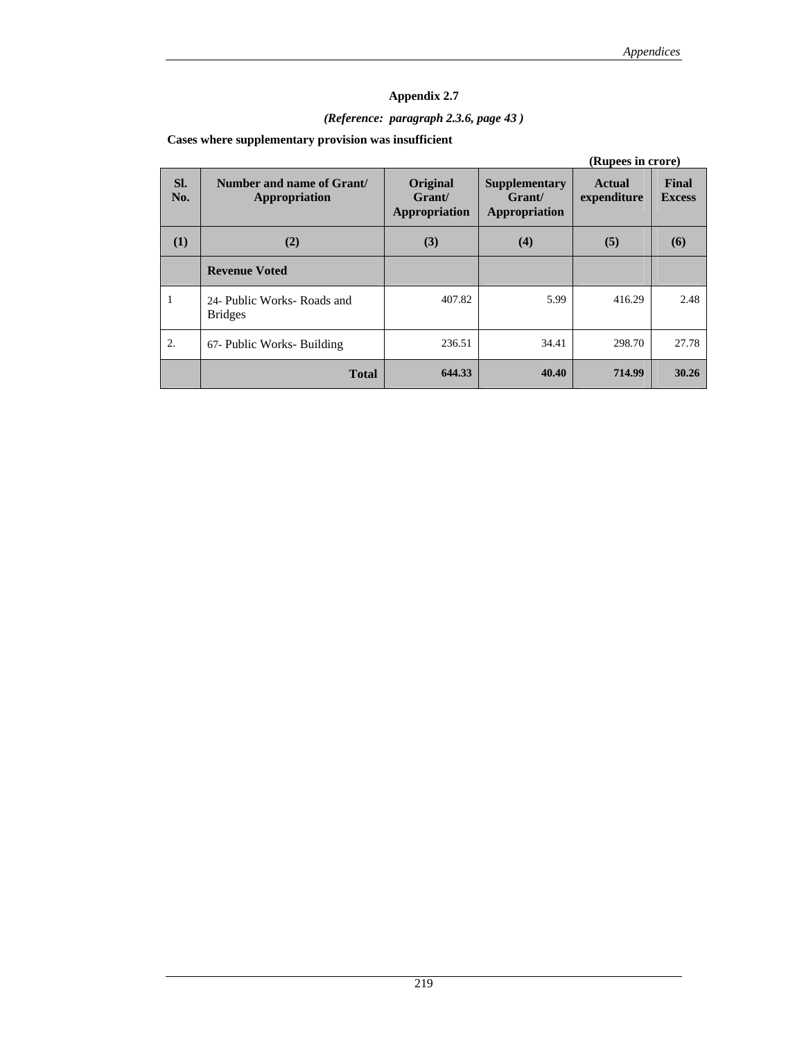## Appendix 2.7

*(Reference: paragraph 2.3.6, page 43 )*

**Cases where supplementary provision was insufficient**

**(Rupees in crore)**

| Sl. No. | Number and name of Grant/ Appropriation | Original Grant/ Appropriation | Supplementary Grant/ Appropriation | Actual expenditure | Final Excess |
|---|---|---|---|---|---|
| (1) | (2) | (3) | (4) | (5) | (6) |
| | **Revenue Voted** | | | | |
| 1 | 24- Public Works- Roads and Bridges | 407.82 | 5.99 | 416.29 | 2.48 |
| 2. | 67- Public Works- Building | 236.51 | 34.41 | 298.70 | 27.78 |
| | **Total** | **644.33** | **40.40** | **714.99** | **30.26** |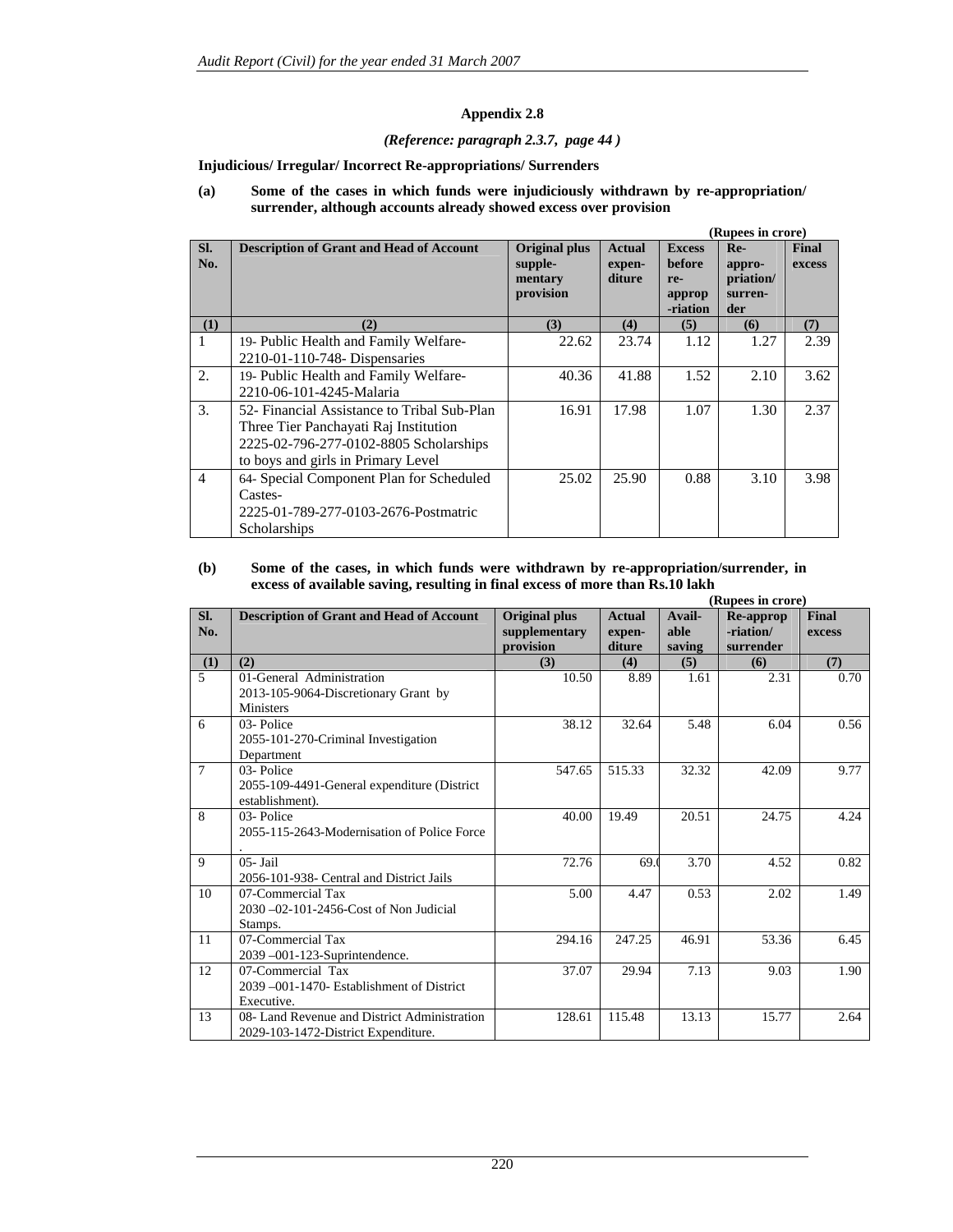## Appendix 2.8

*(Reference: paragraph 2.3.7, page 44 )*

**Injudicious/ Irregular/ Incorrect Re-appropriations/ Surrenders**

**(a) Some of the cases in which funds were injudiciously withdrawn by re-appropriation/ surrender, although accounts already showed excess over provision**

**(Rupees in crore)**

| Sl. No. | Description of Grant and Head of Account | Original plus supple-mentary provision | Actual expen-diture | Excess before re-approp-riation | Re-appro-priation/ surren-der | Final excess |
|---|---|---|---|---|---|---|
| (1) | (2) | (3) | (4) | (5) | (6) | (7) |
| 1 | 19- Public Health and Family Welfare- 2210-01-110-748- Dispensaries | 22.62 | 23.74 | 1.12 | 1.27 | 2.39 |
| 2. | 19- Public Health and Family Welfare- 2210-06-101-4245-Malaria | 40.36 | 41.88 | 1.52 | 2.10 | 3.62 |
| 3. | 52- Financial Assistance to Tribal Sub-Plan Three Tier Panchayati Raj Institution 2225-02-796-277-0102-8805 Scholarships to boys and girls in Primary Level | 16.91 | 17.98 | 1.07 | 1.30 | 2.37 |
| 4 | 64- Special Component Plan for Scheduled Castes- 2225-01-789-277-0103-2676-Postmatric Scholarships | 25.02 | 25.90 | 0.88 | 3.10 | 3.98 |

**(b) Some of the cases, in which funds were withdrawn by re-appropriation/surrender, in excess of available saving, resulting in final excess of more than Rs.10 lakh**

**(Rupees in crore)**

| Sl. No. | Description of Grant and Head of Account | Original plus supplementary provision | Actual expen-diture | Avail-able saving | Re-approp -riation/ surrender | Final excess |
|---|---|---|---|---|---|---|
| (1) | (2) | (3) | (4) | (5) | (6) | (7) |
| 5 | 01-General Administration 2013-105-9064-Discretionary Grant by Ministers | 10.50 | 8.89 | 1.61 | 2.31 | 0.70 |
| 6 | 03- Police 2055-101-270-Criminal Investigation Department | 38.12 | 32.64 | 5.48 | 6.04 | 0.56 |
| 7 | 03- Police 2055-109-4491-General expenditure (District establishment). | 547.65 | 515.33 | 32.32 | 42.09 | 9.77 |
| 8 | 03- Police 2055-115-2643-Modernisation of Police Force . | 40.00 | 19.49 | 20.51 | 24.75 | 4.24 |
| 9 | 05- Jail 2056-101-938- Central and District Jails | 72.76 | 69.0 | 3.70 | 4.52 | 0.82 |
| 10 | 07-Commercial Tax 2030 –02-101-2456-Cost of Non Judicial Stamps. | 5.00 | 4.47 | 0.53 | 2.02 | 1.49 |
| 11 | 07-Commercial Tax 2039 –001-123-Suprintendence. | 294.16 | 247.25 | 46.91 | 53.36 | 6.45 |
| 12 | 07-Commercial Tax 2039 –001-1470- Establishment of District Executive. | 37.07 | 29.94 | 7.13 | 9.03 | 1.90 |
| 13 | 08- Land Revenue and District Administration 2029-103-1472-District Expenditure. | 128.61 | 115.48 | 13.13 | 15.77 | 2.64 |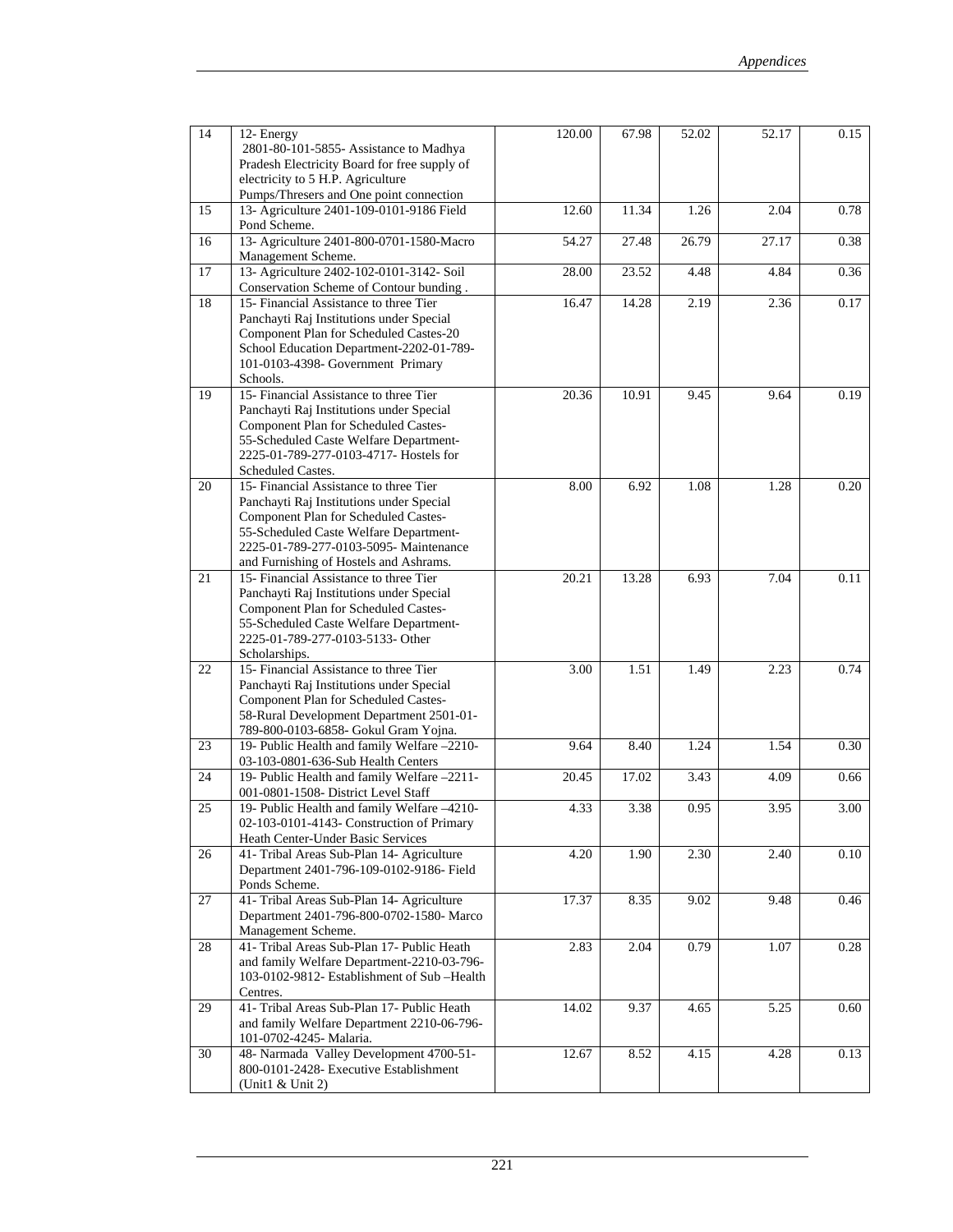| 14 | 12- Energy 2801-80-101-5855- Assistance to Madhya Pradesh Electricity Board for free supply of electricity to 5 H.P. Agriculture Pumps/Thresers and One point connection | 120.00 | 67.98 | 52.02 | 52.17 | 0.15 |
|---|---|---|---|---|---|---|
| 15 | 13- Agriculture 2401-109-0101-9186 Field Pond Scheme. | 12.60 | 11.34 | 1.26 | 2.04 | 0.78 |
| 16 | 13- Agriculture 2401-800-0701-1580-Macro Management Scheme. | 54.27 | 27.48 | 26.79 | 27.17 | 0.38 |
| 17 | 13- Agriculture 2402-102-0101-3142- Soil Conservation Scheme of Contour bunding . | 28.00 | 23.52 | 4.48 | 4.84 | 0.36 |
| 18 | 15- Financial Assistance to three Tier Panchayti Raj Institutions under Special Component Plan for Scheduled Castes-20 School Education Department-2202-01-789-101-0103-4398- Government Primary Schools. | 16.47 | 14.28 | 2.19 | 2.36 | 0.17 |
| 19 | 15- Financial Assistance to three Tier Panchayti Raj Institutions under Special Component Plan for Scheduled Castes-55-Scheduled Caste Welfare Department-2225-01-789-277-0103-4717- Hostels for Scheduled Castes. | 20.36 | 10.91 | 9.45 | 9.64 | 0.19 |
| 20 | 15- Financial Assistance to three Tier Panchayti Raj Institutions under Special Component Plan for Scheduled Castes-55-Scheduled Caste Welfare Department-2225-01-789-277-0103-5095- Maintenance and Furnishing of Hostels and Ashrams. | 8.00 | 6.92 | 1.08 | 1.28 | 0.20 |
| 21 | 15- Financial Assistance to three Tier Panchayti Raj Institutions under Special Component Plan for Scheduled Castes-55-Scheduled Caste Welfare Department-2225-01-789-277-0103-5133- Other Scholarships. | 20.21 | 13.28 | 6.93 | 7.04 | 0.11 |
| 22 | 15- Financial Assistance to three Tier Panchayti Raj Institutions under Special Component Plan for Scheduled Castes-58-Rural Development Department 2501-01-789-800-0103-6858- Gokul Gram Yojna. | 3.00 | 1.51 | 1.49 | 2.23 | 0.74 |
| 23 | 19- Public Health and family Welfare –2210-03-103-0801-636-Sub Health Centers | 9.64 | 8.40 | 1.24 | 1.54 | 0.30 |
| 24 | 19- Public Health and family Welfare –2211-001-0801-1508- District Level Staff | 20.45 | 17.02 | 3.43 | 4.09 | 0.66 |
| 25 | 19- Public Health and family Welfare –4210-02-103-0101-4143- Construction of Primary Heath Center-Under Basic Services | 4.33 | 3.38 | 0.95 | 3.95 | 3.00 |
| 26 | 41- Tribal Areas Sub-Plan 14- Agriculture Department 2401-796-109-0102-9186- Field Ponds Scheme. | 4.20 | 1.90 | 2.30 | 2.40 | 0.10 |
| 27 | 41- Tribal Areas Sub-Plan 14- Agriculture Department 2401-796-800-0702-1580- Marco Management Scheme. | 17.37 | 8.35 | 9.02 | 9.48 | 0.46 |
| 28 | 41- Tribal Areas Sub-Plan 17- Public Heath and family Welfare Department-2210-03-796-103-0102-9812- Establishment of Sub –Health Centres. | 2.83 | 2.04 | 0.79 | 1.07 | 0.28 |
| 29 | 41- Tribal Areas Sub-Plan 17- Public Heath and family Welfare Department 2210-06-796-101-0702-4245- Malaria. | 14.02 | 9.37 | 4.65 | 5.25 | 0.60 |
| 30 | 48- Narmada Valley Development 4700-51-800-0101-2428- Executive Establishment (Unit1 & Unit 2) | 12.67 | 8.52 | 4.15 | 4.28 | 0.13 |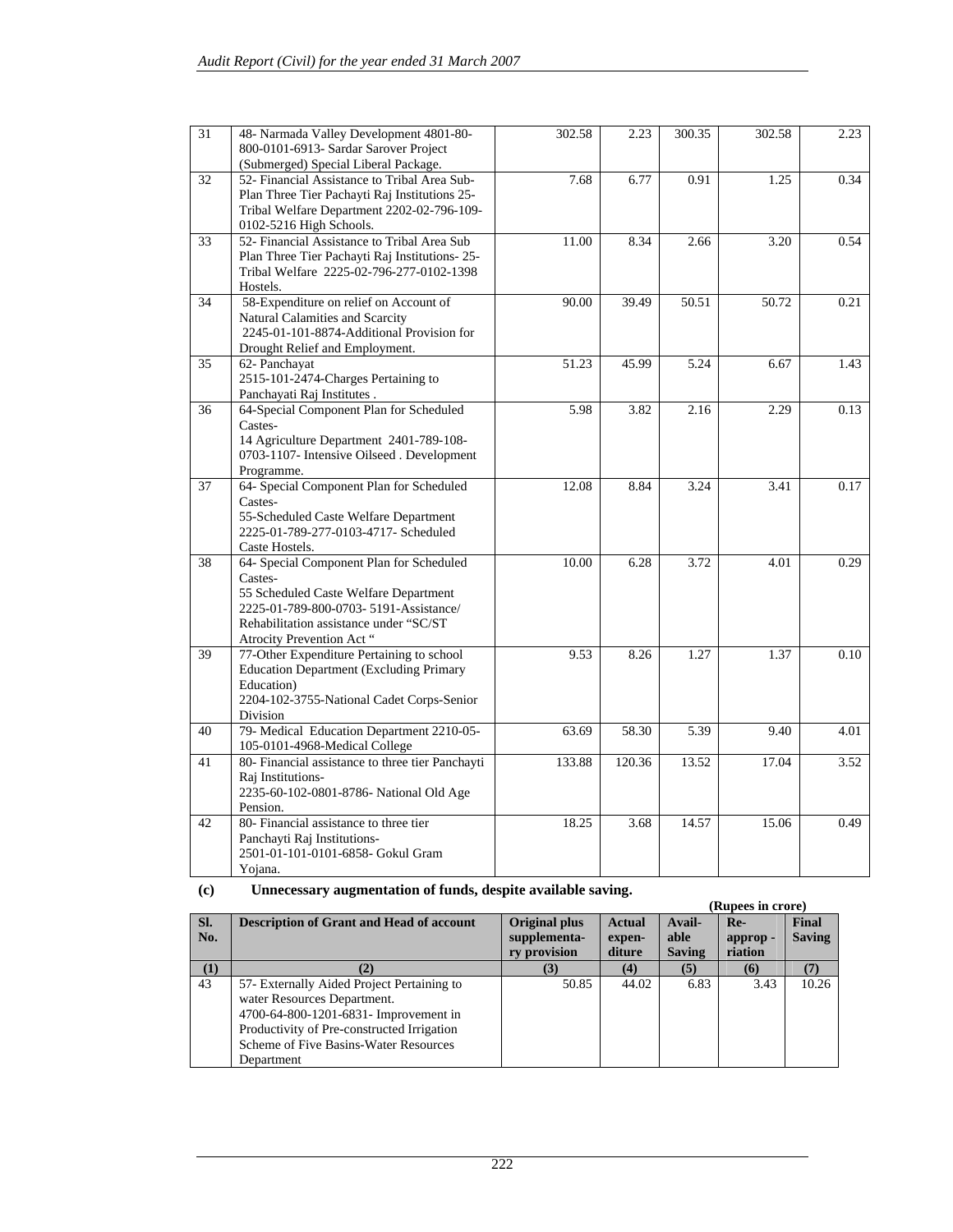| 31 | 48- Narmada Valley Development 4801-80-800-0101-6913- Sardar Sarover Project (Submerged) Special Liberal Package. | 302.58 | 2.23 | 300.35 | 302.58 | 2.23 |
|---|---|---|---|---|---|---|
| 32 | 52- Financial Assistance to Tribal Area Sub-Plan Three Tier Pachayti Raj Institutions 25-Tribal Welfare Department 2202-02-796-109-0102-5216 High Schools. | 7.68 | 6.77 | 0.91 | 1.25 | 0.34 |
| 33 | 52- Financial Assistance to Tribal Area Sub Plan Three Tier Pachayti Raj Institutions- 25-Tribal Welfare 2225-02-796-277-0102-1398 Hostels. | 11.00 | 8.34 | 2.66 | 3.20 | 0.54 |
| 34 | 58-Expenditure on relief on Account of Natural Calamities and Scarcity 2245-01-101-8874-Additional Provision for Drought Relief and Employment. | 90.00 | 39.49 | 50.51 | 50.72 | 0.21 |
| 35 | 62- Panchayat 2515-101-2474-Charges Pertaining to Panchayati Raj Institutes . | 51.23 | 45.99 | 5.24 | 6.67 | 1.43 |
| 36 | 64-Special Component Plan for Scheduled Castes- 14 Agriculture Department 2401-789-108-0703-1107- Intensive Oilseed . Development Programme. | 5.98 | 3.82 | 2.16 | 2.29 | 0.13 |
| 37 | 64- Special Component Plan for Scheduled Castes- 55-Scheduled Caste Welfare Department 2225-01-789-277-0103-4717- Scheduled Caste Hostels. | 12.08 | 8.84 | 3.24 | 3.41 | 0.17 |
| 38 | 64- Special Component Plan for Scheduled Castes- 55 Scheduled Caste Welfare Department 2225-01-789-800-0703- 5191-Assistance/ Rehabilitation assistance under "SC/ST Atrocity Prevention Act " | 10.00 | 6.28 | 3.72 | 4.01 | 0.29 |
| 39 | 77-Other Expenditure Pertaining to school Education Department (Excluding Primary Education) 2204-102-3755-National Cadet Corps-Senior Division | 9.53 | 8.26 | 1.27 | 1.37 | 0.10 |
| 40 | 79- Medical Education Department 2210-05-105-0101-4968-Medical College | 63.69 | 58.30 | 5.39 | 9.40 | 4.01 |
| 41 | 80- Financial assistance to three tier Panchayti Raj Institutions- 2235-60-102-0801-8786- National Old Age Pension. | 133.88 | 120.36 | 13.52 | 17.04 | 3.52 |
| 42 | 80- Financial assistance to three tier Panchayti Raj Institutions- 2501-01-101-0101-6858- Gokul Gram Yojana. | 18.25 | 3.68 | 14.57 | 15.06 | 0.49 |

**(c) Unnecessary augmentation of funds, despite available saving.**

**(Rupees in crore)**

| Sl. No. | Description of Grant and Head of account | Original plus supplementary provision | Actual expenditure | Available Saving | Re-appropriation | Final Saving |
|---|---|---|---|---|---|---|
| (1) | (2) | (3) | (4) | (5) | (6) | (7) |
| 43 | 57- Externally Aided Project Pertaining to water Resources Department. 4700-64-800-1201-6831- Improvement in Productivity of Pre-constructed Irrigation Scheme of Five Basins-Water Resources Department | 50.85 | 44.02 | 6.83 | 3.43 | 10.26 |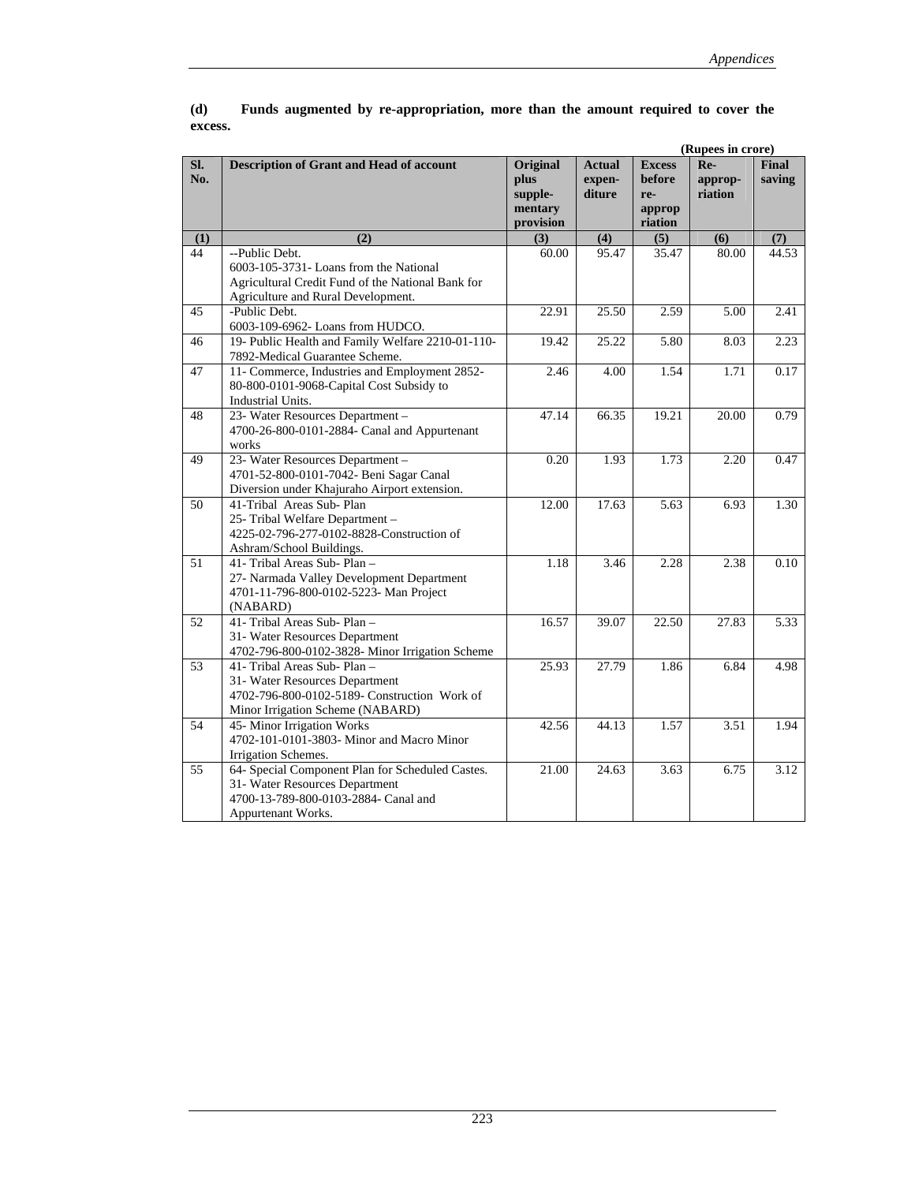**(d) Funds augmented by re-appropriation, more than the amount required to cover the excess.**

(Rupees in crore)

| Sl. No. | Description of Grant and Head of account | Original plus supple-mentary provision | Actual expen-diture | Excess before re-approp riation | Re-approp-riation | Final saving |
|---|---|---|---|---|---|---|
| (1) | (2) | (3) | (4) | (5) | (6) | (7) |
| 44 | --Public Debt. 6003-105-3731- Loans from the National Agricultural Credit Fund of the National Bank for Agriculture and Rural Development. | 60.00 | 95.47 | 35.47 | 80.00 | 44.53 |
| 45 | -Public Debt. 6003-109-6962- Loans from HUDCO. | 22.91 | 25.50 | 2.59 | 5.00 | 2.41 |
| 46 | 19- Public Health and Family Welfare 2210-01-110-7892-Medical Guarantee Scheme. | 19.42 | 25.22 | 5.80 | 8.03 | 2.23 |
| 47 | 11- Commerce, Industries and Employment 2852-80-800-0101-9068-Capital Cost Subsidy to Industrial Units. | 2.46 | 4.00 | 1.54 | 1.71 | 0.17 |
| 48 | 23- Water Resources Department – 4700-26-800-0101-2884- Canal and Appurtenant works | 47.14 | 66.35 | 19.21 | 20.00 | 0.79 |
| 49 | 23- Water Resources Department – 4701-52-800-0101-7042- Beni Sagar Canal Diversion under Khajuraho Airport extension. | 0.20 | 1.93 | 1.73 | 2.20 | 0.47 |
| 50 | 41-Tribal Areas Sub- Plan 25- Tribal Welfare Department – 4225-02-796-277-0102-8828-Construction of Ashram/School Buildings. | 12.00 | 17.63 | 5.63 | 6.93 | 1.30 |
| 51 | 41- Tribal Areas Sub- Plan – 27- Narmada Valley Development Department 4701-11-796-800-0102-5223- Man Project (NABARD) | 1.18 | 3.46 | 2.28 | 2.38 | 0.10 |
| 52 | 41- Tribal Areas Sub- Plan – 31- Water Resources Department 4702-796-800-0102-3828- Minor Irrigation Scheme | 16.57 | 39.07 | 22.50 | 27.83 | 5.33 |
| 53 | 41- Tribal Areas Sub- Plan – 31- Water Resources Department 4702-796-800-0102-5189- Construction Work of Minor Irrigation Scheme (NABARD) | 25.93 | 27.79 | 1.86 | 6.84 | 4.98 |
| 54 | 45- Minor Irrigation Works 4702-101-0101-3803- Minor and Macro Minor Irrigation Schemes. | 42.56 | 44.13 | 1.57 | 3.51 | 1.94 |
| 55 | 64- Special Component Plan for Scheduled Castes. 31- Water Resources Department 4700-13-789-800-0103-2884- Canal and Appurtenant Works. | 21.00 | 24.63 | 3.63 | 6.75 | 3.12 |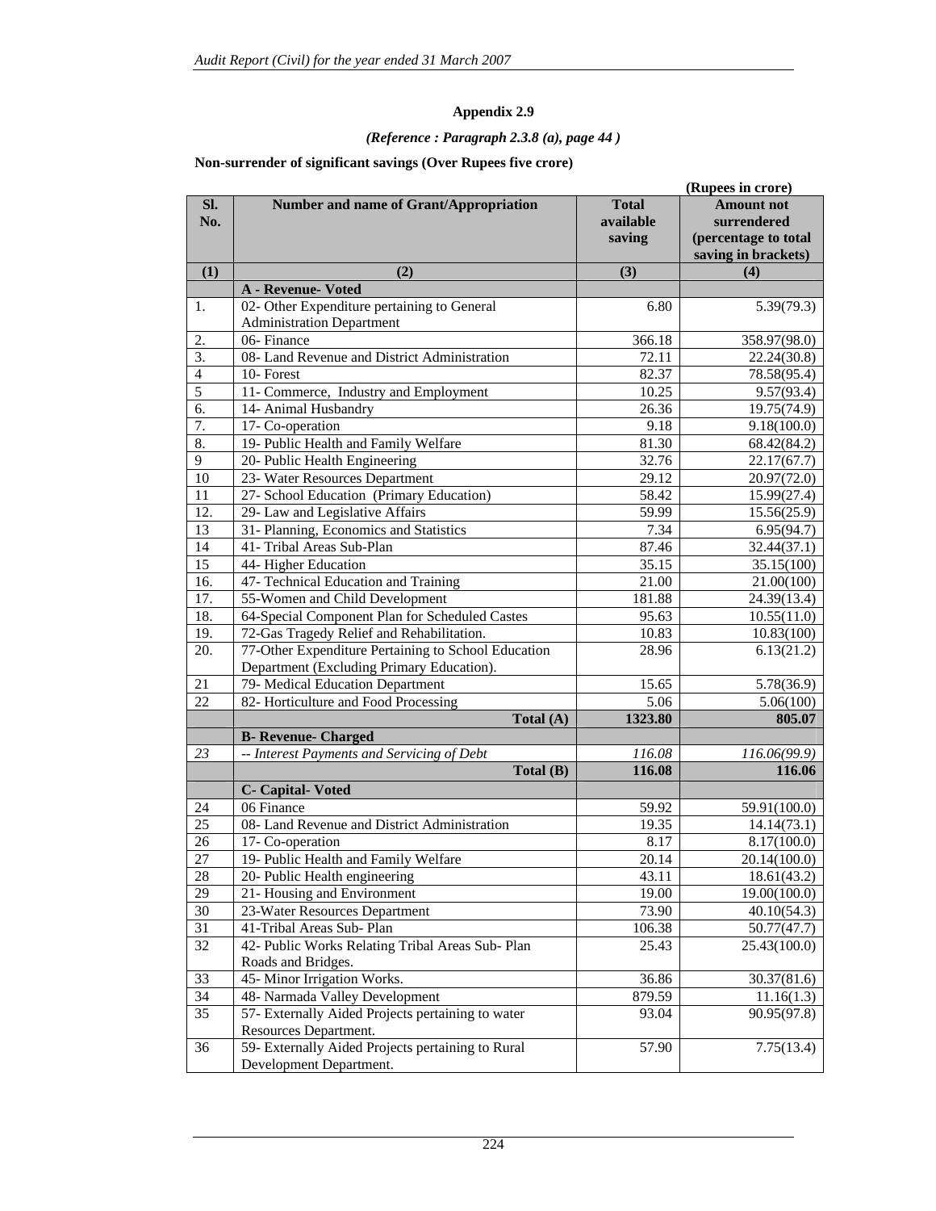**Appendix 2.9**

***(Reference : Paragraph 2.3.8 (a), page 44 )***

**Non-surrender of significant savings (Over Rupees five crore)**

**(Rupees in crore)**

| Sl. No. | Number and name of Grant/Appropriation | Total available saving | Amount not surrendered (percentage to total saving in brackets) |
|---|---|---|---|
| **(1)** | **(2)** | **(3)** | **(4)** |
| | **A - Revenue- Voted** | | |
| 1. | 02- Other Expenditure pertaining to General Administration Department | 6.80 | 5.39(79.3) |
| 2. | 06- Finance | 366.18 | 358.97(98.0) |
| 3. | 08- Land Revenue and District Administration | 72.11 | 22.24(30.8) |
| 4 | 10- Forest | 82.37 | 78.58(95.4) |
| 5 | 11- Commerce, Industry and Employment | 10.25 | 9.57(93.4) |
| 6. | 14- Animal Husbandry | 26.36 | 19.75(74.9) |
| 7. | 17- Co-operation | 9.18 | 9.18(100.0) |
| 8. | 19- Public Health and Family Welfare | 81.30 | 68.42(84.2) |
| 9 | 20- Public Health Engineering | 32.76 | 22.17(67.7) |
| 10 | 23- Water Resources Department | 29.12 | 20.97(72.0) |
| 11 | 27- School Education (Primary Education) | 58.42 | 15.99(27.4) |
| 12. | 29- Law and Legislative Affairs | 59.99 | 15.56(25.9) |
| 13 | 31- Planning, Economics and Statistics | 7.34 | 6.95(94.7) |
| 14 | 41- Tribal Areas Sub-Plan | 87.46 | 32.44(37.1) |
| 15 | 44- Higher Education | 35.15 | 35.15(100) |
| 16. | 47- Technical Education and Training | 21.00 | 21.00(100) |
| 17. | 55-Women and Child Development | 181.88 | 24.39(13.4) |
| 18. | 64-Special Component Plan for Scheduled Castes | 95.63 | 10.55(11.0) |
| 19. | 72-Gas Tragedy Relief and Rehabilitation. | 10.83 | 10.83(100) |
| 20. | 77-Other Expenditure Pertaining to School Education Department (Excluding Primary Education). | 28.96 | 6.13(21.2) |
| 21 | 79- Medical Education Department | 15.65 | 5.78(36.9) |
| 22 | 82- Horticulture and Food Processing | 5.06 | 5.06(100) |
| | **Total (A)** | **1323.80** | **805.07** |
| | **B- Revenue- Charged** | | |
| *23* | *-- Interest Payments and Servicing of Debt* | *116.08* | *116.06(99.9)* |
| | **Total (B)** | **116.08** | **116.06** |
| | **C- Capital- Voted** | | |
| 24 | 06 Finance | 59.92 | 59.91(100.0) |
| 25 | 08- Land Revenue and District Administration | 19.35 | 14.14(73.1) |
| 26 | 17- Co-operation | 8.17 | 8.17(100.0) |
| 27 | 19- Public Health and Family Welfare | 20.14 | 20.14(100.0) |
| 28 | 20- Public Health engineering | 43.11 | 18.61(43.2) |
| 29 | 21- Housing and Environment | 19.00 | 19.00(100.0) |
| 30 | 23-Water Resources Department | 73.90 | 40.10(54.3) |
| 31 | 41-Tribal Areas Sub- Plan | 106.38 | 50.77(47.7) |
| 32 | 42- Public Works Relating Tribal Areas Sub- Plan Roads and Bridges. | 25.43 | 25.43(100.0) |
| 33 | 45- Minor Irrigation Works. | 36.86 | 30.37(81.6) |
| 34 | 48- Narmada Valley Development | 879.59 | 11.16(1.3) |
| 35 | 57- Externally Aided Projects pertaining to water Resources Department. | 93.04 | 90.95(97.8) |
| 36 | 59- Externally Aided Projects pertaining to Rural Development Department. | 57.90 | 7.75(13.4) |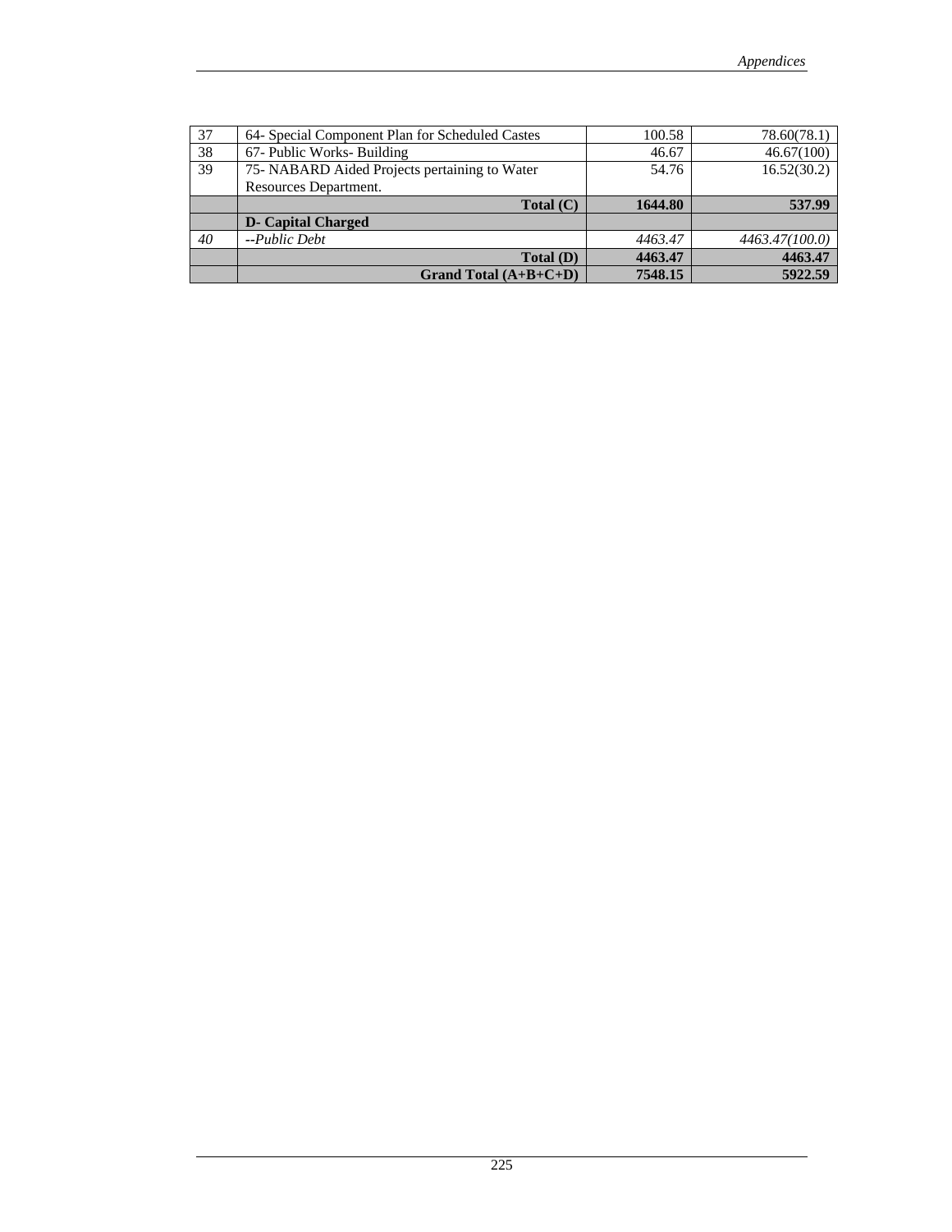| 37 | 64- Special Component Plan for Scheduled Castes | 100.58 | 78.60(78.1) |
|---|---|---|---|
| 38 | 67- Public Works- Building | 46.67 | 46.67(100) |
| 39 | 75- NABARD Aided Projects pertaining to Water Resources Department. | 54.76 | 16.52(30.2) |
| | **Total (C)** | **1644.80** | **537.99** |
| | **D- Capital Charged** | | |
| *40* | *--Public Debt* | *4463.47* | *4463.47(100.0)* |
| | **Total (D)** | **4463.47** | **4463.47** |
| | **Grand Total (A+B+C+D)** | **7548.15** | **5922.59** |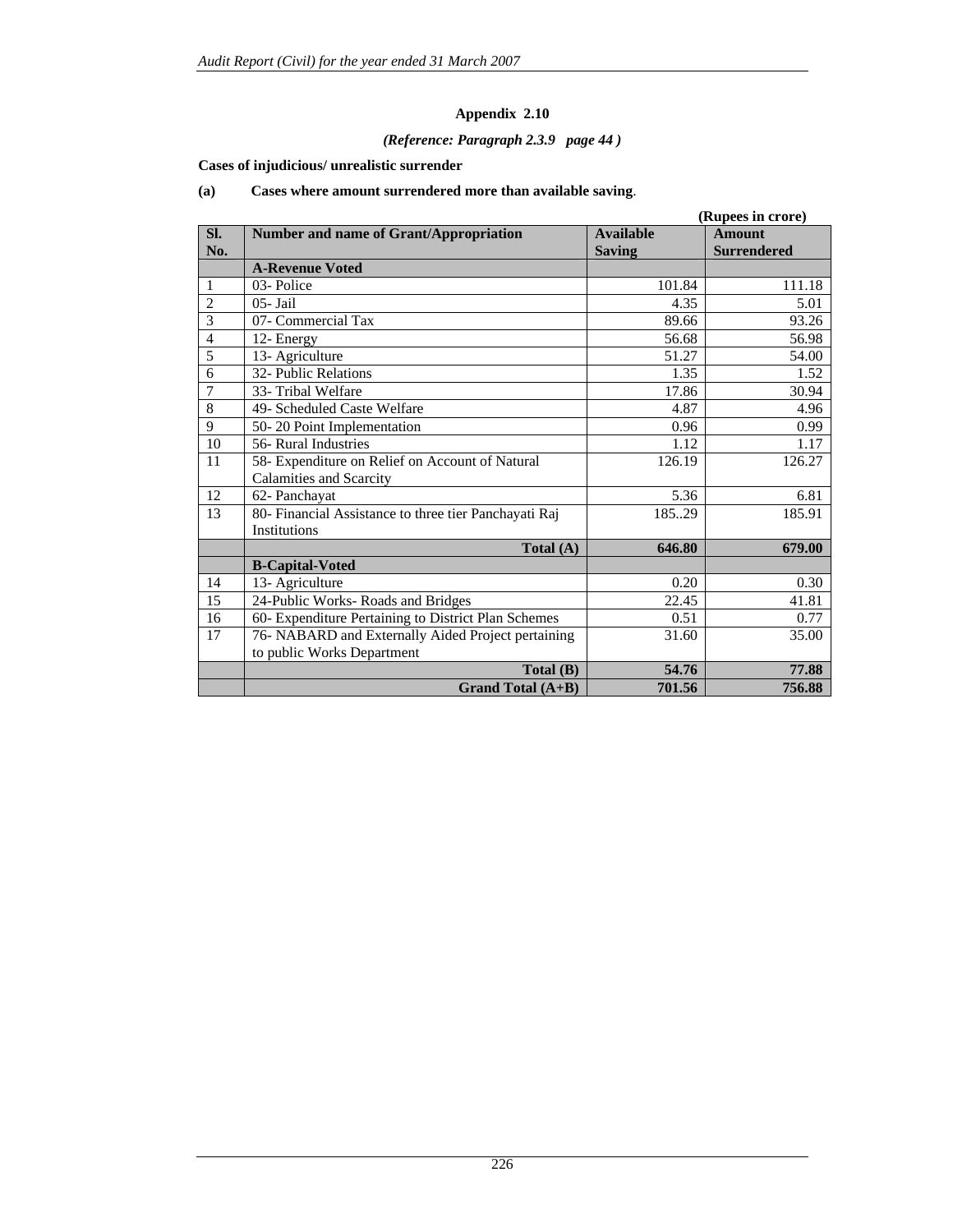## Appendix 2.10

*(Reference: Paragraph 2.3.9 page 44 )*

**Cases of injudicious/ unrealistic surrender**

**(a) Cases where amount surrendered more than available saving**.

**(Rupees in crore)**

| Sl. No. | Number and name of Grant/Appropriation | Available Saving | Amount Surrendered |
|---|---|---|---|
| | **A-Revenue Voted** | | |
| 1 | 03- Police | 101.84 | 111.18 |
| 2 | 05- Jail | 4.35 | 5.01 |
| 3 | 07- Commercial Tax | 89.66 | 93.26 |
| 4 | 12- Energy | 56.68 | 56.98 |
| 5 | 13- Agriculture | 51.27 | 54.00 |
| 6 | 32- Public Relations | 1.35 | 1.52 |
| 7 | 33- Tribal Welfare | 17.86 | 30.94 |
| 8 | 49- Scheduled Caste Welfare | 4.87 | 4.96 |
| 9 | 50- 20 Point Implementation | 0.96 | 0.99 |
| 10 | 56- Rural Industries | 1.12 | 1.17 |
| 11 | 58- Expenditure on Relief on Account of Natural Calamities and Scarcity | 126.19 | 126.27 |
| 12 | 62- Panchayat | 5.36 | 6.81 |
| 13 | 80- Financial Assistance to three tier Panchayati Raj Institutions | 185..29 | 185.91 |
| | **Total (A)** | **646.80** | **679.00** |
| | **B-Capital-Voted** | | |
| 14 | 13- Agriculture | 0.20 | 0.30 |
| 15 | 24-Public Works- Roads and Bridges | 22.45 | 41.81 |
| 16 | 60- Expenditure Pertaining to District Plan Schemes | 0.51 | 0.77 |
| 17 | 76- NABARD and Externally Aided Project pertaining to public Works Department | 31.60 | 35.00 |
| | **Total (B)** | **54.76** | **77.88** |
| | **Grand Total (A+B)** | **701.56** | **756.88** |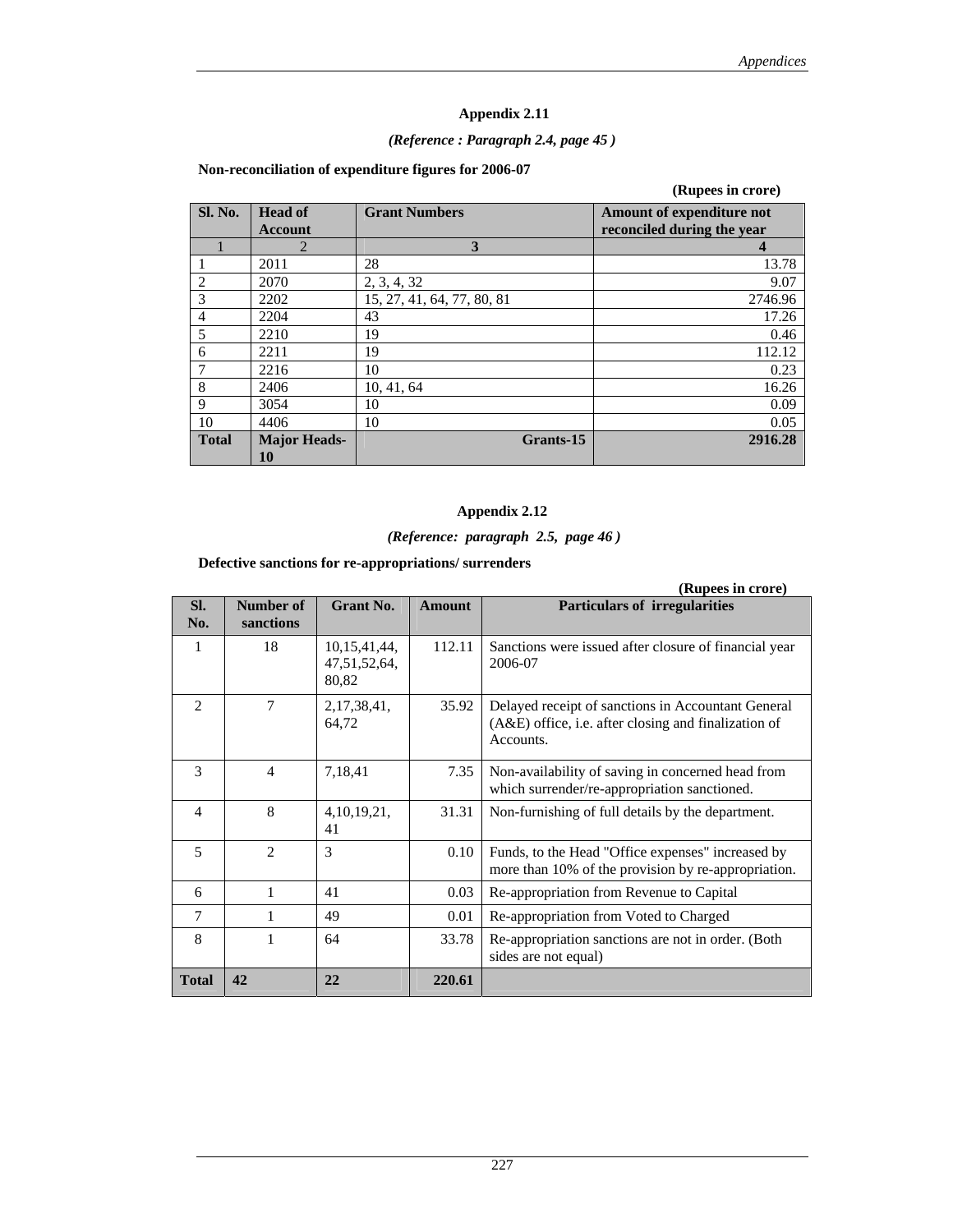## Appendix 2.11

*(Reference : Paragraph 2.4, page 45 )*

**Non-reconciliation of expenditure figures for 2006-07**

**(Rupees in crore)**

| Sl. No. | Head of Account | Grant Numbers | Amount of expenditure not reconciled during the year |
|---|---|---|---|
| 1 | 2 | 3 | 4 |
| 1 | 2011 | 28 | 13.78 |
| 2 | 2070 | 2, 3, 4, 32 | 9.07 |
| 3 | 2202 | 15, 27, 41, 64, 77, 80, 81 | 2746.96 |
| 4 | 2204 | 43 | 17.26 |
| 5 | 2210 | 19 | 0.46 |
| 6 | 2211 | 19 | 112.12 |
| 7 | 2216 | 10 | 0.23 |
| 8 | 2406 | 10, 41, 64 | 16.26 |
| 9 | 3054 | 10 | 0.09 |
| 10 | 4406 | 10 | 0.05 |
| **Total** | **Major Heads-10** | **Grants-15** | **2916.28** |

## Appendix 2.12

*(Reference: paragraph 2.5, page 46 )*

**Defective sanctions for re-appropriations/ surrenders**

**(Rupees in crore)**

| Sl. No. | Number of sanctions | Grant No. | Amount | Particulars of irregularities |
|---|---|---|---|---|
| 1 | 18 | 10,15,41,44, 47,51,52,64, 80,82 | 112.11 | Sanctions were issued after closure of financial year 2006-07 |
| 2 | 7 | 2,17,38,41, 64,72 | 35.92 | Delayed receipt of sanctions in Accountant General (A&E) office, i.e. after closing and finalization of Accounts. |
| 3 | 4 | 7,18,41 | 7.35 | Non-availability of saving in concerned head from which surrender/re-appropriation sanctioned. |
| 4 | 8 | 4,10,19,21, 41 | 31.31 | Non-furnishing of full details by the department. |
| 5 | 2 | 3 | 0.10 | Funds, to the Head "Office expenses" increased by more than 10% of the provision by re-appropriation. |
| 6 | 1 | 41 | 0.03 | Re-appropriation from Revenue to Capital |
| 7 | 1 | 49 | 0.01 | Re-appropriation from Voted to Charged |
| 8 | 1 | 64 | 33.78 | Re-appropriation sanctions are not in order. (Both sides are not equal) |
| **Total** | **42** | **22** | **220.61** | |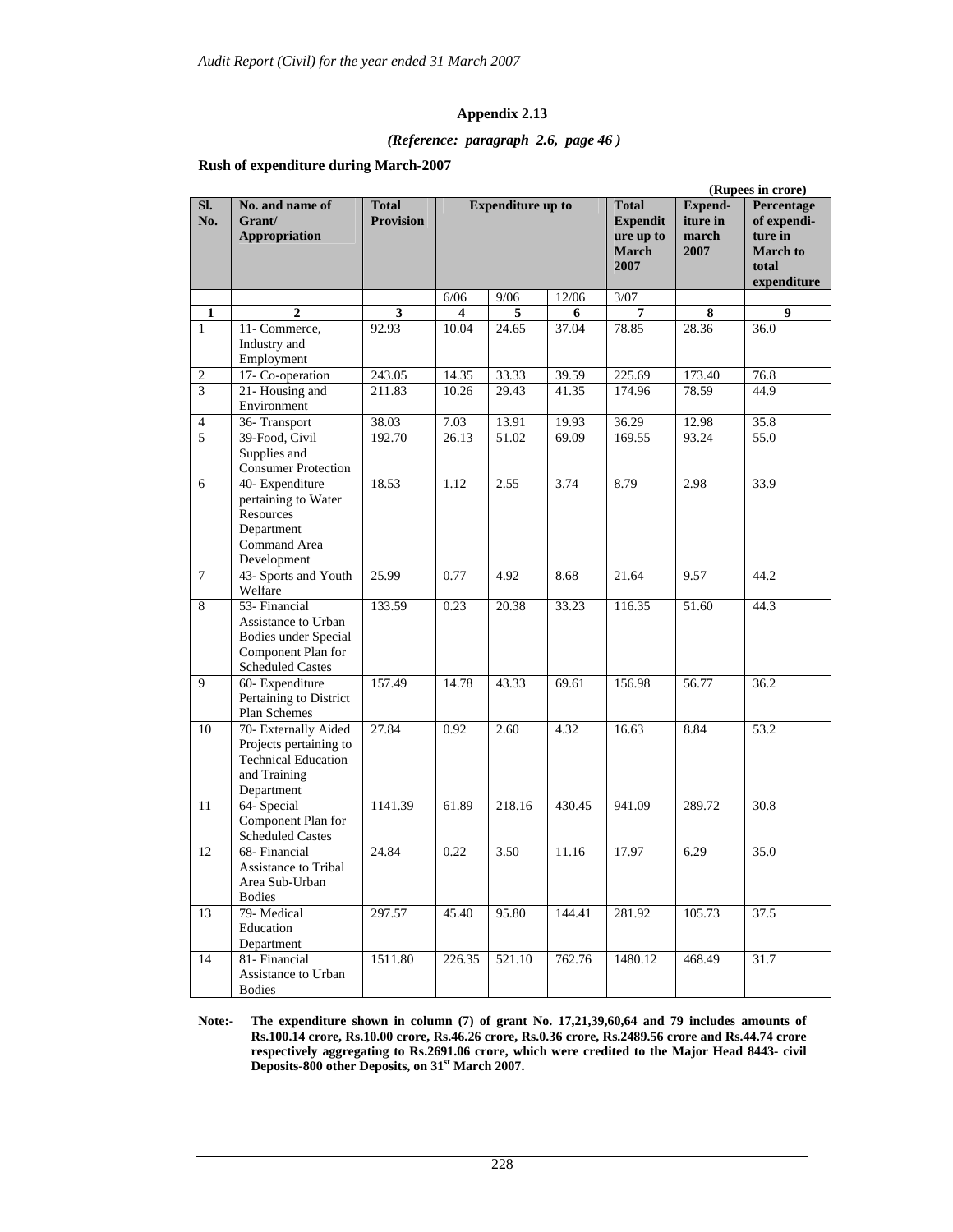## Appendix 2.13

*(Reference: paragraph 2.6, page 46 )*

**Rush of expenditure during March-2007**

**(Rupees in crore)**

| Sl. No. | No. and name of Grant/ Appropriation | Total Provision | Expenditure up to | | | Total Expenditure up to March 2007 | Expend-iture in march 2007 | Percentage of expendi-ture in March to total expenditure |
|---|---|---|---|---|---|---|---|---|
| | | | 6/06 | 9/06 | 12/06 | 3/07 | | |
| **1** | **2** | **3** | **4** | **5** | **6** | **7** | **8** | **9** |
| 1 | 11- Commerce, Industry and Employment | 92.93 | 10.04 | 24.65 | 37.04 | 78.85 | 28.36 | 36.0 |
| 2 | 17- Co-operation | 243.05 | 14.35 | 33.33 | 39.59 | 225.69 | 173.40 | 76.8 |
| 3 | 21- Housing and Environment | 211.83 | 10.26 | 29.43 | 41.35 | 174.96 | 78.59 | 44.9 |
| 4 | 36- Transport | 38.03 | 7.03 | 13.91 | 19.93 | 36.29 | 12.98 | 35.8 |
| 5 | 39-Food, Civil Supplies and Consumer Protection | 192.70 | 26.13 | 51.02 | 69.09 | 169.55 | 93.24 | 55.0 |
| 6 | 40- Expenditure pertaining to Water Resources Department Command Area Development | 18.53 | 1.12 | 2.55 | 3.74 | 8.79 | 2.98 | 33.9 |
| 7 | 43- Sports and Youth Welfare | 25.99 | 0.77 | 4.92 | 8.68 | 21.64 | 9.57 | 44.2 |
| 8 | 53- Financial Assistance to Urban Bodies under Special Component Plan for Scheduled Castes | 133.59 | 0.23 | 20.38 | 33.23 | 116.35 | 51.60 | 44.3 |
| 9 | 60- Expenditure Pertaining to District Plan Schemes | 157.49 | 14.78 | 43.33 | 69.61 | 156.98 | 56.77 | 36.2 |
| 10 | 70- Externally Aided Projects pertaining to Technical Education and Training Department | 27.84 | 0.92 | 2.60 | 4.32 | 16.63 | 8.84 | 53.2 |
| 11 | 64- Special Component Plan for Scheduled Castes | 1141.39 | 61.89 | 218.16 | 430.45 | 941.09 | 289.72 | 30.8 |
| 12 | 68- Financial Assistance to Tribal Area Sub-Urban Bodies | 24.84 | 0.22 | 3.50 | 11.16 | 17.97 | 6.29 | 35.0 |
| 13 | 79- Medical Education Department | 297.57 | 45.40 | 95.80 | 144.41 | 281.92 | 105.73 | 37.5 |
| 14 | 81- Financial Assistance to Urban Bodies | 1511.80 | 226.35 | 521.10 | 762.76 | 1480.12 | 468.49 | 31.7 |

**Note:- The expenditure shown in column (7) of grant No. 17,21,39,60,64 and 79 includes amounts of Rs.100.14 crore, Rs.10.00 crore, Rs.46.26 crore, Rs.0.36 crore, Rs.2489.56 crore and Rs.44.74 crore respectively aggregating to Rs.2691.06 crore, which were credited to the Major Head 8443- civil Deposits-800 other Deposits, on 31st March 2007.**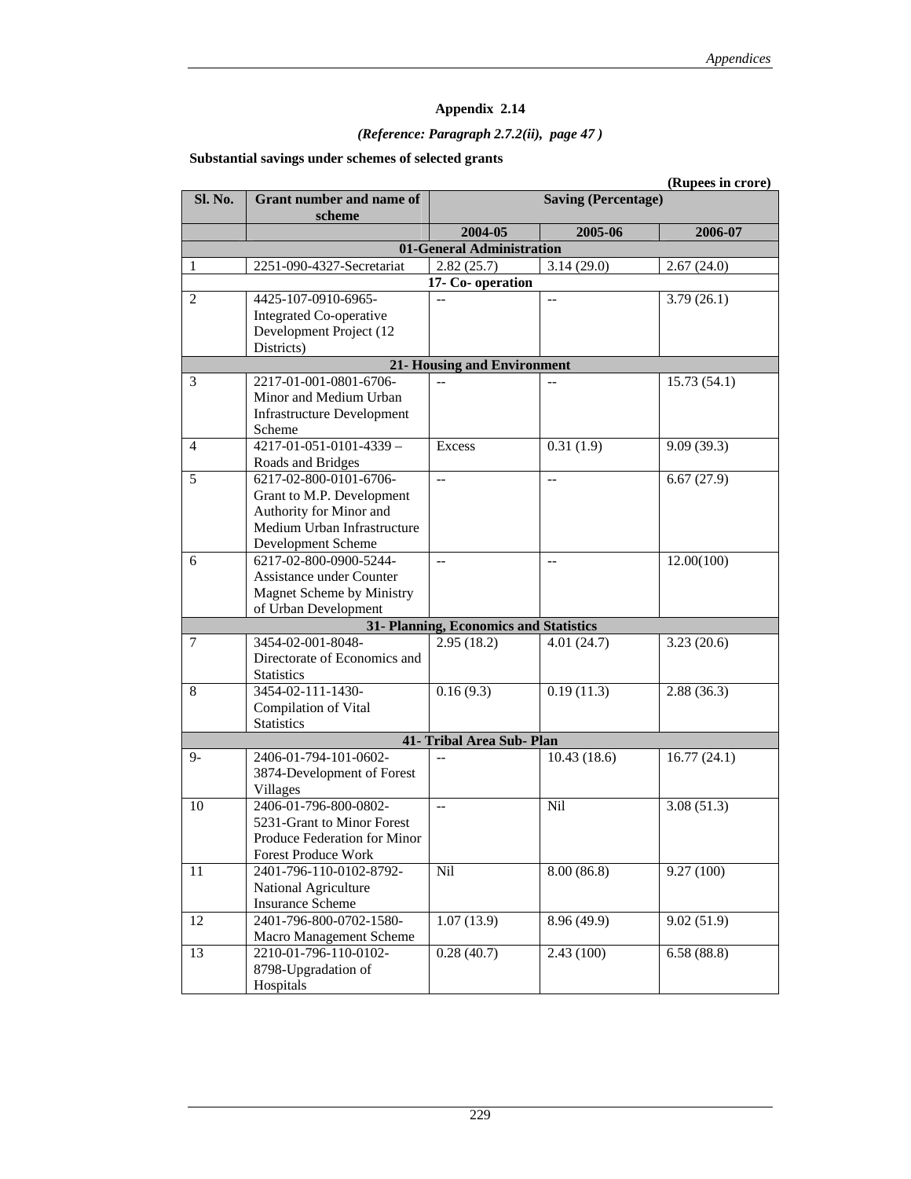# Appendix 2.14

*(Reference: Paragraph 2.7.2(ii), page 47 )*

**Substantial savings under schemes of selected grants**

**(Rupees in crore)**

| Sl. No. | Grant number and name of scheme | Saving (Percentage) | | |
|---|---|---|---|---|
| | | 2004-05 | 2005-06 | 2006-07 |
| **01-General Administration** | | | | |
| 1 | 2251-090-4327-Secretariat | 2.82 (25.7) | 3.14 (29.0) | 2.67 (24.0) |
| **17- Co- operation** | | | | |
| 2 | 4425-107-0910-6965-Integrated Co-operative Development Project (12 Districts) | -- | -- | 3.79 (26.1) |
| **21- Housing and Environment** | | | | |
| 3 | 2217-01-001-0801-6706-Minor and Medium Urban Infrastructure Development Scheme | -- | -- | 15.73 (54.1) |
| 4 | 4217-01-051-0101-4339 – Roads and Bridges | Excess | 0.31 (1.9) | 9.09 (39.3) |
| 5 | 6217-02-800-0101-6706-Grant to M.P. Development Authority for Minor and Medium Urban Infrastructure Development Scheme | -- | -- | 6.67 (27.9) |
| 6 | 6217-02-800-0900-5244-Assistance under Counter Magnet Scheme by Ministry of Urban Development | -- | -- | 12.00(100) |
| **31- Planning, Economics and Statistics** | | | | |
| 7 | 3454-02-001-8048-Directorate of Economics and Statistics | 2.95 (18.2) | 4.01 (24.7) | 3.23 (20.6) |
| 8 | 3454-02-111-1430-Compilation of Vital Statistics | 0.16 (9.3) | 0.19 (11.3) | 2.88 (36.3) |
| **41- Tribal Area Sub- Plan** | | | | |
| 9- | 2406-01-794-101-0602-3874-Development of Forest Villages | -- | 10.43 (18.6) | 16.77 (24.1) |
| 10 | 2406-01-796-800-0802-5231-Grant to Minor Forest Produce Federation for Minor Forest Produce Work | -- | Nil | 3.08 (51.3) |
| 11 | 2401-796-110-0102-8792-National Agriculture Insurance Scheme | Nil | 8.00 (86.8) | 9.27 (100) |
| 12 | 2401-796-800-0702-1580-Macro Management Scheme | 1.07 (13.9) | 8.96 (49.9) | 9.02 (51.9) |
| 13 | 2210-01-796-110-0102-8798-Upgradation of Hospitals | 0.28 (40.7) | 2.43 (100) | 6.58 (88.8) |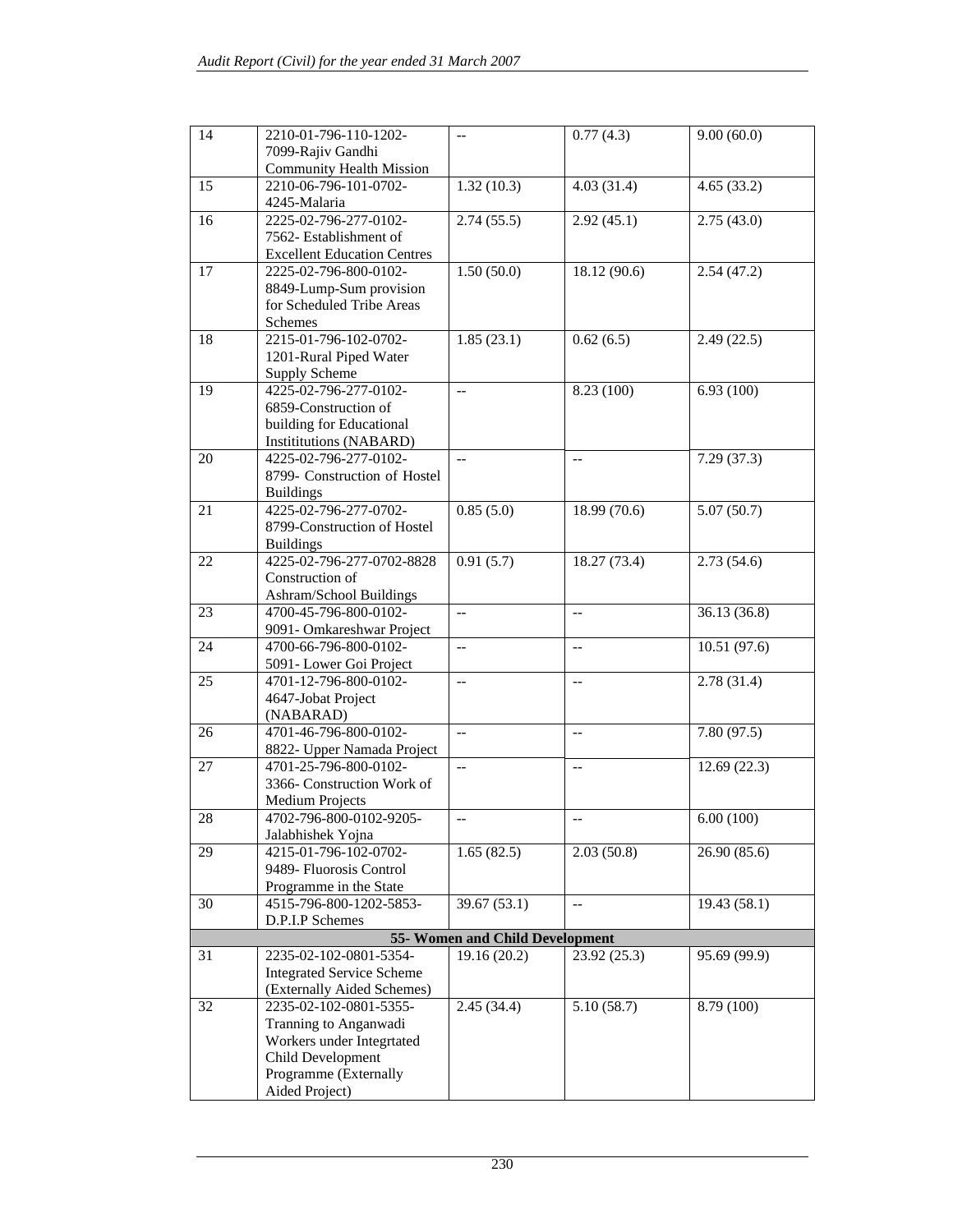| 14 | 2210-01-796-110-1202-7099-Rajiv Gandhi Community Health Mission | -- | 0.77 (4.3) | 9.00 (60.0) |
|---|---|---|---|---|
| 15 | 2210-06-796-101-0702-4245-Malaria | 1.32 (10.3) | 4.03 (31.4) | 4.65 (33.2) |
| 16 | 2225-02-796-277-0102-7562- Establishment of Excellent Education Centres | 2.74 (55.5) | 2.92 (45.1) | 2.75 (43.0) |
| 17 | 2225-02-796-800-0102-8849-Lump-Sum provision for Scheduled Tribe Areas Schemes | 1.50 (50.0) | 18.12 (90.6) | 2.54 (47.2) |
| 18 | 2215-01-796-102-0702-1201-Rural Piped Water Supply Scheme | 1.85 (23.1) | 0.62 (6.5) | 2.49 (22.5) |
| 19 | 4225-02-796-277-0102-6859-Construction of building for Educational Instititutions (NABARD) | -- | 8.23 (100) | 6.93 (100) |
| 20 | 4225-02-796-277-0102-8799- Construction of Hostel Buildings | -- | -- | 7.29 (37.3) |
| 21 | 4225-02-796-277-0702-8799-Construction of Hostel Buildings | 0.85 (5.0) | 18.99 (70.6) | 5.07 (50.7) |
| 22 | 4225-02-796-277-0702-8828 Construction of Ashram/School Buildings | 0.91 (5.7) | 18.27 (73.4) | 2.73 (54.6) |
| 23 | 4700-45-796-800-0102-9091- Omkareshwar Project | -- | -- | 36.13 (36.8) |
| 24 | 4700-66-796-800-0102-5091- Lower Goi Project | -- | -- | 10.51 (97.6) |
| 25 | 4701-12-796-800-0102-4647-Jobat Project (NABARAD) | -- | -- | 2.78 (31.4) |
| 26 | 4701-46-796-800-0102-8822- Upper Namada Project | -- | -- | 7.80 (97.5) |
| 27 | 4701-25-796-800-0102-3366- Construction Work of Medium Projects | -- | -- | 12.69 (22.3) |
| 28 | 4702-796-800-0102-9205-Jalabhishek Yojna | -- | -- | 6.00 (100) |
| 29 | 4215-01-796-102-0702-9489- Fluorosis Control Programme in the State | 1.65 (82.5) | 2.03 (50.8) | 26.90 (85.6) |
| 30 | 4515-796-800-1202-5853-D.P.I.P Schemes | 39.67 (53.1) | -- | 19.43 (58.1) |
| | | **55- Women and Child Development** | | |
| 31 | 2235-02-102-0801-5354-Integrated Service Scheme (Externally Aided Schemes) | 19.16 (20.2) | 23.92 (25.3) | 95.69 (99.9) |
| 32 | 2235-02-102-0801-5355-Tranning to Anganwadi Workers under Integrtated Child Development Programme (Externally Aided Project) | 2.45 (34.4) | 5.10 (58.7) | 8.79 (100) |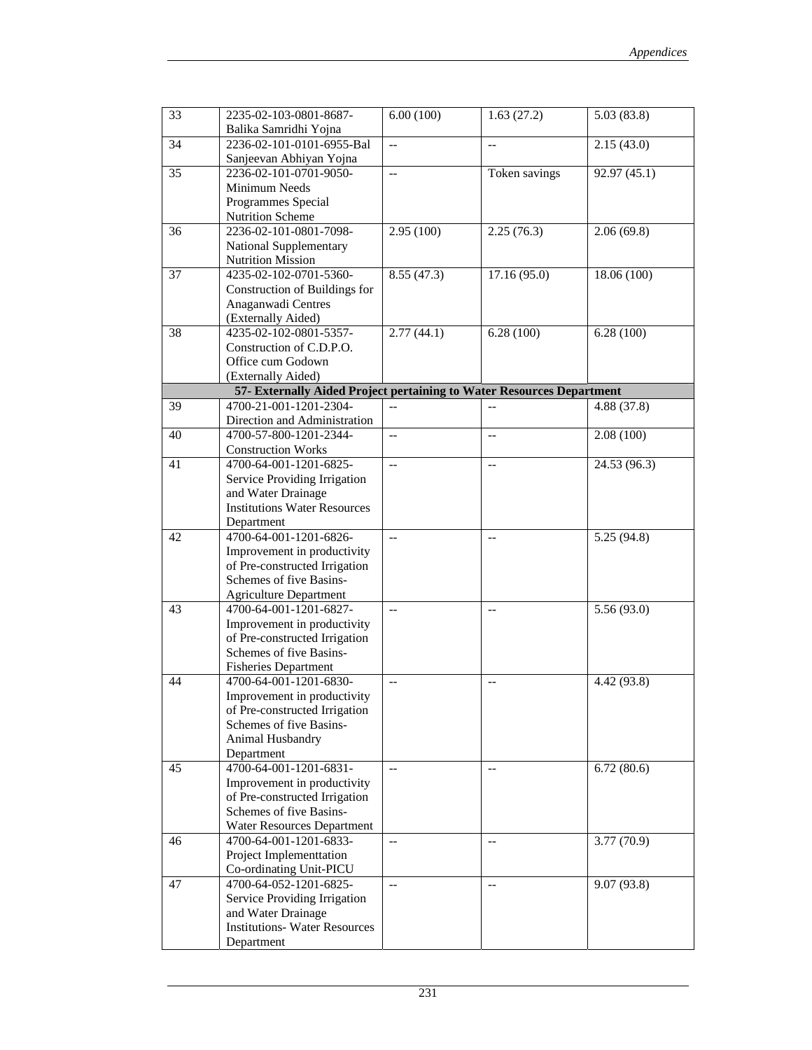| | | | | |
|---|---|---|---|---|
| 33 | 2235-02-103-0801-8687-Balika Samridhi Yojna | 6.00 (100) | 1.63 (27.2) | 5.03 (83.8) |
| 34 | 2236-02-101-0101-6955-Bal Sanjeevan Abhiyan Yojna | -- | -- | 2.15 (43.0) |
| 35 | 2236-02-101-0701-9050-Minimum Needs Programmes Special Nutrition Scheme | -- | Token savings | 92.97 (45.1) |
| 36 | 2236-02-101-0801-7098-National Supplementary Nutrition Mission | 2.95 (100) | 2.25 (76.3) | 2.06 (69.8) |
| 37 | 4235-02-102-0701-5360-Construction of Buildings for Anaganwadi Centres (Externally Aided) | 8.55 (47.3) | 17.16 (95.0) | 18.06 (100) |
| 38 | 4235-02-102-0801-5357-Construction of C.D.P.O. Office cum Godown (Externally Aided) | 2.77 (44.1) | 6.28 (100) | 6.28 (100) |
| | **57- Externally Aided Project pertaining to Water Resources Department** | | | |
| 39 | 4700-21-001-1201-2304-Direction and Administration | -- | -- | 4.88 (37.8) |
| 40 | 4700-57-800-1201-2344-Construction Works | -- | -- | 2.08 (100) |
| 41 | 4700-64-001-1201-6825-Service Providing Irrigation and Water Drainage Institutions Water Resources Department | -- | -- | 24.53 (96.3) |
| 42 | 4700-64-001-1201-6826-Improvement in productivity of Pre-constructed Irrigation Schemes of five Basins-Agriculture Department | -- | -- | 5.25 (94.8) |
| 43 | 4700-64-001-1201-6827-Improvement in productivity of Pre-constructed Irrigation Schemes of five Basins-Fisheries Department | -- | -- | 5.56 (93.0) |
| 44 | 4700-64-001-1201-6830-Improvement in productivity of Pre-constructed Irrigation Schemes of five Basins-Animal Husbandry Department | -- | -- | 4.42 (93.8) |
| 45 | 4700-64-001-1201-6831-Improvement in productivity of Pre-constructed Irrigation Schemes of five Basins-Water Resources Department | -- | -- | 6.72 (80.6) |
| 46 | 4700-64-001-1201-6833-Project Implementtation Co-ordinating Unit-PICU | -- | -- | 3.77 (70.9) |
| 47 | 4700-64-052-1201-6825-Service Providing Irrigation and Water Drainage Institutions- Water Resources Department | -- | -- | 9.07 (93.8) |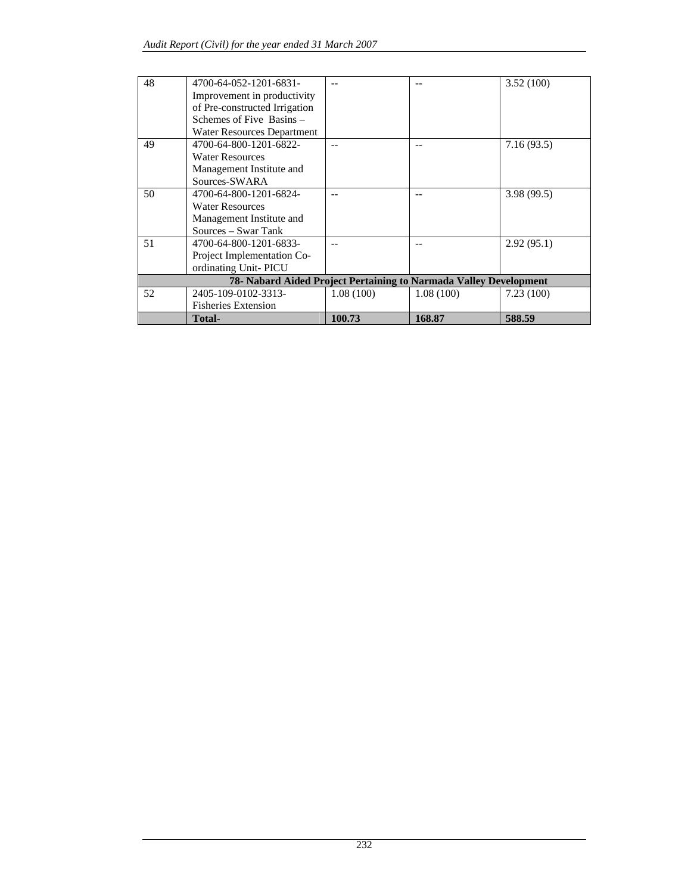| | | | | |
|---|---|---|---|---|
| 48 | 4700-64-052-1201-6831-Improvement in productivity of Pre-constructed Irrigation Schemes of Five Basins – Water Resources Department | -- | -- | 3.52 (100) |
| 49 | 4700-64-800-1201-6822-Water Resources Management Institute and Sources-SWARA | -- | -- | 7.16 (93.5) |
| 50 | 4700-64-800-1201-6824-Water Resources Management Institute and Sources – Swar Tank | -- | -- | 3.98 (99.5) |
| 51 | 4700-64-800-1201-6833-Project Implementation Co-ordinating Unit- PICU | -- | -- | 2.92 (95.1) |
| **78- Nabard Aided Project Pertaining to Narmada Valley Development** | | | | |
| 52 | 2405-109-0102-3313-Fisheries Extension | 1.08 (100) | 1.08 (100) | 7.23 (100) |
| | **Total-** | **100.73** | **168.87** | **588.59** |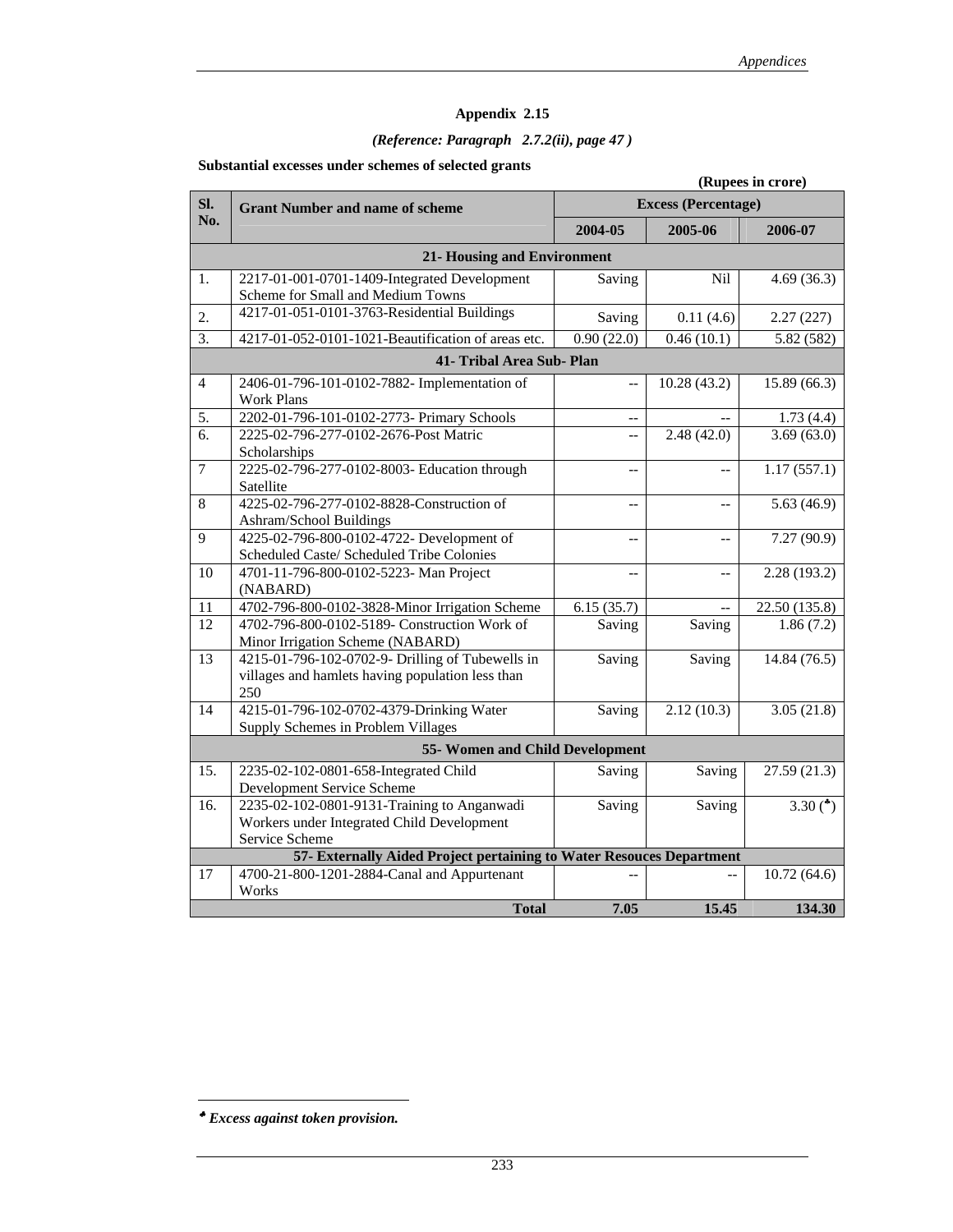## Appendix 2.15

*(Reference: Paragraph 2.7.2(ii), page 47 )*

**Substantial excesses under schemes of selected grants**

**(Rupees in crore)**

| Sl. No. | Grant Number and name of scheme | Excess (Percentage) | | |
|---|---|---|---|---|
| | | 2004-05 | 2005-06 | 2006-07 |
| | **21- Housing and Environment** | | | |
| 1. | 2217-01-001-0701-1409-Integrated Development Scheme for Small and Medium Towns | Saving | Nil | 4.69 (36.3) |
| 2. | 4217-01-051-0101-3763-Residential Buildings | Saving | 0.11 (4.6) | 2.27 (227) |
| 3. | 4217-01-052-0101-1021-Beautification of areas etc. | 0.90 (22.0) | 0.46 (10.1) | 5.82 (582) |
| | **41- Tribal Area Sub- Plan** | | | |
| 4 | 2406-01-796-101-0102-7882- Implementation of Work Plans | -- | 10.28 (43.2) | 15.89 (66.3) |
| 5. | 2202-01-796-101-0102-2773- Primary Schools | -- | -- | 1.73 (4.4) |
| 6. | 2225-02-796-277-0102-2676-Post Matric Scholarships | -- | 2.48 (42.0) | 3.69 (63.0) |
| 7 | 2225-02-796-277-0102-8003- Education through Satellite | -- | -- | 1.17 (557.1) |
| 8 | 4225-02-796-277-0102-8828-Construction of Ashram/School Buildings | -- | -- | 5.63 (46.9) |
| 9 | 4225-02-796-800-0102-4722- Development of Scheduled Caste/ Scheduled Tribe Colonies | -- | -- | 7.27 (90.9) |
| 10 | 4701-11-796-800-0102-5223- Man Project (NABARD) | -- | -- | 2.28 (193.2) |
| 11 | 4702-796-800-0102-3828-Minor Irrigation Scheme | 6.15 (35.7) | -- | 22.50 (135.8) |
| 12 | 4702-796-800-0102-5189- Construction Work of Minor Irrigation Scheme (NABARD) | Saving | Saving | 1.86 (7.2) |
| 13 | 4215-01-796-102-0702-9- Drilling of Tubewells in villages and hamlets having population less than 250 | Saving | Saving | 14.84 (76.5) |
| 14 | 4215-01-796-102-0702-4379-Drinking Water Supply Schemes in Problem Villages | Saving | 2.12 (10.3) | 3.05 (21.8) |
| | **55- Women and Child Development** | | | |
| 15. | 2235-02-102-0801-658-Integrated Child Development Service Scheme | Saving | Saving | 27.59 (21.3) |
| 16. | 2235-02-102-0801-9131-Training to Anganwadi Workers under Integrated Child Development Service Scheme | Saving | Saving | 3.30 (♣) |
| | **57- Externally Aided Project pertaining to Water Resouces Department** | | | |
| 17 | 4700-21-800-1201-2884-Canal and Appurtenant Works | -- | -- | 10.72 (64.6) |
| | **Total** | **7.05** | **15.45** | **134.30** |

♣ ***Excess against token provision.***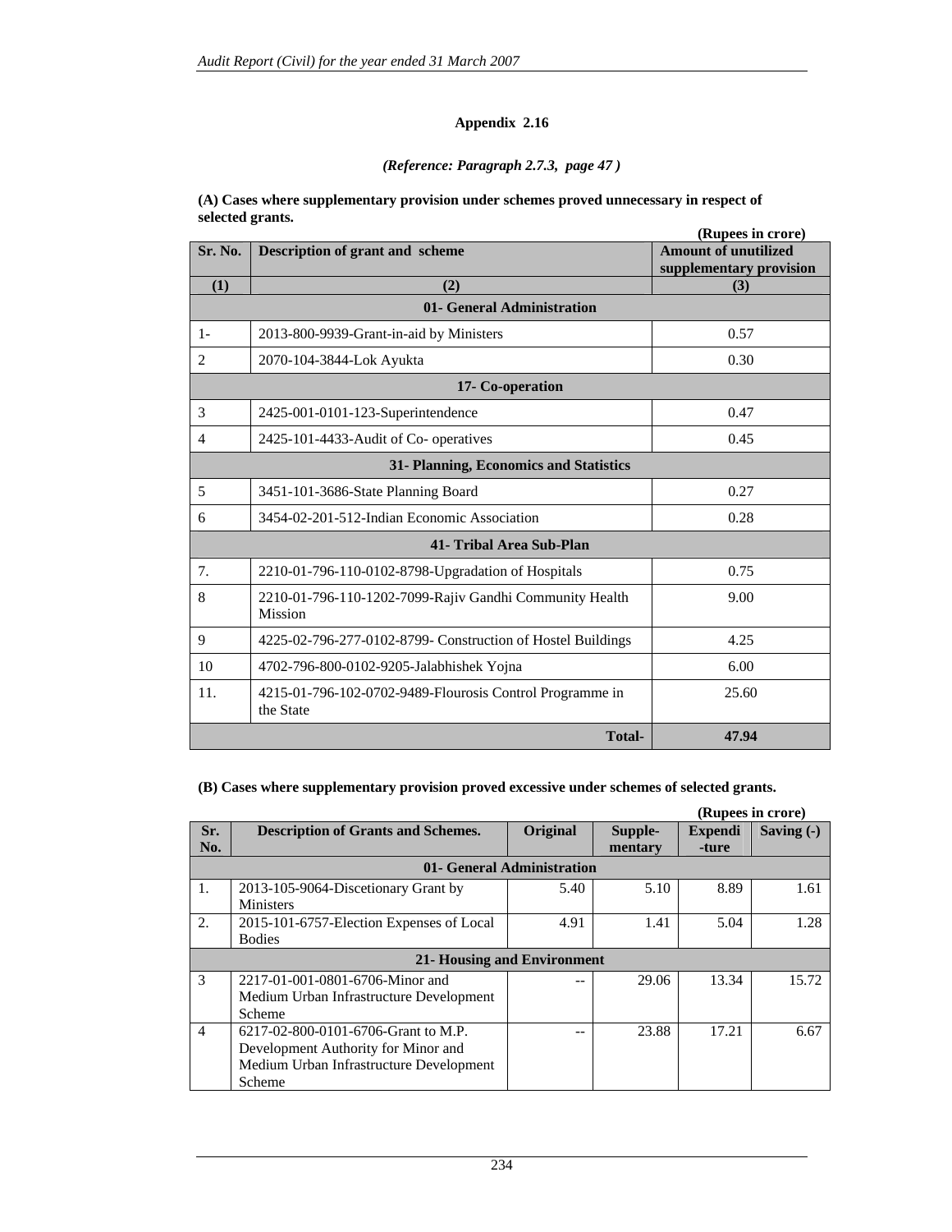## Appendix 2.16

*(Reference: Paragraph 2.7.3, page 47 )*

**(A) Cases where supplementary provision under schemes proved unnecessary in respect of selected grants.**

**(Rupees in crore)**

| Sr. No. | Description of grant and scheme | Amount of unutilized supplementary provision |
|---|---|---|
| (1) | (2) | (3) |
| | **01- General Administration** | |
| 1- | 2013-800-9939-Grant-in-aid by Ministers | 0.57 |
| 2 | 2070-104-3844-Lok Ayukta | 0.30 |
| | **17- Co-operation** | |
| 3 | 2425-001-0101-123-Superintendence | 0.47 |
| 4 | 2425-101-4433-Audit of Co- operatives | 0.45 |
| | **31- Planning, Economics and Statistics** | |
| 5 | 3451-101-3686-State Planning Board | 0.27 |
| 6 | 3454-02-201-512-Indian Economic Association | 0.28 |
| | **41- Tribal Area Sub-Plan** | |
| 7. | 2210-01-796-110-0102-8798-Upgradation of Hospitals | 0.75 |
| 8 | 2210-01-796-110-1202-7099-Rajiv Gandhi Community Health Mission | 9.00 |
| 9 | 4225-02-796-277-0102-8799- Construction of Hostel Buildings | 4.25 |
| 10 | 4702-796-800-0102-9205-Jalabhishek Yojna | 6.00 |
| 11. | 4215-01-796-102-0702-9489-Flourosis Control Programme in the State | 25.60 |
| | **Total-** | **47.94** |

**(B) Cases where supplementary provision proved excessive under schemes of selected grants.**

**(Rupees in crore)**

| Sr. No. | Description of Grants and Schemes. | Original | Supple-mentary | Expendi-ture | Saving (-) |
|---|---|---|---|---|---|
| | **01- General Administration** | | | | |
| 1. | 2013-105-9064-Discetionary Grant by Ministers | 5.40 | 5.10 | 8.89 | 1.61 |
| 2. | 2015-101-6757-Election Expenses of Local Bodies | 4.91 | 1.41 | 5.04 | 1.28 |
| | **21- Housing and Environment** | | | | |
| 3 | 2217-01-001-0801-6706-Minor and Medium Urban Infrastructure Development Scheme | -- | 29.06 | 13.34 | 15.72 |
| 4 | 6217-02-800-0101-6706-Grant to M.P. Development Authority for Minor and Medium Urban Infrastructure Development Scheme | -- | 23.88 | 17.21 | 6.67 |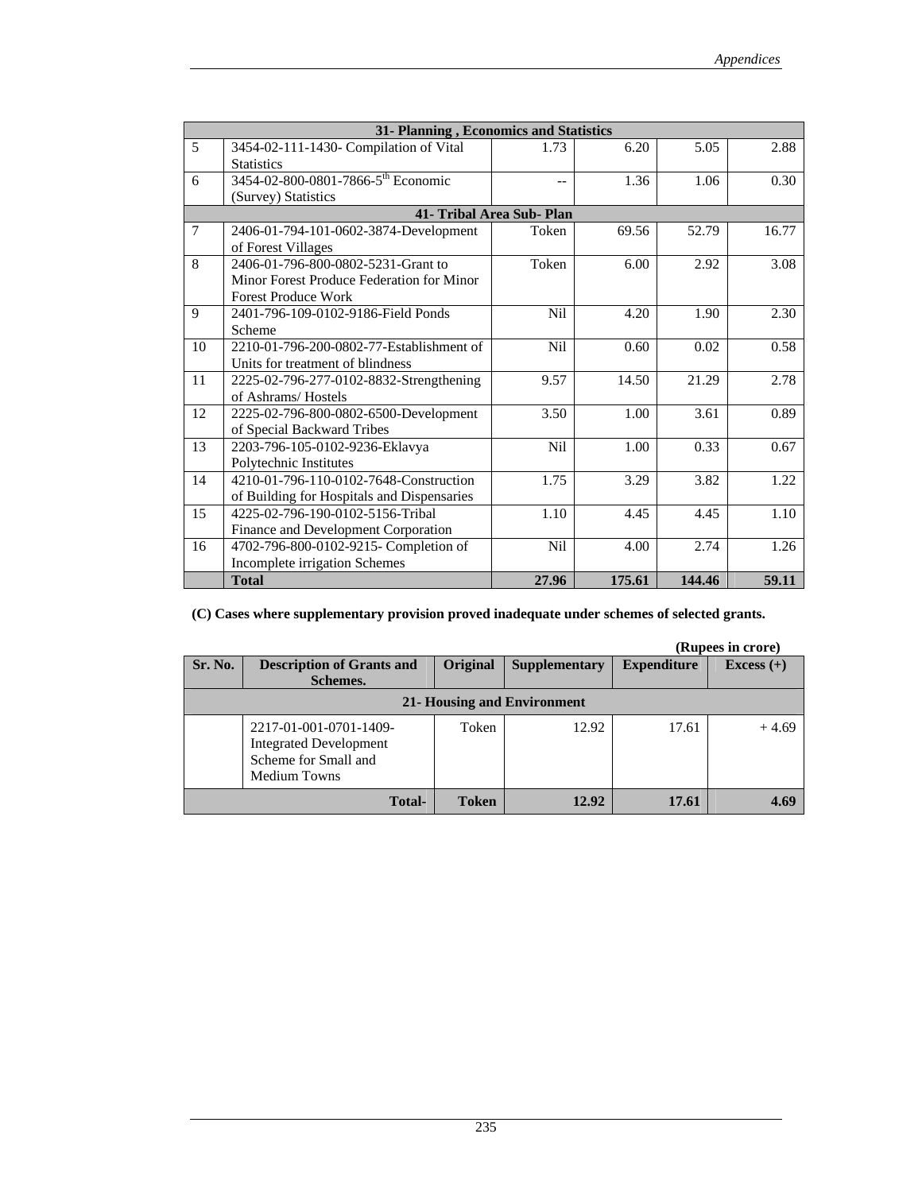| | | | | | |
|---|---|---|---|---|---|
| **31- Planning , Economics and Statistics** | | | | | |
| 5 | 3454-02-111-1430- Compilation of Vital Statistics | 1.73 | 6.20 | 5.05 | 2.88 |
| 6 | 3454-02-800-0801-7866-5th Economic (Survey) Statistics | -- | 1.36 | 1.06 | 0.30 |
| **41- Tribal Area Sub- Plan** | | | | | |
| 7 | 2406-01-794-101-0602-3874-Development of Forest Villages | Token | 69.56 | 52.79 | 16.77 |
| 8 | 2406-01-796-800-0802-5231-Grant to Minor Forest Produce Federation for Minor Forest Produce Work | Token | 6.00 | 2.92 | 3.08 |
| 9 | 2401-796-109-0102-9186-Field Ponds Scheme | Nil | 4.20 | 1.90 | 2.30 |
| 10 | 2210-01-796-200-0802-77-Establishment of Units for treatment of blindness | Nil | 0.60 | 0.02 | 0.58 |
| 11 | 2225-02-796-277-0102-8832-Strengthening of Ashrams/ Hostels | 9.57 | 14.50 | 21.29 | 2.78 |
| 12 | 2225-02-796-800-0802-6500-Development of Special Backward Tribes | 3.50 | 1.00 | 3.61 | 0.89 |
| 13 | 2203-796-105-0102-9236-Eklavya Polytechnic Institutes | Nil | 1.00 | 0.33 | 0.67 |
| 14 | 4210-01-796-110-0102-7648-Construction of Building for Hospitals and Dispensaries | 1.75 | 3.29 | 3.82 | 1.22 |
| 15 | 4225-02-796-190-0102-5156-Tribal Finance and Development Corporation | 1.10 | 4.45 | 4.45 | 1.10 |
| 16 | 4702-796-800-0102-9215- Completion of Incomplete irrigation Schemes | Nil | 4.00 | 2.74 | 1.26 |
| | **Total** | **27.96** | **175.61** | **144.46** | **59.11** |

**(C) Cases where supplementary provision proved inadequate under schemes of selected grants.**

**(Rupees in crore)**

| Sr. No. | Description of Grants and Schemes. | Original | Supplementary | Expenditure | Excess (+) |
|---|---|---|---|---|---|
| **21- Housing and Environment** | | | | | |
| | 2217-01-001-0701-1409-Integrated Development Scheme for Small and Medium Towns | Token | 12.92 | 17.61 | + 4.69 |
| | **Total-** | **Token** | **12.92** | **17.61** | **4.69** |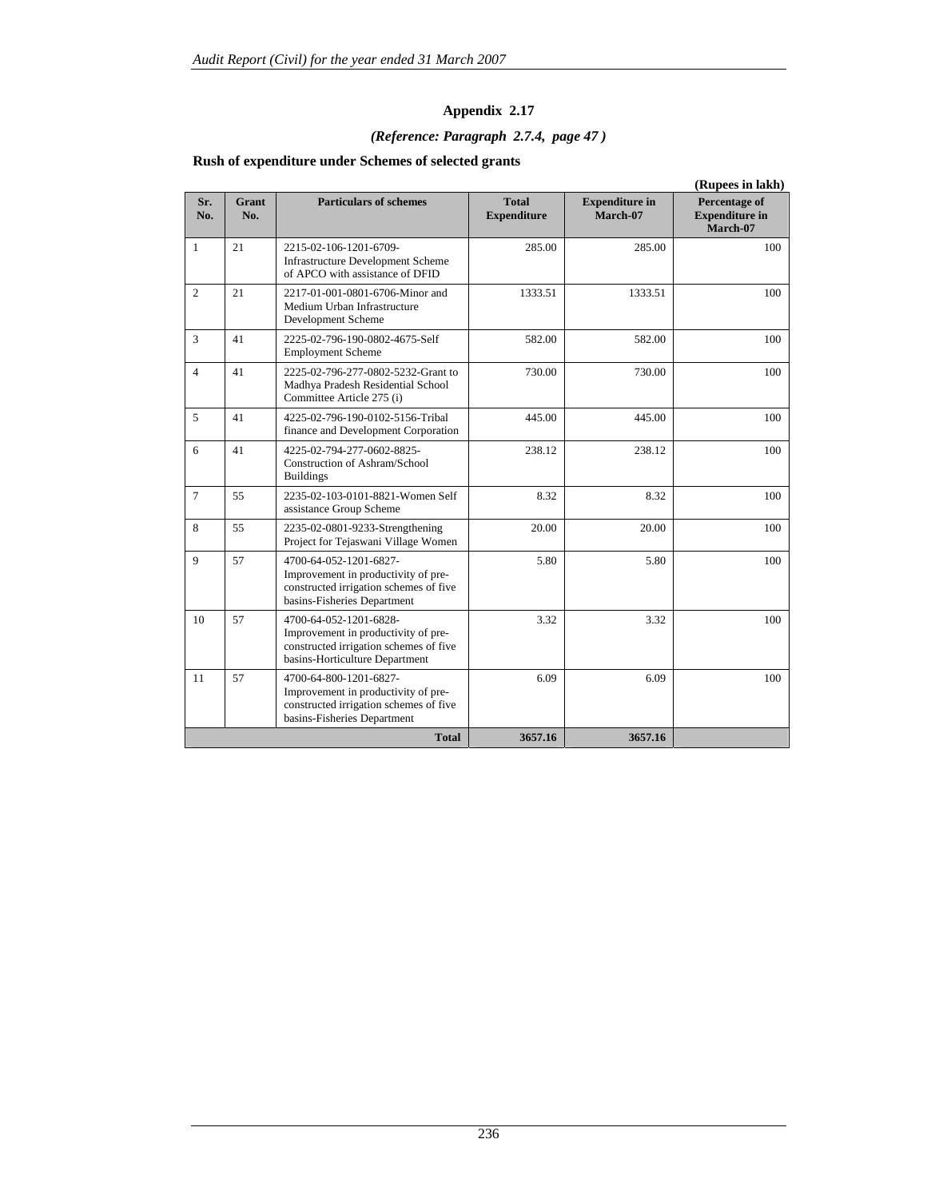## Appendix 2.17

***(Reference: Paragraph 2.7.4, page 47 )***

**Rush of expenditure under Schemes of selected grants**

**(Rupees in lakh)**

| Sr. No. | Grant No. | Particulars of schemes | Total Expenditure | Expenditure in March-07 | Percentage of Expenditure in March-07 |
|---|---|---|---|---|---|
| 1 | 21 | 2215-02-106-1201-6709-Infrastructure Development Scheme of APCO with assistance of DFID | 285.00 | 285.00 | 100 |
| 2 | 21 | 2217-01-001-0801-6706-Minor and Medium Urban Infrastructure Development Scheme | 1333.51 | 1333.51 | 100 |
| 3 | 41 | 2225-02-796-190-0802-4675-Self Employment Scheme | 582.00 | 582.00 | 100 |
| 4 | 41 | 2225-02-796-277-0802-5232-Grant to Madhya Pradesh Residential School Committee Article 275 (i) | 730.00 | 730.00 | 100 |
| 5 | 41 | 4225-02-796-190-0102-5156-Tribal finance and Development Corporation | 445.00 | 445.00 | 100 |
| 6 | 41 | 4225-02-794-277-0602-8825-Construction of Ashram/School Buildings | 238.12 | 238.12 | 100 |
| 7 | 55 | 2235-02-103-0101-8821-Women Self assistance Group Scheme | 8.32 | 8.32 | 100 |
| 8 | 55 | 2235-02-0801-9233-Strengthening Project for Tejaswani Village Women | 20.00 | 20.00 | 100 |
| 9 | 57 | 4700-64-052-1201-6827-Improvement in productivity of pre-constructed irrigation schemes of five basins-Fisheries Department | 5.80 | 5.80 | 100 |
| 10 | 57 | 4700-64-052-1201-6828-Improvement in productivity of pre-constructed irrigation schemes of five basins-Horticulture Department | 3.32 | 3.32 | 100 |
| 11 | 57 | 4700-64-800-1201-6827-Improvement in productivity of pre-constructed irrigation schemes of five basins-Fisheries Department | 6.09 | 6.09 | 100 |
| | | **Total** | **3657.16** | **3657.16** | |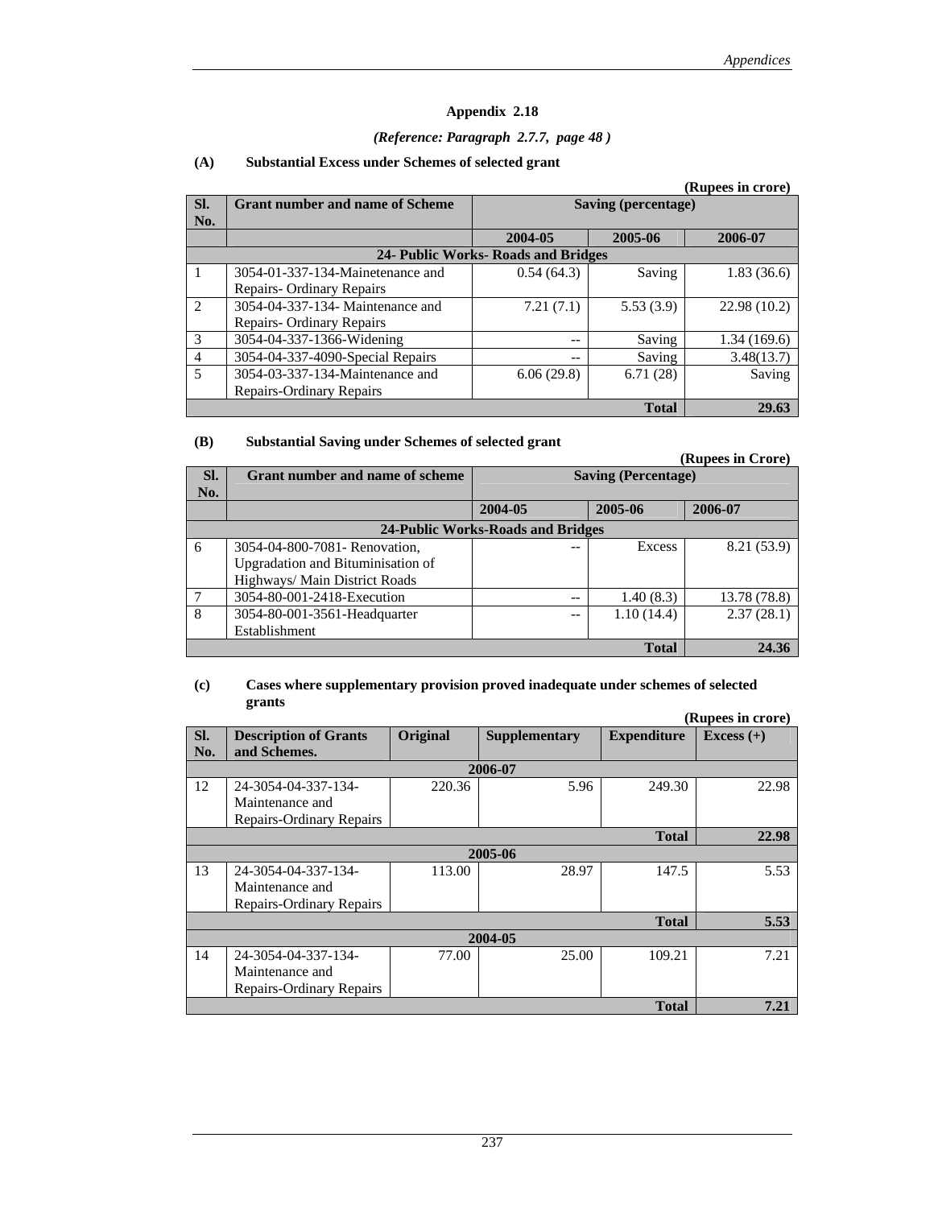## Appendix 2.18

*(Reference: Paragraph 2.7.7, page 48 )*

### (A) Substantial Excess under Schemes of selected grant

**(Rupees in crore)**

| Sl. No. | Grant number and name of Scheme | Saving (percentage) | | |
|---|---|---|---|---|
| | | 2004-05 | 2005-06 | 2006-07 |
| | **24- Public Works- Roads and Bridges** | | | |
| 1 | 3054-01-337-134-Mainetenance and Repairs- Ordinary Repairs | 0.54 (64.3) | Saving | 1.83 (36.6) |
| 2 | 3054-04-337-134- Maintenance and Repairs- Ordinary Repairs | 7.21 (7.1) | 5.53 (3.9) | 22.98 (10.2) |
| 3 | 3054-04-337-1366-Widening | -- | Saving | 1.34 (169.6) |
| 4 | 3054-04-337-4090-Special Repairs | -- | Saving | 3.48(13.7) |
| 5 | 3054-03-337-134-Maintenance and Repairs-Ordinary Repairs | 6.06 (29.8) | 6.71 (28) | Saving |
| | | | **Total** | **29.63** |

### (B) Substantial Saving under Schemes of selected grant

**(Rupees in Crore)**

| Sl. No. | Grant number and name of scheme | Saving (Percentage) | | |
|---|---|---|---|---|
| | | 2004-05 | 2005-06 | 2006-07 |
| | **24-Public Works-Roads and Bridges** | | | |
| 6 | 3054-04-800-7081- Renovation, Upgradation and Bituminisation of Highways/ Main District Roads | -- | Excess | 8.21 (53.9) |
| 7 | 3054-80-001-2418-Execution | -- | 1.40 (8.3) | 13.78 (78.8) |
| 8 | 3054-80-001-3561-Headquarter Establishment | -- | 1.10 (14.4) | 2.37 (28.1) |
| | | | **Total** | **24.36** |

### (c) Cases where supplementary provision proved inadequate under schemes of selected grants

**(Rupees in crore)**

| Sl. No. | Description of Grants and Schemes. | Original | Supplementary | Expenditure | Excess (+) |
|---|---|---|---|---|---|
| | | | **2006-07** | | |
| 12 | 24-3054-04-337-134-Maintenance and Repairs-Ordinary Repairs | 220.36 | 5.96 | 249.30 | 22.98 |
| | | | | **Total** | **22.98** |
| | | | **2005-06** | | |
| 13 | 24-3054-04-337-134-Maintenance and Repairs-Ordinary Repairs | 113.00 | 28.97 | 147.5 | 5.53 |
| | | | | **Total** | **5.53** |
| | | | **2004-05** | | |
| 14 | 24-3054-04-337-134-Maintenance and Repairs-Ordinary Repairs | 77.00 | 25.00 | 109.21 | 7.21 |
| | | | | **Total** | **7.21** |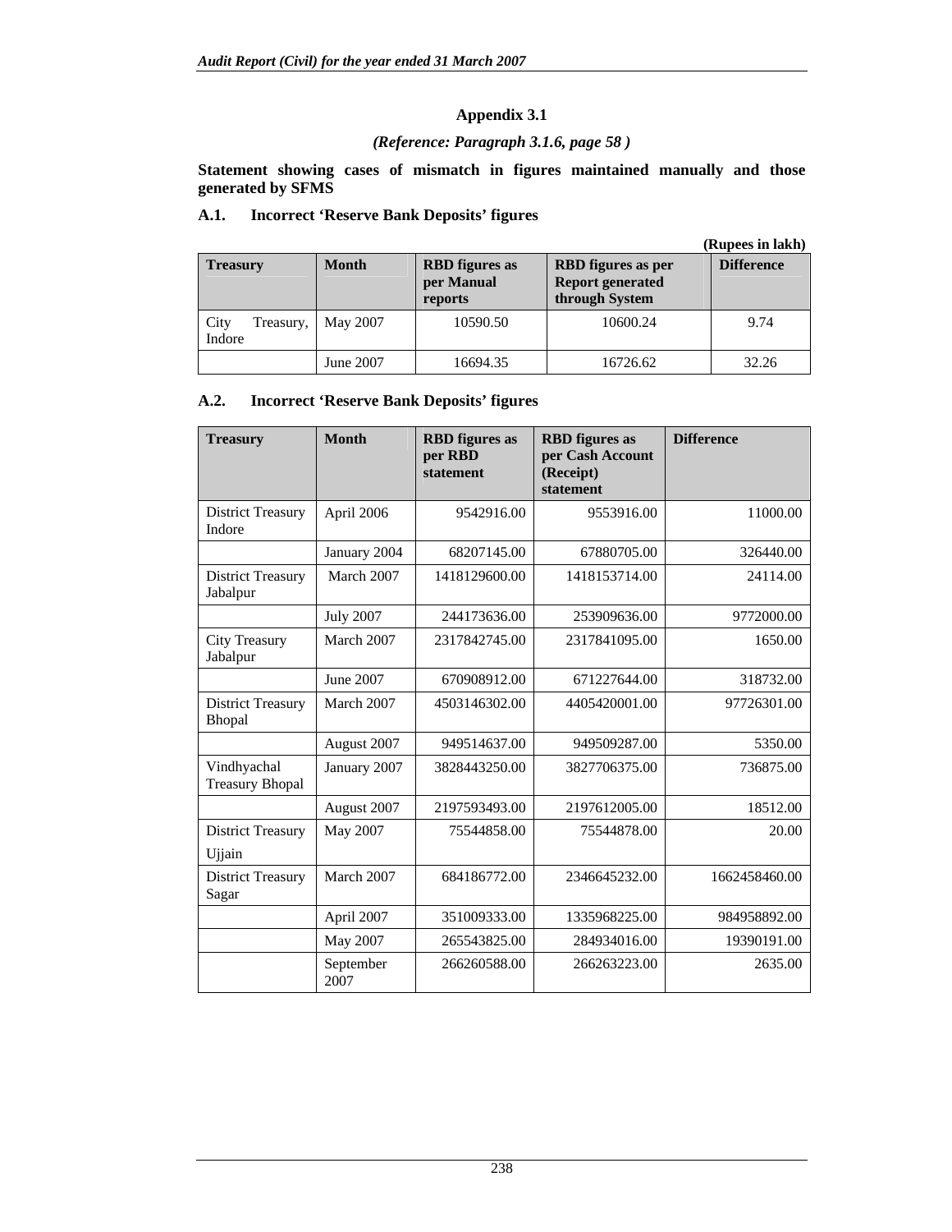# Appendix 3.1

*(Reference: Paragraph 3.1.6, page 58 )*

**Statement showing cases of mismatch in figures maintained manually and those generated by SFMS**

## A.1. Incorrect 'Reserve Bank Deposits' figures

**(Rupees in lakh)**

| Treasury | Month | RBD figures as per Manual reports | RBD figures as per Report generated through System | Difference |
|---|---|---|---|---|
| City Treasury, Indore | May 2007 | 10590.50 | 10600.24 | 9.74 |
| | June 2007 | 16694.35 | 16726.62 | 32.26 |

## A.2. Incorrect 'Reserve Bank Deposits' figures

| Treasury | Month | RBD figures as per RBD statement | RBD figures as per Cash Account (Receipt) statement | Difference |
|---|---|---|---|---|
| District Treasury Indore | April 2006 | 9542916.00 | 9553916.00 | 11000.00 |
| | January 2004 | 68207145.00 | 67880705.00 | 326440.00 |
| District Treasury Jabalpur | March 2007 | 1418129600.00 | 1418153714.00 | 24114.00 |
| | July 2007 | 244173636.00 | 253909636.00 | 9772000.00 |
| City Treasury Jabalpur | March 2007 | 2317842745.00 | 2317841095.00 | 1650.00 |
| | June 2007 | 670908912.00 | 671227644.00 | 318732.00 |
| District Treasury Bhopal | March 2007 | 4503146302.00 | 4405420001.00 | 97726301.00 |
| | August 2007 | 949514637.00 | 949509287.00 | 5350.00 |
| Vindhyachal Treasury Bhopal | January 2007 | 3828443250.00 | 3827706375.00 | 736875.00 |
| | August 2007 | 2197593493.00 | 2197612005.00 | 18512.00 |
| District Treasury Ujjain | May 2007 | 75544858.00 | 75544878.00 | 20.00 |
| District Treasury Sagar | March 2007 | 684186772.00 | 2346645232.00 | 1662458460.00 |
| | April 2007 | 351009333.00 | 1335968225.00 | 984958892.00 |
| | May 2007 | 265543825.00 | 284934016.00 | 19390191.00 |
| | September 2007 | 266260588.00 | 266263223.00 | 2635.00 |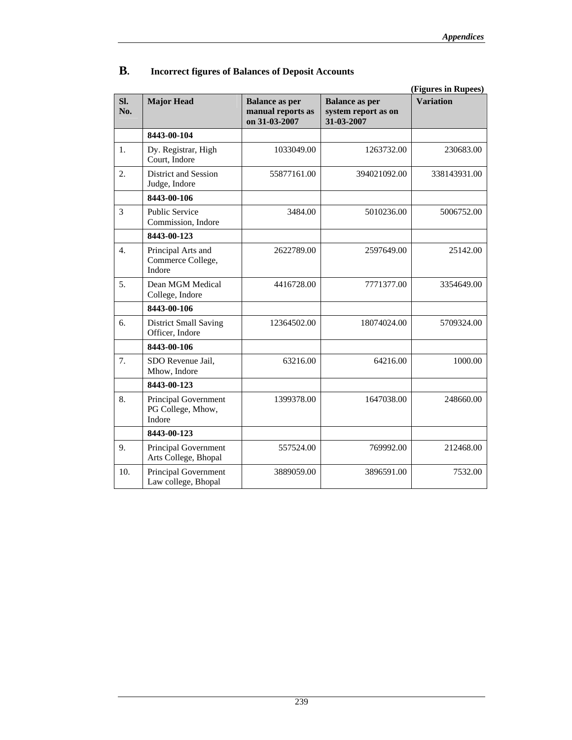## B. Incorrect figures of Balances of Deposit Accounts

(Figures in Rupees)

| Sl. No. | Major Head | Balance as per manual reports as on 31-03-2007 | Balance as per system report as on 31-03-2007 | Variation |
|---|---|---|---|---|
| | **8443-00-104** | | | |
| 1. | Dy. Registrar, High Court, Indore | 1033049.00 | 1263732.00 | 230683.00 |
| 2. | District and Session Judge, Indore | 55877161.00 | 394021092.00 | 338143931.00 |
| | **8443-00-106** | | | |
| 3 | Public Service Commission, Indore | 3484.00 | 5010236.00 | 5006752.00 |
| | **8443-00-123** | | | |
| 4. | Principal Arts and Commerce College, Indore | 2622789.00 | 2597649.00 | 25142.00 |
| 5. | Dean MGM Medical College, Indore | 4416728.00 | 7771377.00 | 3354649.00 |
| | **8443-00-106** | | | |
| 6. | District Small Saving Officer, Indore | 12364502.00 | 18074024.00 | 5709324.00 |
| | **8443-00-106** | | | |
| 7. | SDO Revenue Jail, Mhow, Indore | 63216.00 | 64216.00 | 1000.00 |
| | **8443-00-123** | | | |
| 8. | Principal Government PG College, Mhow, Indore | 1399378.00 | 1647038.00 | 248660.00 |
| | **8443-00-123** | | | |
| 9. | Principal Government Arts College, Bhopal | 557524.00 | 769992.00 | 212468.00 |
| 10. | Principal Government Law college, Bhopal | 3889059.00 | 3896591.00 | 7532.00 |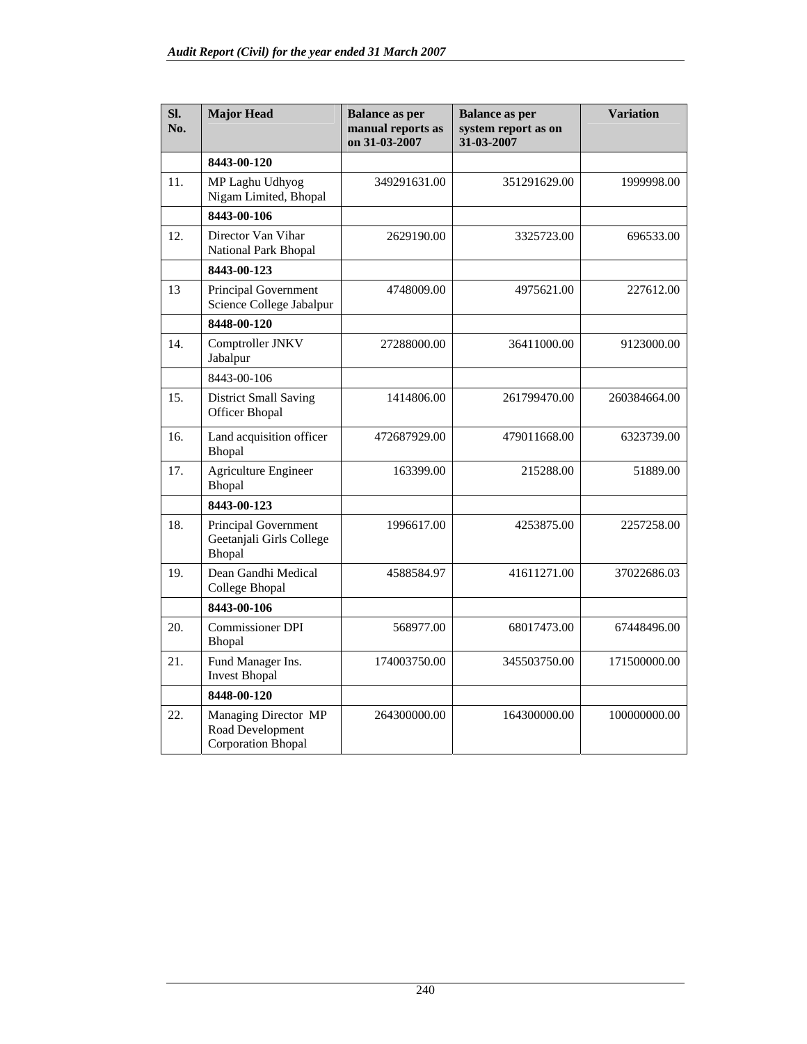| Sl. No. | Major Head | Balance as per manual reports as on 31-03-2007 | Balance as per system report as on 31-03-2007 | Variation |
|---|---|---|---|---|
| | **8443-00-120** | | | |
| 11. | MP Laghu Udhyog Nigam Limited, Bhopal | 349291631.00 | 351291629.00 | 1999998.00 |
| | **8443-00-106** | | | |
| 12. | Director Van Vihar National Park Bhopal | 2629190.00 | 3325723.00 | 696533.00 |
| | **8443-00-123** | | | |
| 13 | Principal Government Science College Jabalpur | 4748009.00 | 4975621.00 | 227612.00 |
| | **8448-00-120** | | | |
| 14. | Comptroller JNKV Jabalpur | 27288000.00 | 36411000.00 | 9123000.00 |
| | 8443-00-106 | | | |
| 15. | District Small Saving Officer Bhopal | 1414806.00 | 261799470.00 | 260384664.00 |
| 16. | Land acquisition officer Bhopal | 472687929.00 | 479011668.00 | 6323739.00 |
| 17. | Agriculture Engineer Bhopal | 163399.00 | 215288.00 | 51889.00 |
| | **8443-00-123** | | | |
| 18. | Principal Government Geetanjali Girls College Bhopal | 1996617.00 | 4253875.00 | 2257258.00 |
| 19. | Dean Gandhi Medical College Bhopal | 4588584.97 | 41611271.00 | 37022686.03 |
| | **8443-00-106** | | | |
| 20. | Commissioner DPI Bhopal | 568977.00 | 68017473.00 | 67448496.00 |
| 21. | Fund Manager Ins. Invest Bhopal | 174003750.00 | 345503750.00 | 171500000.00 |
| | **8448-00-120** | | | |
| 22. | Managing Director MP Road Development Corporation Bhopal | 264300000.00 | 164300000.00 | 100000000.00 |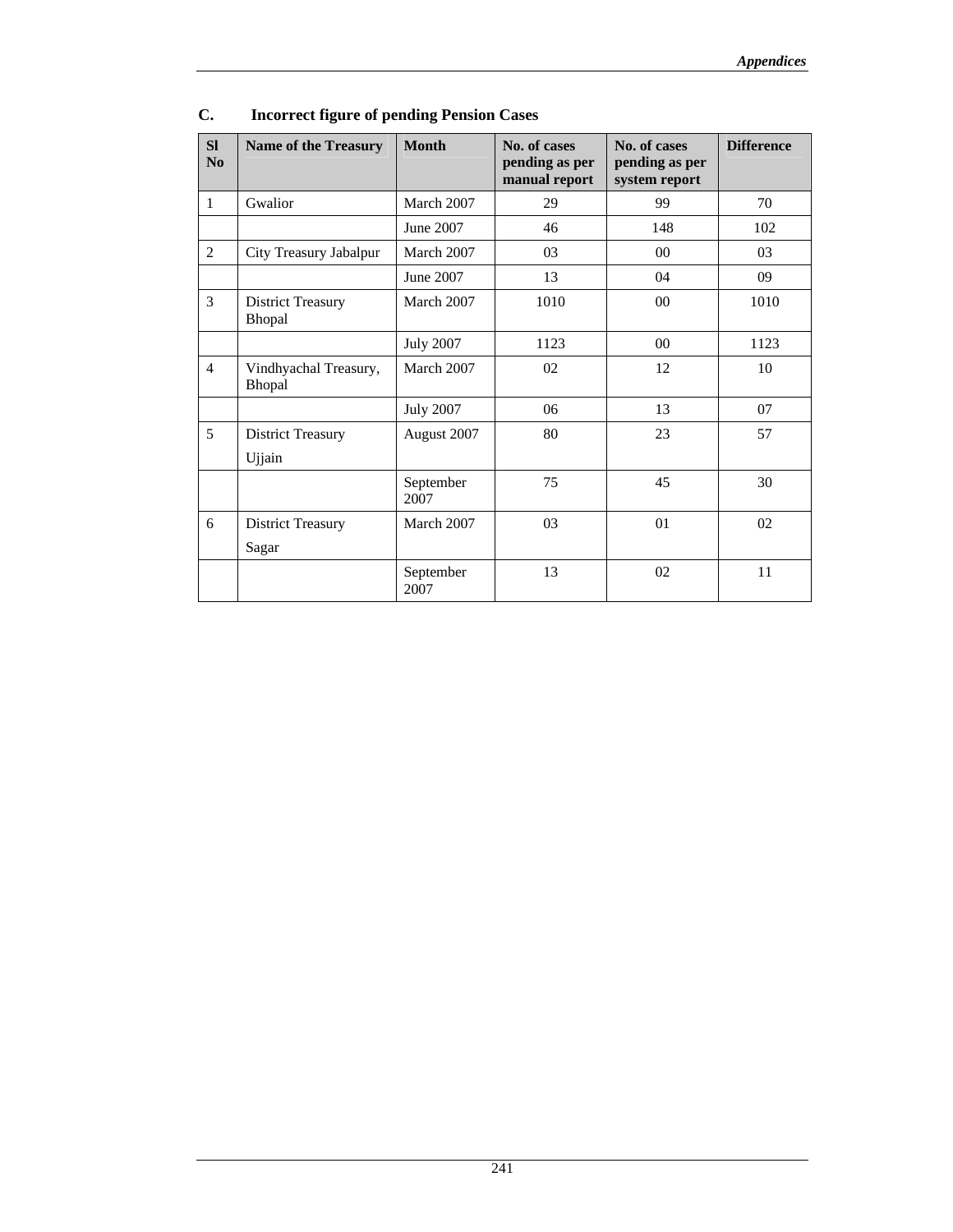## C. Incorrect figure of pending Pension Cases

| Sl No | Name of the Treasury | Month | No. of cases pending as per manual report | No. of cases pending as per system report | Difference |
|---|---|---|---|---|---|
| 1 | Gwalior | March 2007 | 29 | 99 | 70 |
| | | June 2007 | 46 | 148 | 102 |
| 2 | City Treasury Jabalpur | March 2007 | 03 | 00 | 03 |
| | | June 2007 | 13 | 04 | 09 |
| 3 | District Treasury Bhopal | March 2007 | 1010 | 00 | 1010 |
| | | July 2007 | 1123 | 00 | 1123 |
| 4 | Vindhyachal Treasury, Bhopal | March 2007 | 02 | 12 | 10 |
| | | July 2007 | 06 | 13 | 07 |
| 5 | District Treasury Ujjain | August 2007 | 80 | 23 | 57 |
| | | September 2007 | 75 | 45 | 30 |
| 6 | District Treasury Sagar | March 2007 | 03 | 01 | 02 |
| | | September 2007 | 13 | 02 | 11 |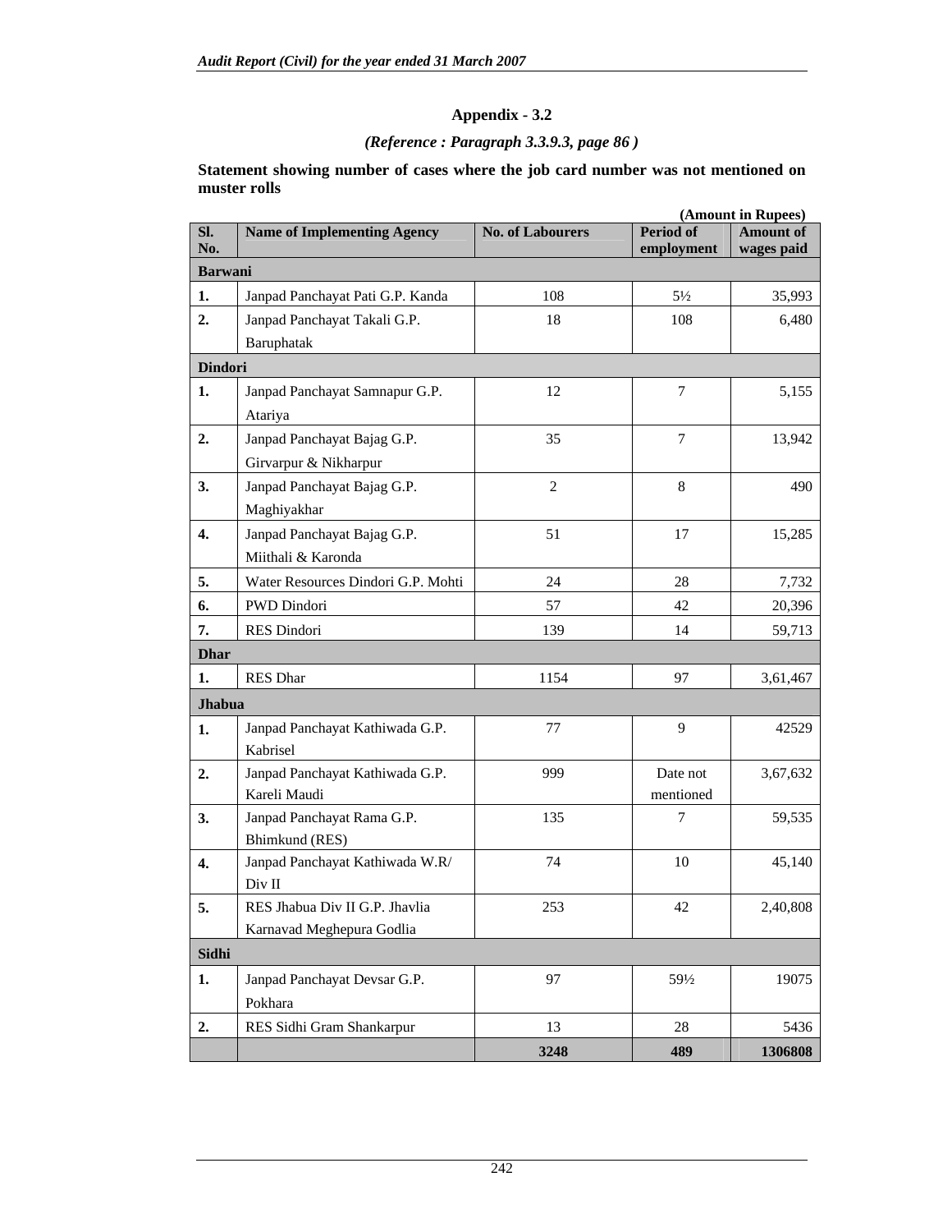## Appendix - 3.2

*(Reference : Paragraph 3.3.9.3, page 86 )*

**Statement showing number of cases where the job card number was not mentioned on muster rolls**

**(Amount in Rupees)**

| Sl. No. | Name of Implementing Agency | No. of Labourers | Period of employment | Amount of wages paid |
|---|---|---|---|---|
| **Barwani** | | | | |
| **1.** | Janpad Panchayat Pati G.P. Kanda | 108 | 5½ | 35,993 |
| **2.** | Janpad Panchayat Takali G.P. Baruphatak | 18 | 108 | 6,480 |
| **Dindori** | | | | |
| **1.** | Janpad Panchayat Samnapur G.P. Atariya | 12 | 7 | 5,155 |
| **2.** | Janpad Panchayat Bajag G.P. Girvarpur & Nikharpur | 35 | 7 | 13,942 |
| **3.** | Janpad Panchayat Bajag G.P. Maghiyakhar | 2 | 8 | 490 |
| **4.** | Janpad Panchayat Bajag G.P. Miithali & Karonda | 51 | 17 | 15,285 |
| **5.** | Water Resources Dindori G.P. Mohti | 24 | 28 | 7,732 |
| **6.** | PWD Dindori | 57 | 42 | 20,396 |
| **7.** | RES Dindori | 139 | 14 | 59,713 |
| **Dhar** | | | | |
| **1.** | RES Dhar | 1154 | 97 | 3,61,467 |
| **Jhabua** | | | | |
| **1.** | Janpad Panchayat Kathiwada G.P. Kabrisel | 77 | 9 | 42529 |
| **2.** | Janpad Panchayat Kathiwada G.P. Kareli Maudi | 999 | Date not mentioned | 3,67,632 |
| **3.** | Janpad Panchayat Rama G.P. Bhimkund (RES) | 135 | 7 | 59,535 |
| **4.** | Janpad Panchayat Kathiwada W.R/ Div II | 74 | 10 | 45,140 |
| **5.** | RES Jhabua Div II G.P. Jhavlia Karnavad Meghepura Godlia | 253 | 42 | 2,40,808 |
| **Sidhi** | | | | |
| **1.** | Janpad Panchayat Devsar G.P. Pokhara | 97 | 59½ | 19075 |
| **2.** | RES Sidhi Gram Shankarpur | 13 | 28 | 5436 |
| | | **3248** | **489** | **1306808** |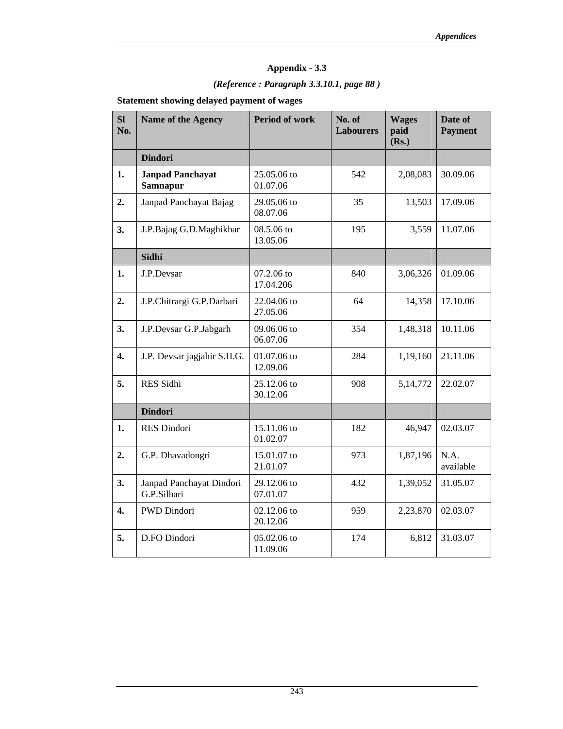# Appendix - 3.3

*(Reference : Paragraph 3.3.10.1, page 88 )*

**Statement showing delayed payment of wages**

| Sl No. | Name of the Agency | Period of work | No. of Labourers | Wages paid (Rs.) | Date of Payment |
|---|---|---|---|---|---|
| | **Dindori** | | | | |
| **1.** | **Janpad Panchayat Samnapur** | 25.05.06 to 01.07.06 | 542 | 2,08,083 | 30.09.06 |
| **2.** | Janpad Panchayat Bajag | 29.05.06 to 08.07.06 | 35 | 13,503 | 17.09.06 |
| **3.** | J.P.Bajag G.D.Maghikhar | 08.5.06 to 13.05.06 | 195 | 3,559 | 11.07.06 |
| | **Sidhi** | | | | |
| **1.** | J.P.Devsar | 07.2.06 to 17.04.206 | 840 | 3,06,326 | 01.09.06 |
| **2.** | J.P.Chitrargi G.P.Darbari | 22.04.06 to 27.05.06 | 64 | 14,358 | 17.10.06 |
| **3.** | J.P.Devsar G.P.Jabgarh | 09.06.06 to 06.07.06 | 354 | 1,48,318 | 10.11.06 |
| **4.** | J.P. Devsar jagjahir S.H.G. | 01.07.06 to 12.09.06 | 284 | 1,19,160 | 21.11.06 |
| **5.** | RES Sidhi | 25.12.06 to 30.12.06 | 908 | 5,14,772 | 22.02.07 |
| | **Dindori** | | | | |
| **1.** | RES Dindori | 15.11.06 to 01.02.07 | 182 | 46,947 | 02.03.07 |
| **2.** | G.P. Dhavadongri | 15.01.07 to 21.01.07 | 973 | 1,87,196 | N.A. available |
| **3.** | Janpad Panchayat Dindori G.P.Silhari | 29.12.06 to 07.01.07 | 432 | 1,39,052 | 31.05.07 |
| **4.** | PWD Dindori | 02.12.06 to 20.12.06 | 959 | 2,23,870 | 02.03.07 |
| **5.** | D.FO Dindori | 05.02.06 to 11.09.06 | 174 | 6,812 | 31.03.07 |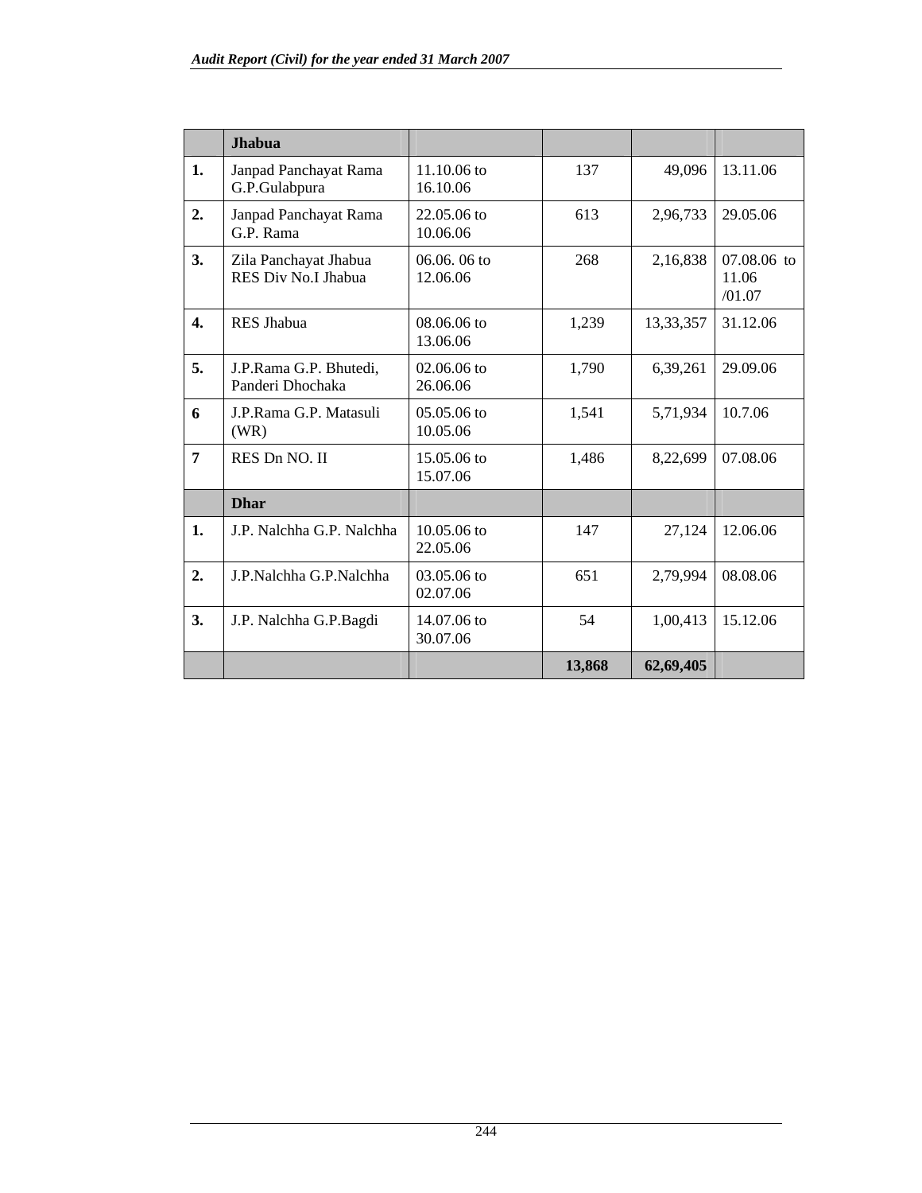| | Jhabua | | | | |
|---|---|---|---|---|---|
| 1. | Janpad Panchayat Rama G.P.Gulabpura | 11.10.06 to 16.10.06 | 137 | 49,096 | 13.11.06 |
| 2. | Janpad Panchayat Rama G.P. Rama | 22.05.06 to 10.06.06 | 613 | 2,96,733 | 29.05.06 |
| 3. | Zila Panchayat Jhabua RES Div No.I Jhabua | 06.06. 06 to 12.06.06 | 268 | 2,16,838 | 07.08.06 to 11.06 /01.07 |
| 4. | RES Jhabua | 08.06.06 to 13.06.06 | 1,239 | 13,33,357 | 31.12.06 |
| 5. | J.P.Rama G.P. Bhutedi, Panderi Dhochaka | 02.06.06 to 26.06.06 | 1,790 | 6,39,261 | 29.09.06 |
| 6 | J.P.Rama G.P. Matasuli (WR) | 05.05.06 to 10.05.06 | 1,541 | 5,71,934 | 10.7.06 |
| 7 | RES Dn NO. II | 15.05.06 to 15.07.06 | 1,486 | 8,22,699 | 07.08.06 |
| | **Dhar** | | | | |
| 1. | J.P. Nalchha G.P. Nalchha | 10.05.06 to 22.05.06 | 147 | 27,124 | 12.06.06 |
| 2. | J.P.Nalchha G.P.Nalchha | 03.05.06 to 02.07.06 | 651 | 2,79,994 | 08.08.06 |
| 3. | J.P. Nalchha G.P.Bagdi | 14.07.06 to 30.07.06 | 54 | 1,00,413 | 15.12.06 |
| | | | **13,868** | **62,69,405** | |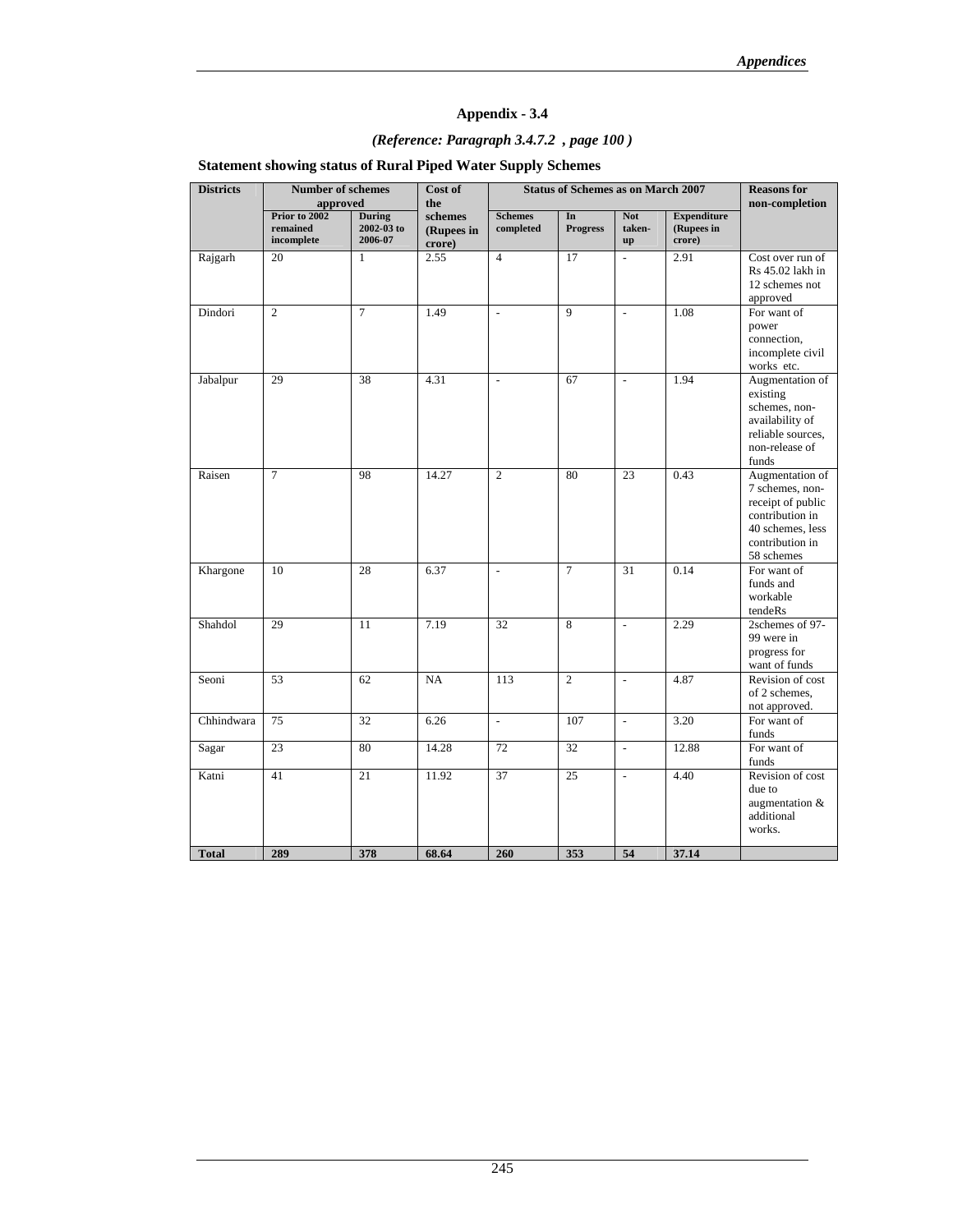# Appendix - 3.4

*(Reference: Paragraph 3.4.7.2 , page 100 )*

## Statement showing status of Rural Piped Water Supply Schemes

| Districts | Number of schemes approved | | Cost of the schemes (Rupees in crore) | Status of Schemes as on March 2007 | | | | Reasons for non-completion |
|---|---|---|---|---|---|---|---|---|
| | Prior to 2002 remained incomplete | During 2002-03 to 2006-07 | | Schemes completed | In Progress | Not taken-up | Expenditure (Rupees in crore) | |
| Rajgarh | 20 | 1 | 2.55 | 4 | 17 | - | 2.91 | Cost over run of Rs 45.02 lakh in 12 schemes not approved |
| Dindori | 2 | 7 | 1.49 | - | 9 | - | 1.08 | For want of power connection, incomplete civil works etc. |
| Jabalpur | 29 | 38 | 4.31 | - | 67 | - | 1.94 | Augmentation of existing schemes, non-availability of reliable sources, non-release of funds |
| Raisen | 7 | 98 | 14.27 | 2 | 80 | 23 | 0.43 | Augmentation of 7 schemes, non-receipt of public contribution in 40 schemes, less contribution in 58 schemes |
| Khargone | 10 | 28 | 6.37 | - | 7 | 31 | 0.14 | For want of funds and workable tendeRs |
| Shahdol | 29 | 11 | 7.19 | 32 | 8 | - | 2.29 | 2schemes of 97-99 were in progress for want of funds |
| Seoni | 53 | 62 | NA | 113 | 2 | - | 4.87 | Revision of cost of 2 schemes, not approved. |
| Chhindwara | 75 | 32 | 6.26 | - | 107 | - | 3.20 | For want of funds |
| Sagar | 23 | 80 | 14.28 | 72 | 32 | - | 12.88 | For want of funds |
| Katni | 41 | 21 | 11.92 | 37 | 25 | - | 4.40 | Revision of cost due to augmentation & additional works. |
| **Total** | **289** | **378** | **68.64** | **260** | **353** | **54** | **37.14** | |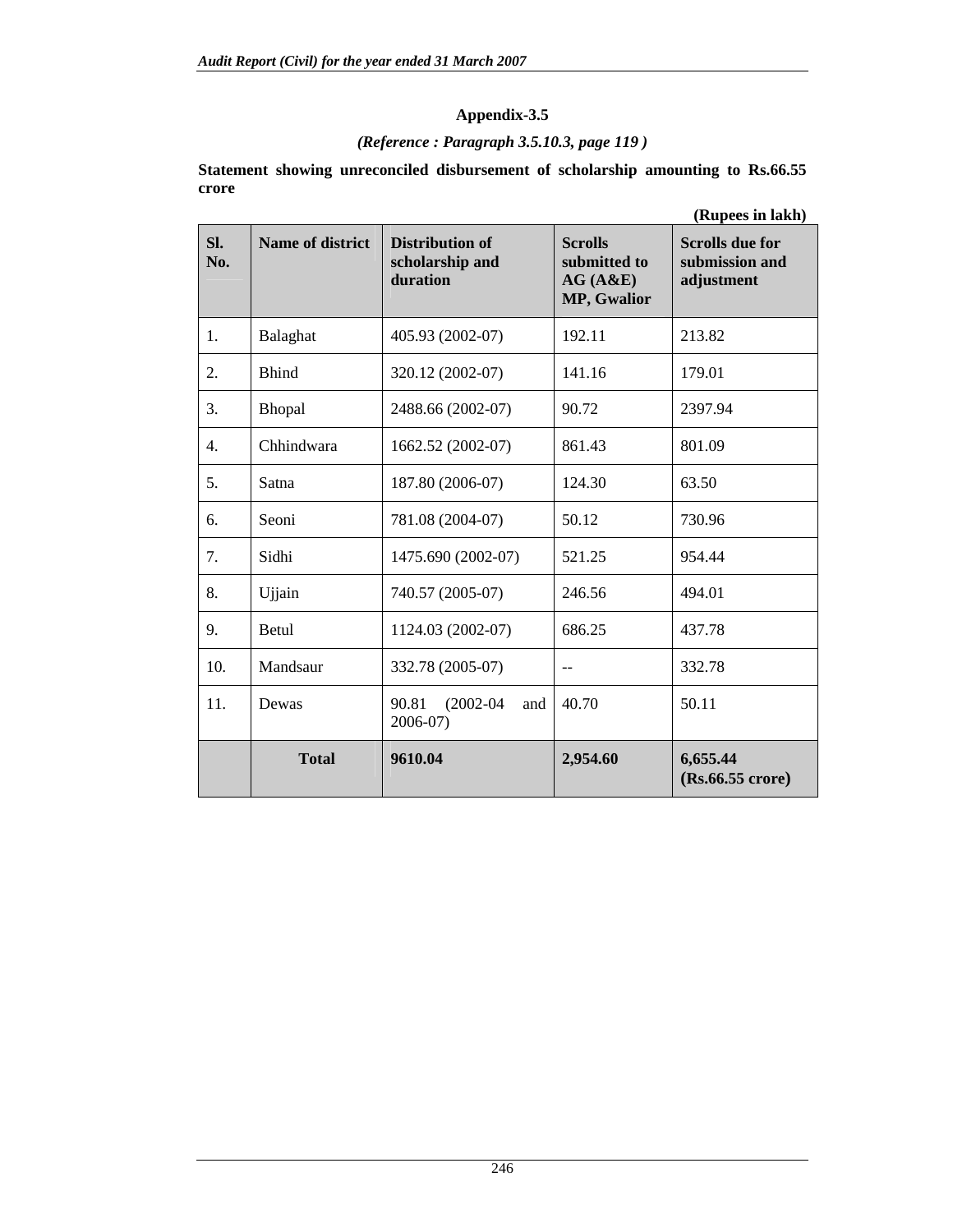## Appendix-3.5

*(Reference : Paragraph 3.5.10.3, page 119 )*

**Statement showing unreconciled disbursement of scholarship amounting to Rs.66.55 crore**

**(Rupees in lakh)**

| Sl. No. | Name of district | Distribution of scholarship and duration | Scrolls submitted to AG (A&E) MP, Gwalior | Scrolls due for submission and adjustment |
|---|---|---|---|---|
| 1. | Balaghat | 405.93 (2002-07) | 192.11 | 213.82 |
| 2. | Bhind | 320.12 (2002-07) | 141.16 | 179.01 |
| 3. | Bhopal | 2488.66 (2002-07) | 90.72 | 2397.94 |
| 4. | Chhindwara | 1662.52 (2002-07) | 861.43 | 801.09 |
| 5. | Satna | 187.80 (2006-07) | 124.30 | 63.50 |
| 6. | Seoni | 781.08 (2004-07) | 50.12 | 730.96 |
| 7. | Sidhi | 1475.690 (2002-07) | 521.25 | 954.44 |
| 8. | Ujjain | 740.57 (2005-07) | 246.56 | 494.01 |
| 9. | Betul | 1124.03 (2002-07) | 686.25 | 437.78 |
| 10. | Mandsaur | 332.78 (2005-07) | -- | 332.78 |
| 11. | Dewas | 90.81 (2002-04 and 2006-07) | 40.70 | 50.11 |
| | **Total** | **9610.04** | **2,954.60** | **6,655.44 (Rs.66.55 crore)** |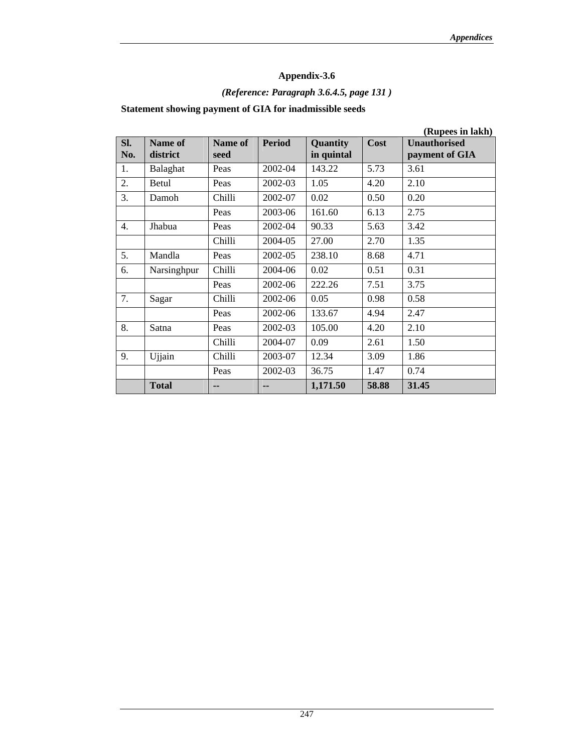## Appendix-3.6

*(Reference: Paragraph 3.6.4.5, page 131 )*

**Statement showing payment of GIA for inadmissible seeds**

**(Rupees in lakh)**

| Sl. No. | Name of district | Name of seed | Period | Quantity in quintal | Cost | Unauthorised payment of GIA |
|---|---|---|---|---|---|---|
| 1. | Balaghat | Peas | 2002-04 | 143.22 | 5.73 | 3.61 |
| 2. | Betul | Peas | 2002-03 | 1.05 | 4.20 | 2.10 |
| 3. | Damoh | Chilli | 2002-07 | 0.02 | 0.50 | 0.20 |
| | | Peas | 2003-06 | 161.60 | 6.13 | 2.75 |
| 4. | Jhabua | Peas | 2002-04 | 90.33 | 5.63 | 3.42 |
| | | Chilli | 2004-05 | 27.00 | 2.70 | 1.35 |
| 5. | Mandla | Peas | 2002-05 | 238.10 | 8.68 | 4.71 |
| 6. | Narsinghpur | Chilli | 2004-06 | 0.02 | 0.51 | 0.31 |
| | | Peas | 2002-06 | 222.26 | 7.51 | 3.75 |
| 7. | Sagar | Chilli | 2002-06 | 0.05 | 0.98 | 0.58 |
| | | Peas | 2002-06 | 133.67 | 4.94 | 2.47 |
| 8. | Satna | Peas | 2002-03 | 105.00 | 4.20 | 2.10 |
| | | Chilli | 2004-07 | 0.09 | 2.61 | 1.50 |
| 9. | Ujjain | Chilli | 2003-07 | 12.34 | 3.09 | 1.86 |
| | | Peas | 2002-03 | 36.75 | 1.47 | 0.74 |
| | **Total** | **--** | **--** | **1,171.50** | **58.88** | **31.45** |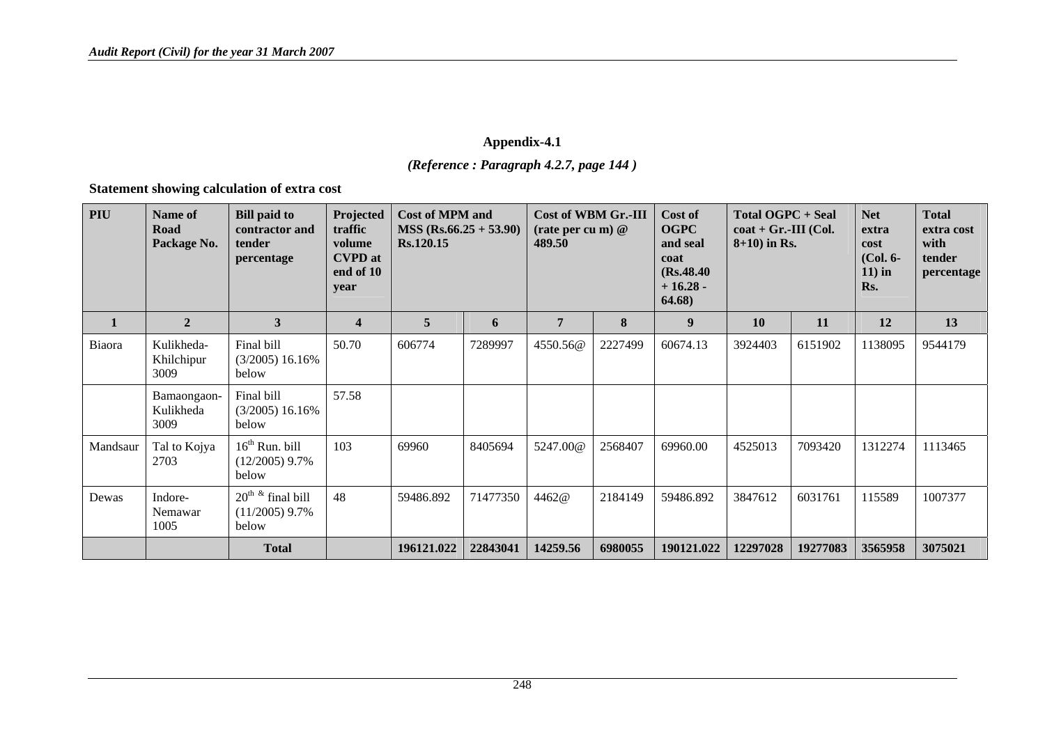## Appendix-4.1

*(Reference : Paragraph 4.2.7, page 144 )*

**Statement showing calculation of extra cost**

| PIU | Name of Road Package No. | Bill paid to contractor and tender percentage | Projected traffic volume CVPD at end of 10 year | Cost of MPM and MSS (Rs.66.25 + 53.90) Rs.120.15 | | Cost of WBM Gr.-III (rate per cu m) @ 489.50 | | Cost of OGPC and seal coat (Rs.48.40 + 16.28 - 64.68) | Total OGPC + Seal coat + Gr.-III (Col. 8+10) in Rs. | | Net extra cost (Col. 6-11) in Rs. | Total extra cost with tender percentage |
|---|---|---|---|---|---|---|---|---|---|---|---|---|
| **1** | **2** | **3** | **4** | **5** | **6** | **7** | **8** | **9** | **10** | **11** | **12** | **13** |
| Biaora | Kulikheda-Khilchipur 3009 | Final bill (3/2005) 16.16% below | 50.70 | 606774 | 7289997 | 4550.56@ | 2227499 | 60674.13 | 3924403 | 6151902 | 1138095 | 9544179 |
| | Bamaongaon-Kulikheda 3009 | Final bill (3/2005) 16.16% below | 57.58 | | | | | | | | | |
| Mandsaur | Tal to Kojya 2703 | 16th Run. bill (12/2005) 9.7% below | 103 | 69960 | 8405694 | 5247.00@ | 2568407 | 69960.00 | 4525013 | 7093420 | 1312274 | 1113465 |
| Dewas | Indore-Nemawar 1005 | 20th & final bill (11/2005) 9.7% below | 48 | 59486.892 | 71477350 | 4462@ | 2184149 | 59486.892 | 3847612 | 6031761 | 115589 | 1007377 |
| | | **Total** | | **196121.022** | **22843041** | **14259.56** | **6980055** | **190121.022** | **12297028** | **19277083** | **3565958** | **3075021** |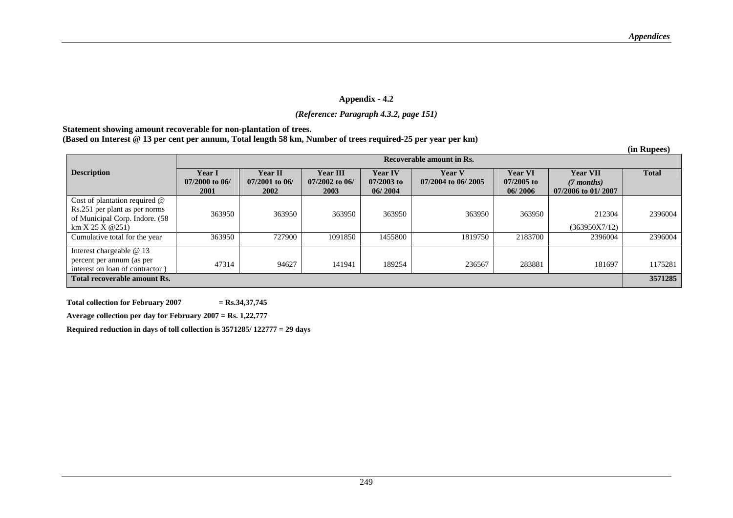## Appendix - 4.2

*(Reference: Paragraph 4.3.2, page 151)*

**Statement showing amount recoverable for non-plantation of trees.**
**(Based on Interest @ 13 per cent per annum, Total length 58 km, Number of trees required-25 per year per km)**

**(in Rupees)**

| Description | Recoverable amount in Rs. | | | | | | | |
|---|---|---|---|---|---|---|---|---|
| | **Year I 07/2000 to 06/ 2001** | **Year II 07/2001 to 06/ 2002** | **Year III 07/2002 to 06/ 2003** | **Year IV 07/2003 to 06/ 2004** | **Year V 07/2004 to 06/ 2005** | **Year VI 07/2005 to 06/ 2006** | **Year VII *(7 months)* 07/2006 to 01/ 2007** | **Total** |
| Cost of plantation required @ Rs.251 per plant as per norms of Municipal Corp. Indore. (58 km X 25 X @251) | 363950 | 363950 | 363950 | 363950 | 363950 | 363950 | 212304 (363950X7/12) | 2396004 |
| Cumulative total for the year | 363950 | 727900 | 1091850 | 1455800 | 1819750 | 2183700 | 2396004 | 2396004 |
| Interest chargeable @ 13 percent per annum (as per interest on loan of contractor ) | 47314 | 94627 | 141941 | 189254 | 236567 | 283881 | 181697 | 1175281 |
| **Total recoverable amount Rs.** | | | | | | | | **3571285** |

**Total collection for February 2007 = Rs.34,37,745**

**Average collection per day for February 2007 = Rs. 1,22,777**

**Required reduction in days of toll collection is 3571285/ 122777 = 29 days**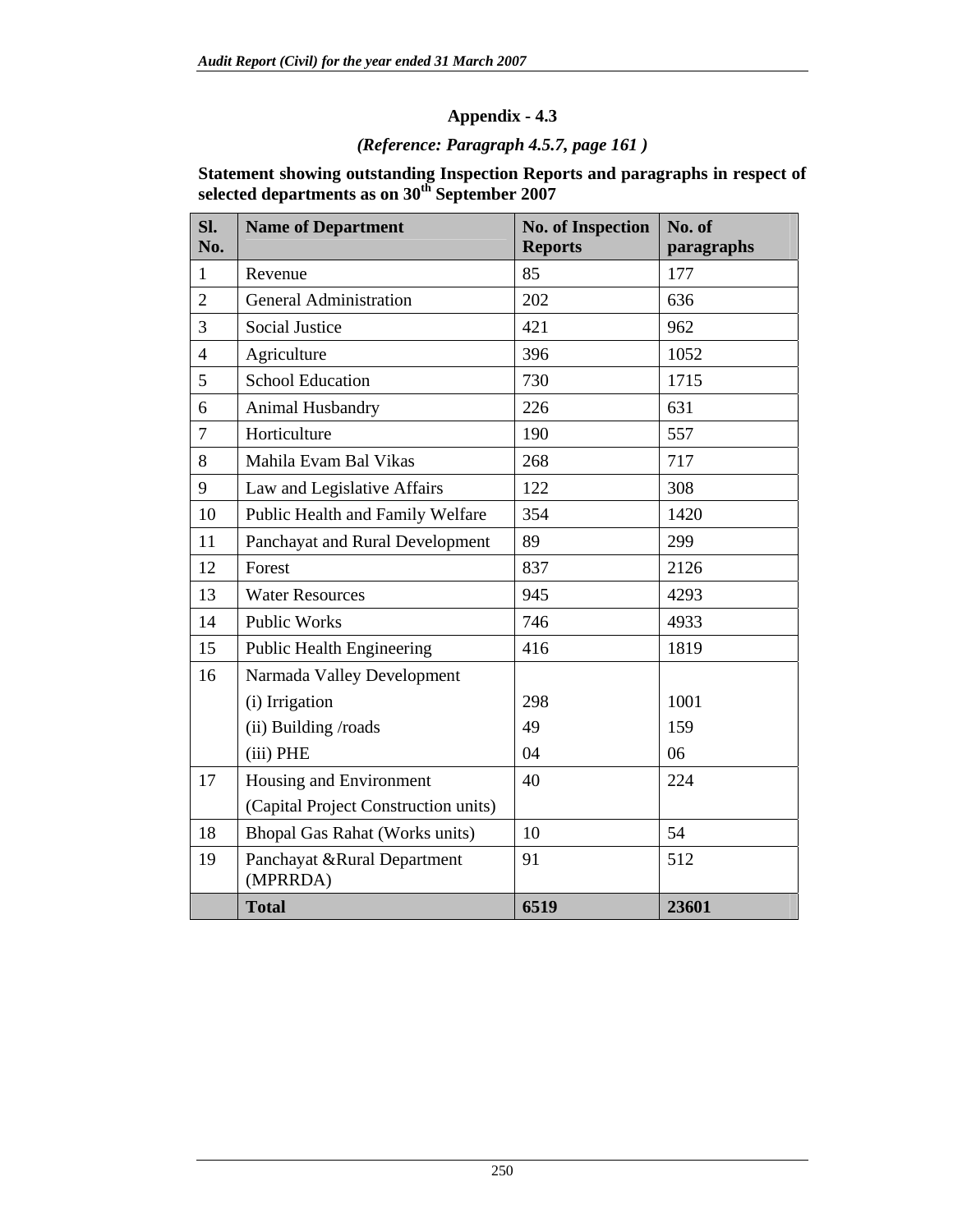## Appendix - 4.3

*(Reference: Paragraph 4.5.7, page 161 )*

**Statement showing outstanding Inspection Reports and paragraphs in respect of selected departments as on 30th September 2007**

| Sl. No. | Name of Department | No. of Inspection Reports | No. of paragraphs |
|---|---|---|---|
| 1 | Revenue | 85 | 177 |
| 2 | General Administration | 202 | 636 |
| 3 | Social Justice | 421 | 962 |
| 4 | Agriculture | 396 | 1052 |
| 5 | School Education | 730 | 1715 |
| 6 | Animal Husbandry | 226 | 631 |
| 7 | Horticulture | 190 | 557 |
| 8 | Mahila Evam Bal Vikas | 268 | 717 |
| 9 | Law and Legislative Affairs | 122 | 308 |
| 10 | Public Health and Family Welfare | 354 | 1420 |
| 11 | Panchayat and Rural Development | 89 | 299 |
| 12 | Forest | 837 | 2126 |
| 13 | Water Resources | 945 | 4293 |
| 14 | Public Works | 746 | 4933 |
| 15 | Public Health Engineering | 416 | 1819 |
| 16 | Narmada Valley Development | | |
| | (i) Irrigation | 298 | 1001 |
| | (ii) Building /roads | 49 | 159 |
| | (iii) PHE | 04 | 06 |
| 17 | Housing and Environment (Capital Project Construction units) | 40 | 224 |
| 18 | Bhopal Gas Rahat (Works units) | 10 | 54 |
| 19 | Panchayat &Rural Department (MPRRDA) | 91 | 512 |
| | **Total** | **6519** | **23601** |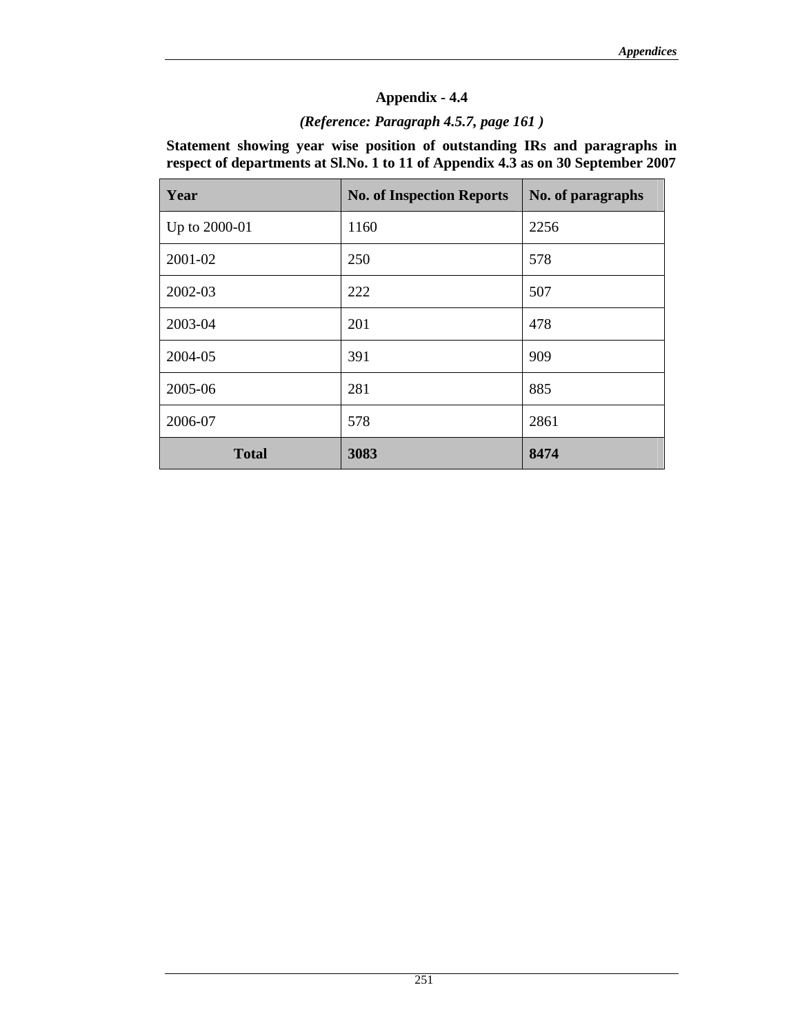# Appendix - 4.4

*(Reference: Paragraph 4.5.7, page 161 )*

**Statement showing year wise position of outstanding IRs and paragraphs in respect of departments at Sl.No. 1 to 11 of Appendix 4.3 as on 30 September 2007**

| Year | No. of Inspection Reports | No. of paragraphs |
|---|---|---|
| Up to 2000-01 | 1160 | 2256 |
| 2001-02 | 250 | 578 |
| 2002-03 | 222 | 507 |
| 2003-04 | 201 | 478 |
| 2004-05 | 391 | 909 |
| 2005-06 | 281 | 885 |
| 2006-07 | 578 | 2861 |
| **Total** | **3083** | **8474** |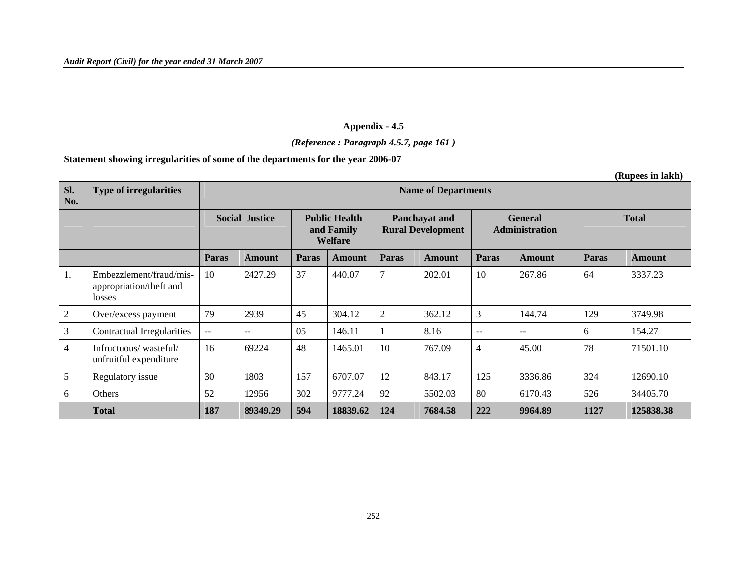## Appendix - 4.5

*(Reference : Paragraph 4.5.7, page 161 )*

**Statement showing irregularities of some of the departments for the year 2006-07**

**(Rupees in lakh)**

| Sl. No. | Type of irregularities | Name of Departments | | | | | | | | | |
|---|---|---|---|---|---|---|---|---|---|---|---|
| | | Social Justice | | Public Health and Family Welfare | | Panchayat and Rural Development | | General Administration | | Total | |
| | | Paras | Amount | Paras | Amount | Paras | Amount | Paras | Amount | Paras | Amount |
| 1. | Embezzlement/fraud/mis-appropriation/theft and losses | 10 | 2427.29 | 37 | 440.07 | 7 | 202.01 | 10 | 267.86 | 64 | 3337.23 |
| 2 | Over/excess payment | 79 | 2939 | 45 | 304.12 | 2 | 362.12 | 3 | 144.74 | 129 | 3749.98 |
| 3 | Contractual Irregularities | -- | -- | 05 | 146.11 | 1 | 8.16 | -- | -- | 6 | 154.27 |
| 4 | Infructuous/ wasteful/ unfruitful expenditure | 16 | 69224 | 48 | 1465.01 | 10 | 767.09 | 4 | 45.00 | 78 | 71501.10 |
| 5 | Regulatory issue | 30 | 1803 | 157 | 6707.07 | 12 | 843.17 | 125 | 3336.86 | 324 | 12690.10 |
| 6 | Others | 52 | 12956 | 302 | 9777.24 | 92 | 5502.03 | 80 | 6170.43 | 526 | 34405.70 |
| | **Total** | **187** | **89349.29** | **594** | **18839.62** | **124** | **7684.58** | **222** | **9964.89** | **1127** | **125838.38** |